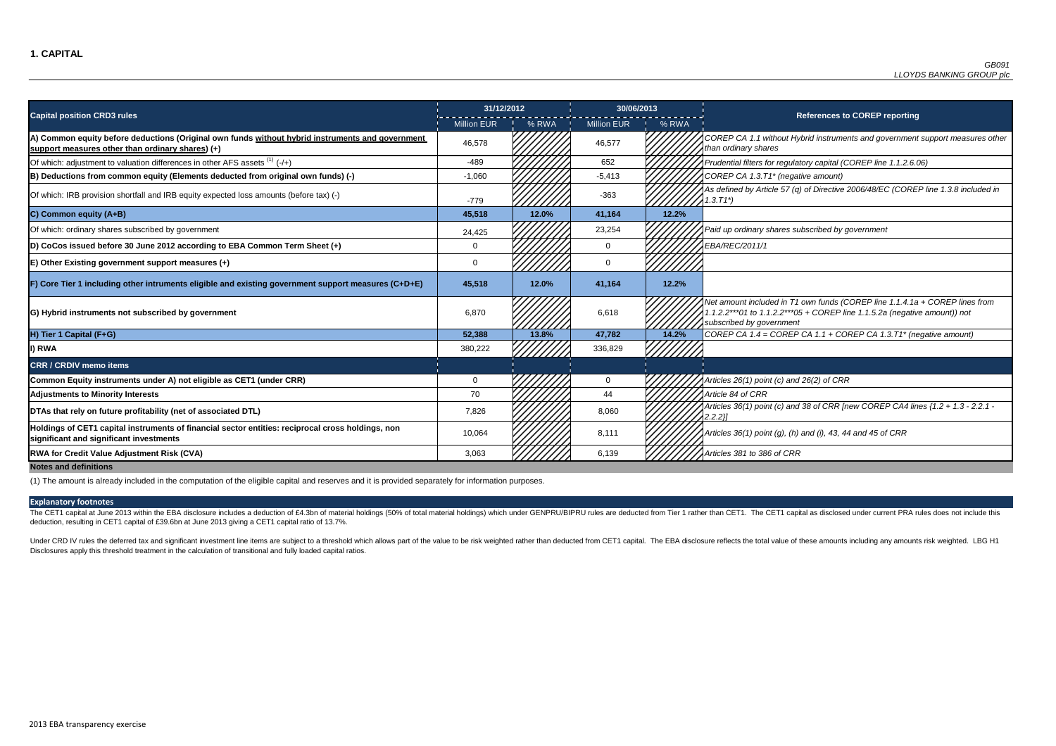# 1. CAPITAL

*GB091*
*LLOYDS BANKING GROUP plc*

| Capital position CRD3 rules | 31/12/2012 | | 30/06/2013 | | References to COREP reporting |
|---|---|---|---|---|---|
| | Million EUR | % RWA | Million EUR | % RWA | |
| **A) Common equity before deductions (Original own funds without hybrid instruments and government support measures other than ordinary shares) (+)** | 46,578 | | 46,577 | | *COREP CA 1.1 without Hybrid instruments and government support measures other than ordinary shares* |
| Of which: adjustment to valuation differences in other AFS assets [(1)] (-/+) | -489 | | 652 | | *Prudential filters for regulatory capital (COREP line 1.1.2.6.06)* |
| **B) Deductions from common equity (Elements deducted from original own funds) (-)** | -1,060 | | -5,413 | | *COREP CA 1.3.T1* (negative amount)* |
| Of which: IRB provision shortfall and IRB equity expected loss amounts (before tax) (-) | -779 | | -363 | | *As defined by Article 57 (q) of Directive 2006/48/EC (COREP line 1.3.8 included in 1.3.T1*)* |
| **C) Common equity (A+B)** | **45,518** | **12.0%** | **41,164** | **12.2%** | |
| Of which: ordinary shares subscribed by government | 24,425 | | 23,254 | | *Paid up ordinary shares subscribed by government* |
| **D) CoCos issued before 30 June 2012 according to EBA Common Term Sheet (+)** | 0 | | 0 | | *EBA/REC/2011/1* |
| **E) Other Existing government support measures (+)** | 0 | | 0 | | |
| **F) Core Tier 1 including other intruments eligible and existing government support measures (C+D+E)** | **45,518** | **12.0%** | **41,164** | **12.2%** | |
| **G) Hybrid instruments not subscribed by government** | 6,870 | | 6,618 | | *Net amount included in T1 own funds (COREP line 1.1.4.1a + COREP lines from 1.1.2.2***01 to 1.1.2.2***05 + COREP line 1.1.5.2a (negative amount)) not subscribed by government* |
| **H) Tier 1 Capital (F+G)** | **52,388** | **13.8%** | **47,782** | **14.2%** | *COREP CA 1.4 = COREP CA 1.1 + COREP CA 1.3.T1* (negative amount)* |
| **I) RWA** | 380,222 | | 336,829 | | |
| **CRR / CRDIV memo items** | | | | | |
| **Common Equity instruments under A) not eligible as CET1 (under CRR)** | 0 | | 0 | | *Articles 26(1) point (c) and 26(2) of CRR* |
| **Adjustments to Minority Interests** | 70 | | 44 | | *Article 84 of CRR* |
| **DTAs that rely on future profitability (net of associated DTL)** | 7,826 | | 8,060 | | *Articles 36(1) point (c) and 38 of CRR [new COREP CA4 lines {1.2 + 1.3 - 2.2.1 - 2.2.2}]* |
| **Holdings of CET1 capital instruments of financial sector entities: reciprocal cross holdings, non significant and significant investments** | 10,064 | | 8,111 | | *Articles 36(1) point (g), (h) and (i), 43, 44 and 45 of CRR* |
| **RWA for Credit Value Adjustment Risk (CVA)** | 3,063 | | 6,139 | | *Articles 381 to 386 of CRR* |

**Notes and definitions**

(1) The amount is already included in the computation of the eligible capital and reserves and it is provided separately for information purposes.

**Explanatory footnotes**

The CET1 capital at June 2013 within the EBA disclosure includes a deduction of £4.3bn of material holdings (50% of total material holdings) which under GENPRU/BIPRU rules are deducted from Tier 1 rather than CET1. The CET1 capital as disclosed under current PRA rules does not include this deduction, resulting in CET1 capital of £39.6bn at June 2013 giving a CET1 capital ratio of 13.7%.

Under CRD IV rules the deferred tax and significant investment line items are subject to a threshold which allows part of the value to be risk weighted rather than deducted from CET1 capital. The EBA disclosure reflects the total value of these amounts including any amounts risk weighted. LBG H1 Disclosures apply this threshold treatment in the calculation of transitional and fully loaded capital ratios.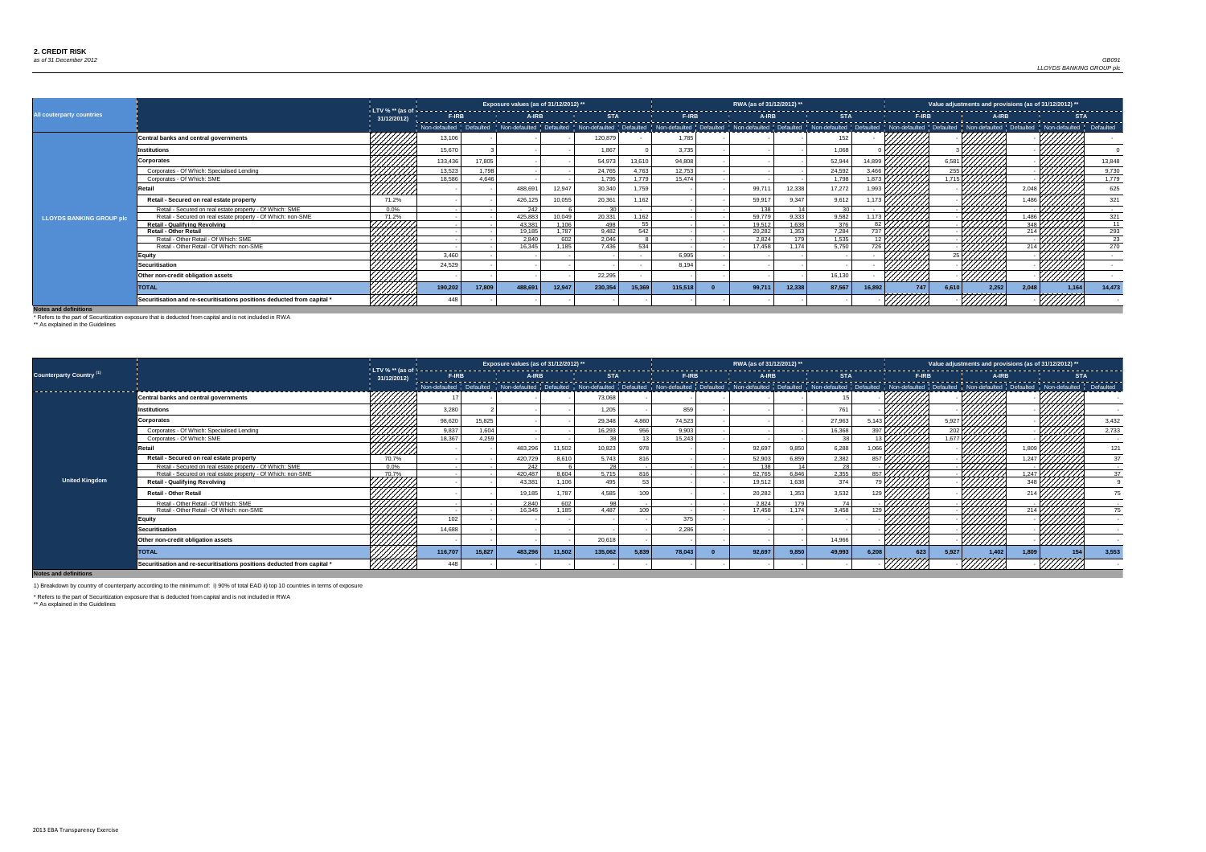## 2. CREDIT RISK

*as of 31 December 2012*

| All couterparty countries | | LTV % ** (as of 31/12/2012) | Exposure values (as of 31/12/2012) ** | | | | | | RWA (as of 31/12/2012) ** | | | | | | Value adjustments and provisions (as of 31/12/2012) ** | | | | | |
|---|---|---|---|---|---|---|---|---|---|---|---|---|---|---|---|---|---|---|---|---|
| | | | F-IRB | | A-IRB | | STA | | F-IRB | | A-IRB | | STA | | F-IRB | | A-IRB | | STA | |
| | | | Non-defaulted | Defaulted | Non-defaulted | Defaulted | Non-defaulted | Defaulted | Non-defaulted | Defaulted | Non-defaulted | Defaulted | Non-defaulted | Defaulted | Non-defaulted | Defaulted | Non-defaulted | Defaulted | Non-defaulted | Defaulted |
| LLOYDS BANKING GROUP plc | Central banks and central governments | | 13,106 | - | - | - | 120,879 | - | 1,785 | - | - | - | 152 | - | | - | | - | | - |
| | Institutions | | 15,670 | 3 | - | - | 1,867 | 0 | 3,735 | - | - | - | 1,068 | 0 | | 3 | | - | | 0 |
| | Corporates | | 133,436 | 17,805 | - | - | 54,973 | 13,610 | 94,808 | - | - | - | 52,944 | 14,899 | | 6,581 | | - | | 13,848 |
| | Corporates - Of Which: Specialised Lending | | 13,523 | 1,798 | - | - | 24,765 | 4,763 | 12,753 | - | - | - | 24,592 | 3,466 | | 255 | | - | | 9,730 |
| | Corporates - Of Which: SME | | 18,586 | 4,646 | - | - | 1,795 | 1,779 | 15,474 | - | - | - | 1,798 | 1,873 | | 1,715 | | - | | 1,779 |
| | Retail | | - | - | 488,691 | 12,947 | 30,340 | 1,759 | - | - | 99,711 | 12,338 | 17,272 | 1,993 | | - | | 2,048 | | 625 |
| | Retail - Secured on real estate property | 71.2% | - | - | 426,125 | 10,055 | 20,361 | 1,162 | - | - | 59,917 | 9,347 | 9,612 | 1,173 | | - | | 1,486 | | 321 |
| | Retail - Secured on real estate property - Of Which: SME | 0.0% | - | - | 242 | 6 | 30 | - | - | - | 138 | 14 | 30 | - | | - | | - | | - |
| | Retail - Secured on real estate property - Of Which: non-SME | 71.2% | - | - | 425,883 | 10,049 | 20,331 | 1,162 | - | - | 59,779 | 9,333 | 9,582 | 1,173 | | - | | 1,486 | | 321 |
| | Retail - Qualifying Revolving | | - | - | 43,381 | 1,106 | 498 | 55 | - | - | 19,512 | 1,638 | 376 | 82 | | - | | 348 | | 11 |
| | Retail - Other Retail | | - | - | 19,185 | 1,787 | 9,482 | 542 | - | - | 20,282 | 1,353 | 7,284 | 737 | | - | | 214 | | 293 |
| | Retail - Other Retail - Of Which: SME | | - | - | 2,840 | 602 | 2,046 | 8 | - | - | 2,824 | 179 | 1,535 | 12 | | - | | - | | 23 |
| | Retail - Other Retail - Of Which: non-SME | | - | - | 16,345 | 1,185 | 7,436 | 534 | - | - | 17,458 | 1,174 | 5,750 | 726 | | - | | 214 | | 270 |
| | Equity | | 3,460 | - | - | - | - | - | 6,995 | - | - | - | - | - | | 25 | | - | | - |
| | Securitisation | | 24,529 | - | - | - | - | - | 8,194 | - | - | - | - | - | | - | | - | | - |
| | Other non-credit obligation assets | | - | - | - | - | 22,295 | - | - | - | - | - | 16,130 | - | | - | | - | | - |
| | TOTAL | | 190,202 | 17,809 | 488,691 | 12,947 | 230,354 | 15,369 | 115,518 | 0 | 99,711 | 12,338 | 87,567 | 16,892 | 747 | 6,610 | 2,252 | 2,048 | 1,164 | 14,473 |
| | Securitisation and re-securitisations positions deducted from capital * | | 448 | - | - | - | - | - | - | - | - | - | - | - | | - | | - | | - |

**Notes and definitions**

\* Refers to the part of Securitization exposure that is deducted from capital and is not included in RWA

** As explained in the Guidelines

| Counterparty Country [1] | | LTV % ** (as of 31/12/2012) | Exposure values (as of 31/12/2012) ** | | | | | | RWA (as of 31/12/2012) ** | | | | | | Value adjustments and provisions (as of 31/12/2012) ** | | | | | |
|---|---|---|---|---|---|---|---|---|---|---|---|---|---|---|---|---|---|---|---|---|
| | | | F-IRB | | A-IRB | | STA | | F-IRB | | A-IRB | | STA | | F-IRB | | A-IRB | | STA | |
| | | | Non-defaulted | Defaulted | Non-defaulted | Defaulted | Non-defaulted | Defaulted | Non-defaulted | Defaulted | Non-defaulted | Defaulted | Non-defaulted | Defaulted | Non-defaulted | Defaulted | Non-defaulted | Defaulted | Non-defaulted | Defaulted |
| United Kingdom | Central banks and central governments | | 17 | - | - | - | 73,068 | - | - | - | - | - | 15 | - | | - | | - | | - |
| | Institutions | | 3,280 | 2 | - | - | 1,205 | - | 859 | - | - | - | 761 | - | | - | | - | | - |
| | Corporates | | 98,620 | 15,825 | - | - | 29,348 | 4,860 | 74,523 | - | - | - | 27,963 | 5,143 | | 5,927 | | - | | 3,432 |
| | Corporates - Of Which: Specialised Lending | | 9,837 | 1,604 | - | - | 16,293 | 956 | 9,903 | - | - | - | 16,368 | 397 | | 202 | | - | | 2,733 |
| | Corporates - Of Which: SME | | 18,367 | 4,259 | - | - | 38 | 13 | 15,243 | - | - | - | 38 | 13 | | 1,677 | | - | | - |
| | Retail | | - | - | 483,296 | 11,502 | 10,823 | 978 | - | - | 92,697 | 9,850 | 6,288 | 1,066 | | - | | 1,809 | | 121 |
| | Retail - Secured on real estate property | 70.7% | - | - | 420,729 | 8,610 | 5,743 | 816 | - | - | 52,903 | 6,859 | 2,382 | 857 | | - | | 1,247 | | 37 |
| | Retail - Secured on real estate property - Of Which: SME | 0.0% | - | - | 242 | 6 | 28 | - | - | - | 138 | 14 | 28 | - | | - | | - | | - |
| | Retail - Secured on real estate property - Of Which: non-SME | 70.7% | - | - | 420,487 | 8,604 | 5,715 | 816 | - | - | 52,765 | 6,846 | 2,355 | 857 | | - | | 1,247 | | 37 |
| | Retail - Qualifying Revolving | | - | - | 43,381 | 1,106 | 495 | 53 | - | - | 19,512 | 1,638 | 374 | 79 | | - | | 348 | | 9 |
| | Retail - Other Retail | | - | - | 19,185 | 1,787 | 4,585 | 109 | - | - | 20,282 | 1,353 | 3,532 | 129 | | - | | 214 | | 75 |
| | Retail - Other Retail - Of Which: SME | | - | - | 2,840 | 602 | 98 | - | - | - | 2,824 | 179 | 74 | - | | - | | - | | - |
| | Retail - Other Retail - Of Which: non-SME | | - | - | 16,345 | 1,185 | 4,487 | 109 | - | - | 17,458 | 1,174 | 3,458 | 129 | | - | | 214 | | 75 |
| | Equity | | 102 | - | - | - | - | - | 375 | - | - | - | - | - | | - | | - | | - |
| | Securitisation | | 14,688 | - | - | - | - | - | 2,286 | - | - | - | - | - | | - | | - | | - |
| | Other non-credit obligation assets | | - | - | - | - | 20,618 | - | - | - | - | - | 14,966 | - | | - | | - | | - |
| | TOTAL | | 116,707 | 15,827 | 483,296 | 11,502 | 135,062 | 5,839 | 78,043 | 0 | 92,697 | 9,850 | 49,993 | 6,208 | 623 | 5,927 | 1,402 | 1,809 | 154 | 3,553 |
| | Securitisation and re-securitisations positions deducted from capital * | | 448 | - | - | - | - | - | - | - | - | - | - | - | | - | | - | | - |

**Notes and definitions**

1) Breakdown by country of counterparty according to the minimum of: i) 90% of total EAD ii) top 10 countries in terms of exposure

\* Refers to the part of Securitization exposure that is deducted from capital and is not included in RWA

** As explained in the Guidelines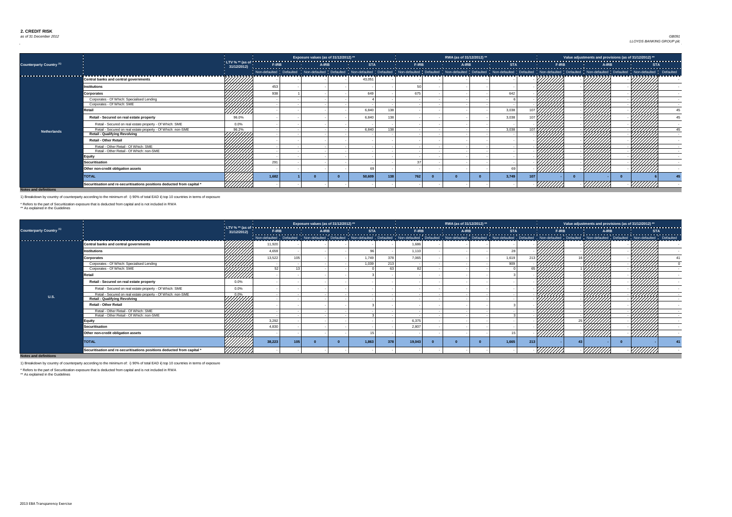## 2. CREDIT RISK

*as of 31 December 2012*

GB091
LLOYDS BANKING GROUP plc

| Counterparty Country (1) | | LTV % ** (as of 31/12/2012) | Exposure values (as of 31/12/2012) ** | | | | | | RWA (as of 31/12/2012) ** | | | | | | Value adjustments and provisions (as of 31/12/2012) ** | | | | | |
|---|---|---|---|---|---|---|---|---|---|---|---|---|---|---|---|---|---|---|---|---|
| | | | F-IRB | | A-IRB | | STA | | F-IRB | | A-IRB | | STA | | F-IRB | | A-IRB | | STA | |
| | | | Non-defaulted | Defaulted | Non-defaulted | Defaulted | Non-defaulted | Defaulted | Non-defaulted | Defaulted | Non-defaulted | Defaulted | Non-defaulted | Defaulted | Non-defaulted | Defaulted | Non-defaulted | Defaulted | Non-defaulted | Defaulted |
| Netherlands | Central banks and central governments | | - | - | - | - | 43,051 | - | - | - | - | - | - | - | | - | | - | | - |
| | Institutions | | 453 | - | - | - | - | - | 50 | - | - | - | - | - | | - | | - | | - |
| | Corporates | | 938 | 1 | - | - | 649 | - | 675 | - | - | - | 642 | - | | - | | - | | - |
| | Corporates - Of Which: Specialised Lending | | - | - | - | - | 4 | - | - | - | - | - | 6 | - | | - | | - | | - |
| | Corporates - Of Which: SME | | - | - | - | - | - | - | - | - | - | - | - | - | | - | | - | | - |
| | Retail | | - | - | - | - | 6,840 | 138 | - | - | - | - | 3,038 | 107 | | - | | - | | 45 |
| | Retail - Secured on real estate property | 96.0% | - | - | - | - | 6,840 | 138 | - | - | - | - | 3,038 | 107 | | - | | - | | 45 |
| | Retail - Secured on real estate property - Of Which: SME | 0.0% | - | - | - | - | - | - | - | - | - | - | - | - | | - | | - | | - |
| | Retail - Secured on real estate property - Of Which: non-SME | 96.2% | - | - | - | - | 6,840 | 138 | - | - | - | - | 3,038 | 107 | | - | | - | | 45 |
| | Retail - Qualifying Revolving | | - | - | - | - | - | - | - | - | - | - | - | - | | - | | - | | - |
| | Retail - Other Retail | | - | - | - | - | - | - | - | - | - | - | - | - | | - | | - | | - |
| | Retail - Other Retail - Of Which: SME | | - | - | - | - | - | - | - | - | - | - | - | - | | - | | - | | - |
| | Retail - Other Retail - Of Which: non-SME | | - | - | - | - | - | - | - | - | - | - | - | - | | - | | - | | - |
| | Equity | | - | - | - | - | - | - | - | - | - | - | - | - | | - | | - | | - |
| | Securitisation | | 291 | - | - | - | - | - | 37 | - | - | - | - | - | | - | | - | | - |
| | Other non-credit obligation assets | | - | - | - | - | 69 | - | - | - | - | - | 69 | - | | - | | - | | - |
| | TOTAL | | 1,682 | 1 | 0 | 0 | 50,609 | 138 | 762 | 0 | 0 | 0 | 3,749 | 107 | - | 0 | | 0 | 6 | 45 |
| | Securitisation and re-securitisations positions deducted from capital * | | - | - | - | - | - | - | - | - | - | - | - | - | | - | | - | | - |

**Notes and definitions**

1) Breakdown by country of counterparty according to the minimum of: i) 90% of total EAD ii) top 10 countries in terms of exposure

\* Refers to the part of Securitization exposure that is deducted from capital and is not included in RWA
** As explained in the Guidelines

| Counterparty Country (1) | | LTV % ** (as of 31/12/2012) | Exposure values (as of 31/12/2012) ** | | | | | | RWA (as of 31/12/2012) ** | | | | | | Value adjustments and provisions (as of 31/12/2012) ** | | | | | |
|---|---|---|---|---|---|---|---|---|---|---|---|---|---|---|---|---|---|---|---|---|
| | | | F-IRB | | A-IRB | | STA | | F-IRB | | A-IRB | | STA | | F-IRB | | A-IRB | | STA | |
| | | | Non-defaulted | Defaulted | Non-defaulted | Defaulted | Non-defaulted | Defaulted | Non-defaulted | Defaulted | Non-defaulted | Defaulted | Non-defaulted | Defaulted | Non-defaulted | Defaulted | Non-defaulted | Defaulted | Non-defaulted | Defaulted |
| U.S. | Central banks and central governments | | 11,920 | - | - | - | - | - | 1,686 | - | - | - | - | - | | - | | - | | - |
| | Institutions | | 4,659 | - | - | - | 96 | - | 1,110 | - | - | - | 28 | - | | - | | - | | - |
| | Corporates | | 13,522 | 105 | - | - | 1,749 | 378 | 7,065 | - | - | - | 1,619 | 213 | | 18 | | - | | 41 |
| | Corporates - Of Which: Specialised Lending | | - | - | - | - | 1,039 | 213 | - | - | - | - | 909 | - | | - | | - | | 0 |
| | Corporates - Of Which: SME | | 52 | 13 | - | - | 0 | 63 | 82 | - | - | - | 0 | 65 | | 1 | | - | | - |
| | Retail | | - | - | - | - | 3 | - | - | - | - | - | 3 | - | | - | | - | | - |
| | Retail - Secured on real estate property | 0.0% | - | - | - | - | - | - | - | - | - | - | - | - | | - | | - | | - |
| | Retail - Secured on real estate property - Of Which: SME | 0.0% | - | - | - | - | - | - | - | - | - | - | - | - | | - | | - | | - |
| | Retail - Secured on real estate property - Of Which: non-SME | 0.0% | - | - | - | - | - | - | - | - | - | - | - | - | | - | | - | | - |
| | Retail - Qualifying Revolving | | - | - | - | - | - | - | - | - | - | - | - | - | | - | | - | | - |
| | Retail - Other Retail | | - | - | - | - | 3 | - | - | - | - | - | 3 | - | | - | | - | | - |
| | Retail - Other Retail - Of Which: SME | | - | - | - | - | - | - | - | - | - | - | - | - | | - | | - | | - |
| | Retail - Other Retail - Of Which: non-SME | | - | - | - | - | 3 | - | - | - | - | - | 3 | - | | - | | - | | - |
| | Equity | | 3,292 | - | - | - | - | - | 6,375 | - | - | - | - | - | | 25 | | - | | - |
| | Securitisation | | 4,830 | - | - | - | - | - | 2,807 | - | - | - | - | - | | - | | - | | - |
| | Other non-credit obligation assets | | - | - | - | - | 15 | - | - | - | - | - | 15 | - | | - | | - | | - |
| | TOTAL | | 38,223 | 105 | 0 | 0 | 1,863 | 378 | 19,043 | 0 | 0 | 0 | 1,665 | 213 | - | 43 | - | 0 | - | 41 |
| | Securitisation and re-securitisations positions deducted from capital * | | - | - | - | - | - | - | - | - | - | - | - | - | | - | | - | | - |

**Notes and definitions**

1) Breakdown by country of counterparty according to the minimum of: i) 90% of total EAD ii) top 10 countries in terms of exposure

\* Refers to the part of Securitization exposure that is deducted from capital and is not included in RWA
** As explained in the Guidelines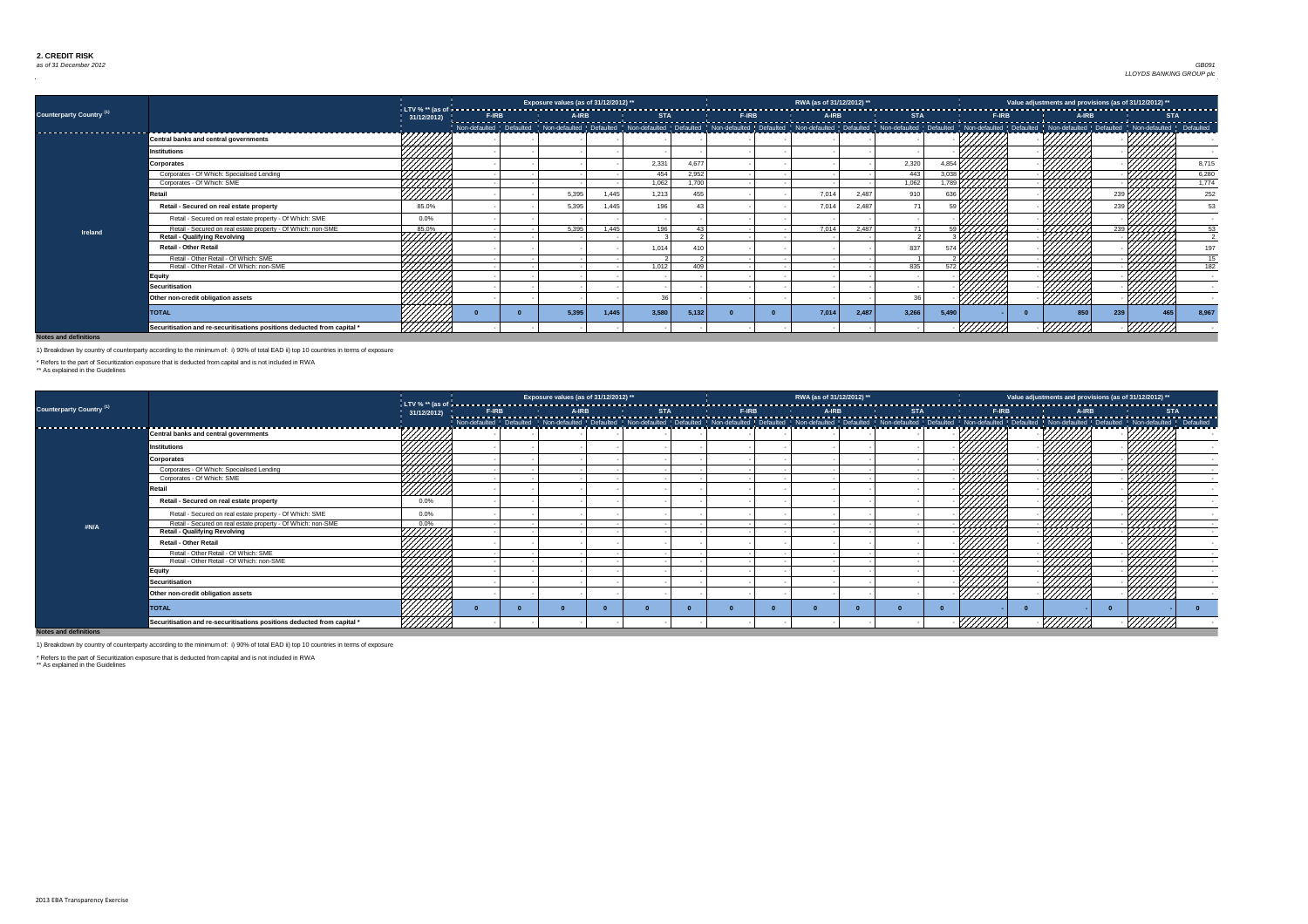## 2. CREDIT RISK

*as of 31 December 2012*

*GB091*
*LLOYDS BANKING GROUP plc*

| Counterparty Country [1] | | LTV % ** (as of 31/12/2012) | Exposure values (as of 31/12/2012) ** | | | | | | RWA (as of 31/12/2012) ** | | | | | | Value adjustments and provisions (as of 31/12/2012) ** | | | | | |
|---|---|---|---|---|---|---|---|---|---|---|---|---|---|---|---|---|---|---|---|---|
| | | | F-IRB | | A-IRB | | STA | | F-IRB | | A-IRB | | STA | | F-IRB | | A-IRB | | STA | |
| | | | Non-defaulted | Defaulted | Non-defaulted | Defaulted | Non-defaulted | Defaulted | Non-defaulted | Defaulted | Non-defaulted | Defaulted | Non-defaulted | Defaulted | Non-defaulted | Defaulted | Non-defaulted | Defaulted | Non-defaulted | Defaulted |
| Ireland | Central banks and central governments | | - | - | - | - | - | - | - | - | - | - | - | - | | - | | - | | - |
| | Institutions | | - | - | - | - | - | - | - | - | - | - | - | - | | - | | - | | - |
| | Corporates | | - | - | - | - | 2,331 | 4,677 | - | - | - | - | 2,320 | 4,854 | | - | | - | | 8,715 |
| | Corporates - Of Which: Specialised Lending | | - | - | - | - | 454 | 2,952 | - | - | - | - | 443 | 3,038 | | - | | - | | 6,280 |
| | Corporates - Of Which: SME | | - | - | - | - | 1,062 | 1,700 | - | - | - | - | 1,062 | 1,789 | | - | | - | | 1,774 |
| | Retail | | - | - | 5,395 | 1,445 | 1,213 | 455 | - | - | 7,014 | 2,487 | 910 | 636 | | - | | 239 | | 252 |
| | Retail - Secured on real estate property | 85.0% | - | - | 5,395 | 1,445 | 196 | 43 | - | - | 7,014 | 2,487 | 71 | 59 | | - | | 239 | | 53 |
| | Retail - Secured on real estate property - Of Which: SME | 0.0% | - | - | - | - | - | - | - | - | - | - | - | - | | - | | - | | - |
| | Retail - Secured on real estate property - Of Which: non-SME | 85.0% | - | - | 5,395 | 1,445 | 196 | 43 | - | - | 7,014 | 2,487 | 71 | 59 | | - | | 239 | | 53 |
| | Retail - Qualifying Revolving | | - | - | - | - | 3 | 2 | - | - | - | - | 2 | 3 | | - | | - | | 2 |
| | Retail - Other Retail | | - | - | - | - | 1,014 | 410 | - | - | - | - | 837 | 574 | | - | | - | | 197 |
| | Retail - Other Retail - Of Which: SME | | - | - | - | - | 2 | 2 | - | - | - | - | 1 | 2 | | - | | - | | 15 |
| | Retail - Other Retail - Of Which: non-SME | | - | - | - | - | 1,012 | 409 | - | - | - | - | 835 | 572 | | - | | - | | 182 |
| | Equity | | - | - | - | - | - | - | - | - | - | - | - | - | | - | | - | | - |
| | Securitisation | | - | - | - | - | - | - | - | - | - | - | - | - | | - | | - | | - |
| | Other non-credit obligation assets | | - | - | - | - | 36 | - | - | - | - | - | 36 | - | | - | | - | | - |
| | TOTAL | | 0 | 0 | 5,395 | 1,445 | 3,580 | 5,132 | 0 | 0 | 7,014 | 2,487 | 3,266 | 5,490 | - | 0 | 850 | 239 | 465 | 8,967 |
| | Securitisation and re-securitisations positions deducted from capital * | | - | - | - | - | - | - | - | - | - | - | - | - | | - | | - | | - |

**Notes and definitions**

1) Breakdown by country of counterparty according to the minimum of: i) 90% of total EAD ii) top 10 countries in terms of exposure

\* Refers to the part of Securitization exposure that is deducted from capital and is not included in RWA

\*\* As explained in the Guidelines

| Counterparty Country [1] | | LTV % ** (as of 31/12/2012) | Exposure values (as of 31/12/2012) ** | | | | | | RWA (as of 31/12/2012) ** | | | | | | Value adjustments and provisions (as of 31/12/2012) ** | | | | | |
|---|---|---|---|---|---|---|---|---|---|---|---|---|---|---|---|---|---|---|---|---|
| | | | F-IRB | | A-IRB | | STA | | F-IRB | | A-IRB | | STA | | F-IRB | | A-IRB | | STA | |
| | | | Non-defaulted | Defaulted | Non-defaulted | Defaulted | Non-defaulted | Defaulted | Non-defaulted | Defaulted | Non-defaulted | Defaulted | Non-defaulted | Defaulted | Non-defaulted | Defaulted | Non-defaulted | Defaulted | Non-defaulted | Defaulted |
| #N/A | Central banks and central governments | | - | - | - | - | - | - | - | - | - | - | - | - | | - | | - | | - |
| | Institutions | | - | - | - | - | - | - | - | - | - | - | - | - | | - | | - | | - |
| | Corporates | | - | - | - | - | - | - | - | - | - | - | - | - | | - | | - | | - |
| | Corporates - Of Which: Specialised Lending | | - | - | - | - | - | - | - | - | - | - | - | - | | - | | - | | - |
| | Corporates - Of Which: SME | | - | - | - | - | - | - | - | - | - | - | - | - | | - | | - | | - |
| | Retail | | - | - | - | - | - | - | - | - | - | - | - | - | | - | | - | | - |
| | Retail - Secured on real estate property | 0.0% | - | - | - | - | - | - | - | - | - | - | - | - | | - | | - | | - |
| | Retail - Secured on real estate property - Of Which: SME | 0.0% | - | - | - | - | - | - | - | - | - | - | - | - | | - | | - | | - |
| | Retail - Secured on real estate property - Of Which: non-SME | 0.0% | - | - | - | - | - | - | - | - | - | - | - | - | | - | | - | | - |
| | Retail - Qualifying Revolving | | - | - | - | - | - | - | - | - | - | - | - | - | | - | | - | | - |
| | Retail - Other Retail | | - | - | - | - | - | - | - | - | - | - | - | - | | - | | - | | - |
| | Retail - Other Retail - Of Which: SME | | - | - | - | - | - | - | - | - | - | - | - | - | | - | | - | | - |
| | Retail - Other Retail - Of Which: non-SME | | - | - | - | - | - | - | - | - | - | - | - | - | | - | | - | | - |
| | Equity | | - | - | - | - | - | - | - | - | - | - | - | - | | - | | - | | - |
| | Securitisation | | - | - | - | - | - | - | - | - | - | - | - | - | | - | | - | | - |
| | Other non-credit obligation assets | | - | - | - | - | - | - | - | - | - | - | - | - | | - | | - | | - |
| | TOTAL | | 0 | 0 | 0 | 0 | 0 | 0 | 0 | 0 | 0 | 0 | 0 | 0 | - | 0 | - | 0 | - | 0 |
| | Securitisation and re-securitisations positions deducted from capital * | | - | - | - | - | - | - | - | - | - | - | - | - | | - | | - | | - |

**Notes and definitions**

1) Breakdown by country of counterparty according to the minimum of: i) 90% of total EAD ii) top 10 countries in terms of exposure

\* Refers to the part of Securitization exposure that is deducted from capital and is not included in RWA

\*\* As explained in the Guidelines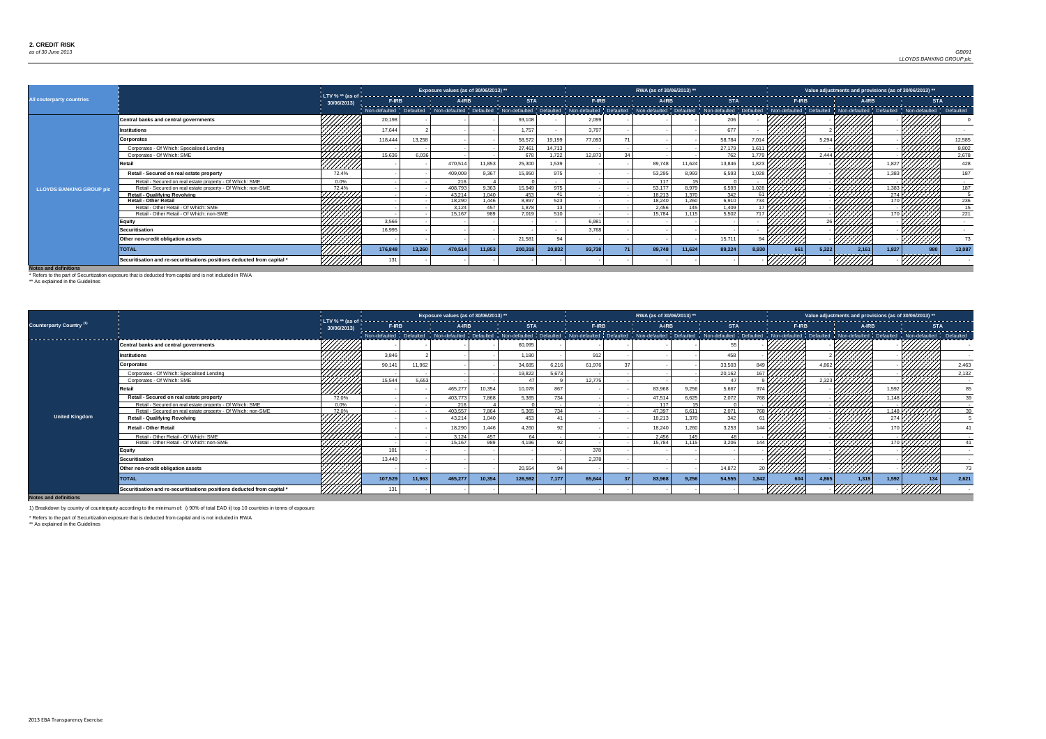## 2. CREDIT RISK

*as of 30 June 2013*

GB091
LLOYDS BANKING GROUP plc

| All couterparty countries | | LTV % ** (as of 30/06/2013) | Exposure values (as of 30/06/2013) ** | | | | | | RWA (as of 30/06/2013) ** | | | | | | Value adjustments and provisions (as of 30/06/2013) ** | | | | | |
|---|---|---|---|---|---|---|---|---|---|---|---|---|---|---|---|---|---|---|---|---|
| | | | F-IRB | | A-IRB | | STA | | F-IRB | | A-IRB | | STA | | F-IRB | | A-IRB | | STA | |
| | | | Non-defaulted | Defaulted | Non-defaulted | Defaulted | Non-defaulted | Defaulted | Non-defaulted | Defaulted | Non-defaulted | Defaulted | Non-defaulted | Defaulted | Non-defaulted | Defaulted | Non-defaulted | Defaulted | Non-defaulted | Defaulted |
| LLOYDS BANKING GROUP plc | **Central banks and central governments** | | 20,198 | - | - | - | 93,108 | - | 2,099 | - | - | - | 206 | - | | - | | - | | 0 |
| | **Institutions** | | 17,644 | 2 | - | - | 1,757 | - | 3,797 | - | - | - | 677 | - | | 2 | | - | | - |
| | **Corporates** | | 118,444 | 13,258 | - | - | 58,572 | 19,199 | 77,093 | 71 | - | - | 58,784 | 7,014 | | 5,294 | | - | | 12,585 |
| | Corporates - Of Which: Specialised Lending | | - | - | - | - | 27,461 | 14,713 | - | - | - | - | 27,179 | 1,611 | | - | | - | | 8,802 |
| | Corporates - Of Which: SME | | 15,636 | 6,036 | - | - | 678 | 1,722 | 12,873 | 34 | - | - | 762 | 1,779 | | 2,444 | | - | | 2,678 |
| | **Retail** | | - | - | 470,514 | 11,853 | 25,300 | 1,539 | - | - | 89,748 | 11,624 | 13,846 | 1,823 | | - | | 1,827 | | 428 |
| | **Retail - Secured on real estate property** | 72.4% | - | - | 409,009 | 9,367 | 15,950 | 975 | - | - | 53,295 | 8,993 | 6,593 | 1,028 | | - | | 1,383 | | 187 |
| | Retail - Secured on real estate property - Of Which: SME | 0.0% | - | - | 216 | 4 | 0 | - | - | - | 117 | 15 | 0 | - | | - | | - | | - |
| | Retail - Secured on real estate property - Of Which: non-SME | 72.4% | - | - | 408,793 | 9,363 | 15,949 | 975 | - | - | 53,177 | 8,979 | 6,593 | 1,028 | | - | | 1,383 | | 187 |
| | **Retail - Qualifying Revolving** | | - | - | 43,214 | 1,040 | 453 | 41 | - | - | 18,213 | 1,370 | 342 | 61 | | - | | 274 | | 5 |
| | **Retail - Other Retail** | | - | - | 18,290 | 1,446 | 8,897 | 523 | - | - | 18,240 | 1,260 | 6,910 | 734 | | - | | 170 | | 236 |
| | Retail - Other Retail - Of Which: SME | | - | - | 3,124 | 457 | 1,878 | 13 | - | - | 2,456 | 145 | 1,409 | 17 | | - | | - | | 15 |
| | Retail - Other Retail - Of Which: non-SME | | - | - | 15,167 | 989 | 7,019 | 510 | - | - | 15,784 | 1,115 | 5,502 | 717 | | - | | 170 | | 221 |
| | **Equity** | | 3,566 | - | - | - | - | - | 6,981 | - | - | - | - | - | | 26 | | - | | - |
| | **Securitisation** | | 16,995 | - | - | - | - | - | 3,768 | - | - | - | - | - | | - | | - | | - |
| | **Other non-credit obligation assets** | | - | - | - | - | 21,581 | 94 | - | - | - | - | 15,711 | 94 | | - | | - | | 73 |
| | **TOTAL** | | **176,848** | **13,260** | **470,514** | **11,853** | **200,318** | **20,832** | **93,738** | **71** | **89,748** | **11,624** | **89,224** | **8,930** | **661** | **5,322** | **2,161** | **1,827** | **980** | **13,087** |
| | **Securitisation and re-securitisations positions deducted from capital *** | | 131 | - | - | - | - | - | - | - | - | - | - | - | | - | | - | | - |

**Notes and definitions**

\* Refers to the part of Securitization exposure that is deducted from capital and is not included in RWA

\*\* As explained in the Guidelines

| Counterparty Country [1] | | LTV % ** (as of 30/06/2013) | Exposure values (as of 30/06/2013) ** | | | | | | RWA (as of 30/06/2013) ** | | | | | | Value adjustments and provisions (as of 30/06/2013) ** | | | | | |
|---|---|---|---|---|---|---|---|---|---|---|---|---|---|---|---|---|---|---|---|---|
| | | | F-IRB | | A-IRB | | STA | | F-IRB | | A-IRB | | STA | | F-IRB | | A-IRB | | STA | |
| | | | Non-defaulted | Defaulted | Non-defaulted | Defaulted | Non-defaulted | Defaulted | Non-defaulted | Defaulted | Non-defaulted | Defaulted | Non-defaulted | Defaulted | Non-defaulted | Defaulted | Non-defaulted | Defaulted | Non-defaulted | Defaulted |
| United Kingdom | **Central banks and central governments** | | - | - | - | - | 60,095 | - | - | - | - | - | 55 | - | | - | | - | | - |
| | **Institutions** | | 3,846 | 2 | - | - | 1,180 | - | 912 | - | - | - | 458 | - | | 2 | | - | | - |
| | **Corporates** | | 90,141 | 11,962 | - | - | 34,685 | 6,216 | 61,976 | 37 | - | - | 33,503 | 849 | | 4,862 | | - | | 2,463 |
| | Corporates - Of Which: Specialised Lending | | - | - | - | - | 19,822 | 5,673 | - | - | - | - | 20,162 | 167 | | - | | - | | 2,132 |
| | Corporates - Of Which: SME | | 15,544 | 5,653 | - | - | 47 | 9 | 12,775 | - | - | - | 47 | 9 | | 2,323 | | - | | - |
| | **Retail** | | - | - | 465,277 | 10,354 | 10,078 | 867 | - | - | 83,968 | 9,256 | 5,667 | 974 | | - | | 1,592 | | 85 |
| | **Retail - Secured on real estate property** | 72.0% | - | - | 403,773 | 7,868 | 5,365 | 734 | - | - | 47,514 | 6,625 | 2,072 | 768 | | - | | 1,148 | | 39 |
| | Retail - Secured on real estate property - Of Which: SME | 0.0% | - | - | 216 | 4 | 0 | - | - | - | 117 | 15 | 0 | - | | - | | - | | - |
| | Retail - Secured on real estate property - Of Which: non-SME | 72.0% | - | - | 403,557 | 7,864 | 5,365 | 734 | - | - | 47,397 | 6,611 | 2,071 | 768 | | - | | 1,148 | | 39 |
| | **Retail - Qualifying Revolving** | | - | - | 43,214 | 1,040 | 453 | 41 | - | - | 18,213 | 1,370 | 342 | 61 | | - | | 274 | | 5 |
| | **Retail - Other Retail** | | - | - | 18,290 | 1,446 | 4,260 | 92 | - | - | 18,240 | 1,260 | 3,253 | 144 | | - | | 170 | | 41 |
| | Retail - Other Retail - Of Which: SME | | - | - | 3,124 | 457 | 64 | - | - | - | 2,456 | 145 | 48 | - | | - | | - | | - |
| | Retail - Other Retail - Of Which: non-SME | | - | - | 15,167 | 989 | 4,196 | 92 | - | - | 15,784 | 1,115 | 3,206 | 144 | | - | | 170 | | 41 |
| | **Equity** | | 101 | - | - | - | - | - | 378 | - | - | - | - | - | | - | | - | | - |
| | **Securitisation** | | 13,440 | - | - | - | - | - | 2,378 | - | - | - | - | - | | - | | - | | - |
| | **Other non-credit obligation assets** | | - | - | - | - | 20,554 | 94 | - | - | - | - | 14,872 | 20 | | - | | - | | 73 |
| | **TOTAL** | | **107,529** | **11,963** | **465,277** | **10,354** | **126,592** | **7,177** | **65,644** | **37** | **83,968** | **9,256** | **54,555** | **1,842** | **604** | **4,865** | **1,319** | **1,592** | **134** | **2,621** |
| | **Securitisation and re-securitisations positions deducted from capital *** | | 131 | - | - | - | - | - | - | - | - | - | - | - | | - | | - | | - |

**Notes and definitions**

1) Breakdown by country of counterparty according to the minimum of: i) 90% of total EAD ii) top 10 countries in terms of exposure

\* Refers to the part of Securitization exposure that is deducted from capital and is not included in RWA

\*\* As explained in the Guidelines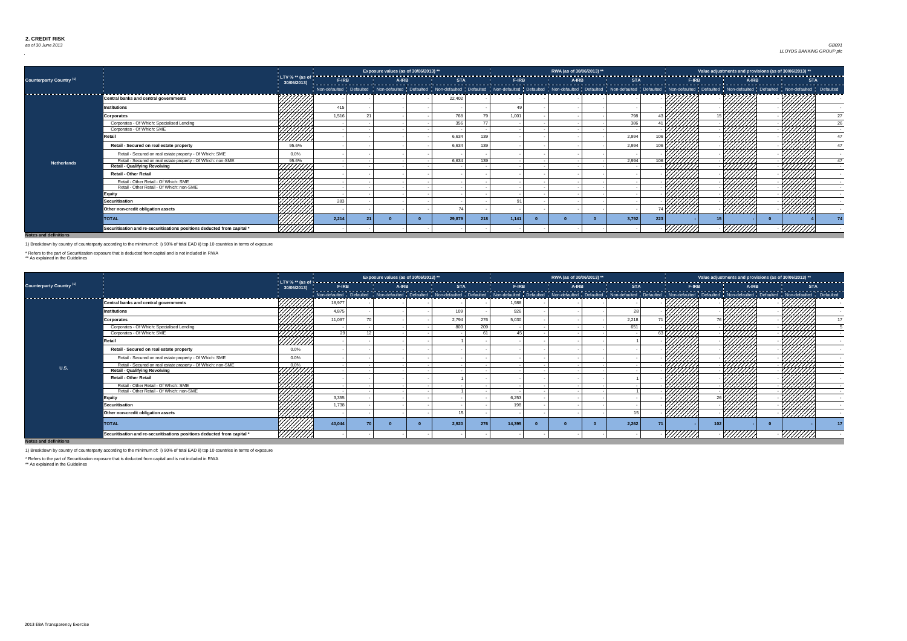## 2. CREDIT RISK

*as of 30 June 2013*

*GB091*
*LLOYDS BANKING GROUP plc*

| Counterparty Country [1] | | LTV % ** (as of 30/06/2013) | Exposure values (as of 30/06/2013) ** | | | | | | RWA (as of 30/06/2013) ** | | | | | | Value adjustments and provisions (as of 30/06/2013) ** | | | | | |
|---|---|---|---|---|---|---|---|---|---|---|---|---|---|---|---|---|---|---|---|---|
| | | | F-IRB | | A-IRB | | STA | | F-IRB | | A-IRB | | STA | | F-IRB | | A-IRB | | STA | |
| | | | Non-defaulted | Defaulted | Non-defaulted | Defaulted | Non-defaulted | Defaulted | Non-defaulted | Defaulted | Non-defaulted | Defaulted | Non-defaulted | Defaulted | Non-defaulted | Defaulted | Non-defaulted | Defaulted | Non-defaulted | Defaulted |
| Netherlands | Central banks and central governments | | - | - | - | - | 22,402 | - | - | - | - | - | - | - | | - | | - | | - |
| | Institutions | | 415 | - | - | - | - | - | 49 | - | - | - | - | - | | - | | - | | - |
| | Corporates | | 1,516 | 21 | - | - | 768 | 79 | 1,001 | - | - | - | 798 | 43 | | 15 | | - | | 27 |
| | Corporates - Of Which: Specialised Lending | | - | - | - | - | 356 | 77 | - | - | - | - | 386 | 41 | | - | | - | | 26 |
| | Corporates - Of Which: SME | | - | - | - | - | - | - | - | - | - | - | - | - | | - | | - | | - |
| | Retail | | - | - | - | - | 6,634 | 139 | - | - | - | - | 2,994 | 106 | | - | | - | | 47 |
| | Retail - Secured on real estate property | 95.6% | - | - | - | - | 6,634 | 139 | - | - | - | - | 2,994 | 106 | | - | | - | | 47 |
| | Retail - Secured on real estate property - Of Which: SME | 0.0% | - | - | - | - | - | - | - | - | - | - | - | - | | - | | - | | - |
| | Retail - Secured on real estate property - Of Which: non-SME | 95.6% | - | - | - | - | 6,634 | 139 | - | - | - | - | 2,994 | 106 | | - | | - | | 47 |
| | Retail - Qualifying Revolving | | - | - | - | - | - | - | - | - | - | - | - | - | | - | | - | | - |
| | Retail - Other Retail | | - | - | - | - | - | - | - | - | - | - | - | - | | - | | - | | - |
| | Retail - Other Retail - Of Which: SME | | - | - | - | - | - | - | - | - | - | - | - | - | | - | | - | | - |
| | Retail - Other Retail - Of Which: non-SME | | - | - | - | - | - | - | - | - | - | - | - | - | | - | | - | | - |
| | Equity | | - | - | - | - | - | - | - | - | - | - | - | - | | - | | - | | - |
| | Securitisation | | 283 | - | - | - | - | - | 91 | - | - | - | - | - | | - | | - | | - |
| | Other non-credit obligation assets | | - | - | - | - | 74 | - | - | - | - | - | - | 74 | | - | | - | | - |
| | TOTAL | | 2,214 | 21 | 0 | 0 | 29,879 | 218 | 1,141 | 0 | 0 | 0 | 3,792 | 223 | - | 15 | | 0 | 4 | 74 |
| | Securitisation and re-securitisations positions deducted from capital * | | - | - | - | - | - | - | - | - | - | - | - | - | | - | | - | | - |

**Notes and definitions**

1) Breakdown by country of counterparty according to the minimum of: i) 90% of total EAD ii) top 10 countries in terms of exposure

\* Refers to the part of Securitization exposure that is deducted from capital and is not included in RWA
\** As explained in the Guidelines

| Counterparty Country [1] | | LTV % ** (as of 30/06/2013) | Exposure values (as of 30/06/2013) ** | | | | | | RWA (as of 30/06/2013) ** | | | | | | Value adjustments and provisions (as of 30/06/2013) ** | | | | | |
|---|---|---|---|---|---|---|---|---|---|---|---|---|---|---|---|---|---|---|---|---|
| | | | F-IRB | | A-IRB | | STA | | F-IRB | | A-IRB | | STA | | F-IRB | | A-IRB | | STA | |
| | | | Non-defaulted | Defaulted | Non-defaulted | Defaulted | Non-defaulted | Defaulted | Non-defaulted | Defaulted | Non-defaulted | Defaulted | Non-defaulted | Defaulted | Non-defaulted | Defaulted | Non-defaulted | Defaulted | Non-defaulted | Defaulted |
| U.S. | Central banks and central governments | | 18,977 | - | - | - | - | - | 1,988 | - | - | - | - | - | | - | | - | | - |
| | Institutions | | 4,875 | - | - | - | 109 | - | 926 | - | - | - | 28 | - | | - | | - | | - |
| | Corporates | | 11,097 | 70 | - | - | 2,794 | 276 | 5,030 | - | - | - | 2,218 | 71 | | 76 | | - | | 17 |
| | Corporates - Of Which: Specialised Lending | | - | - | - | - | 800 | 209 | - | - | - | - | 651 | - | | - | | - | | 5 |
| | Corporates - Of Which: SME | | 29 | 12 | - | - | - | 61 | 45 | - | - | - | - | 63 | | - | | - | | - |
| | Retail | | - | - | - | - | 1 | - | - | - | - | - | 1 | - | | - | | - | | - |
| | Retail - Secured on real estate property | 0.0% | - | - | - | - | - | - | - | - | - | - | - | - | | - | | - | | - |
| | Retail - Secured on real estate property - Of Which: SME | 0.0% | - | - | - | - | - | - | - | - | - | - | - | - | | - | | - | | - |
| | Retail - Secured on real estate property - Of Which: non-SME | 0.0% | - | - | - | - | - | - | - | - | - | - | - | - | | - | | - | | - |
| | Retail - Qualifying Revolving | | - | - | - | - | - | - | - | - | - | - | - | - | | - | | - | | - |
| | Retail - Other Retail | | - | - | - | - | 1 | - | - | - | - | - | 1 | - | | - | | - | | - |
| | Retail - Other Retail - Of Which: SME | | - | - | - | - | - | - | - | - | - | - | - | - | | - | | - | | - |
| | Retail - Other Retail - Of Which: non-SME | | - | - | - | - | 1 | - | - | - | - | - | 1 | - | | - | | - | | - |
| | Equity | | 3,355 | - | - | - | - | - | 6,253 | - | - | - | - | - | | 26 | | - | | - |
| | Securitisation | | 1,738 | - | - | - | - | - | 198 | - | - | - | - | - | | - | | - | | - |
| | Other non-credit obligation assets | | - | - | - | - | 15 | - | - | - | - | - | 15 | - | | - | | - | | - |
| | TOTAL | | 40,044 | 70 | 0 | 0 | 2,920 | 276 | 14,395 | 0 | 0 | 0 | 2,262 | 71 | - | 102 | - | 0 | - | 17 |
| | Securitisation and re-securitisations positions deducted from capital * | | - | - | - | - | - | - | - | - | - | - | - | - | | - | | - | | - |

**Notes and definitions**

1) Breakdown by country of counterparty according to the minimum of: i) 90% of total EAD ii) top 10 countries in terms of exposure

\* Refers to the part of Securitization exposure that is deducted from capital and is not included in RWA
\** As explained in the Guidelines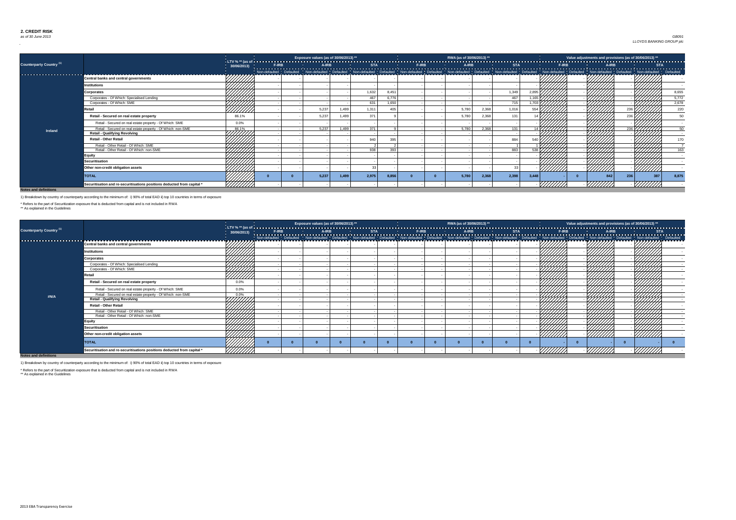## 2. CREDIT RISK

*as of 30 June 2013*

*GB091*
*LLOYDS BANKING GROUP plc*

| Counterparty Country [1] | | LTV % ** (as of 30/06/2013) | Exposure values (as of 30/06/2013) ** | | | | | | RWA (as of 30/06/2013) ** | | | | | | Value adjustments and provisions (as of 30/06/2013) ** | | | | | |
|---|---|---|---|---|---|---|---|---|---|---|---|---|---|---|---|---|---|---|---|---|
| | | | F-IRB | | A-IRB | | STA | | F-IRB | | A-IRB | | STA | | F-IRB | | A-IRB | | STA | |
| | | | Non-defaulted | Defaulted | Non-defaulted | Defaulted | Non-defaulted | Defaulted | Non-defaulted | Defaulted | Non-defaulted | Defaulted | Non-defaulted | Defaulted | Non-defaulted | Defaulted | Non-defaulted | Defaulted | Non-defaulted | Defaulted |
| Ireland | Central banks and central governments | | - | - | - | - | - | - | - | - | - | - | - | - | | - | | - | | - |
| | Institutions | | - | - | - | - | - | - | - | - | - | - | - | - | | - | | - | | - |
| | Corporates | | - | - | - | - | 1,632 | 8,451 | - | - | - | - | 1,349 | 2,895 | | - | | - | | 8,655 |
| | Corporates - Of Which: Specialised Lending | | - | - | - | - | 467 | 6,776 | - | - | - | - | 467 | 1,165 | | - | | - | | 5,772 |
| | Corporates - Of Which: SME | | - | - | - | - | 631 | 1,650 | - | - | - | - | 715 | 1,703 | | - | | - | | 2,678 |
| | Retail | | - | - | 5,237 | 1,499 | 1,311 | 405 | - | - | 5,780 | 2,368 | 1,016 | 554 | | - | | 236 | | 220 |
| | Retail - Secured on real estate property | 86.1% | - | - | 5,237 | 1,499 | 371 | 9 | - | - | 5,780 | 2,368 | 131 | 14 | | - | | 236 | | 50 |
| | Retail - Secured on real estate property - Of Which: SME | 0.0% | - | - | - | - | - | - | - | - | - | - | - | - | | - | | - | | - |
| | Retail - Secured on real estate property - Of Which: non-SME | 86.1% | - | - | 5,237 | 1,499 | 371 | 9 | - | - | 5,780 | 2,368 | 131 | 14 | | - | | 236 | | 50 |
| | Retail - Qualifying Revolving | | - | - | - | - | - | - | - | - | - | - | - | - | | - | | - | | - |
| | Retail - Other Retail | | - | - | - | - | 940 | 395 | - | - | - | - | 884 | 540 | | - | | - | | 170 |
| | Retail - Other Retail - Of Which: SME | | - | - | - | - | 2 | 2 | - | - | - | - | 1 | 1 | | - | | - | | 7 |
| | Retail - Other Retail - Of Which: non-SME | | - | - | - | - | 938 | 393 | - | - | - | - | 883 | 538 | | - | | - | | 163 |
| | Equity | | - | - | - | - | - | - | - | - | - | - | - | - | | - | | - | | - |
| | Securitisation | | - | - | - | - | - | - | - | - | - | - | - | - | | - | | - | | - |
| | Other non-credit obligation assets | | - | - | - | - | 33 | - | - | - | - | - | 33 | - | | - | | - | | - |
| | TOTAL | | 0 | 0 | 5,237 | 1,499 | 2,975 | 8,856 | 0 | 0 | 5,780 | 2,368 | 2,398 | 3,448 | - | 0 | 842 | 236 | 387 | 8,875 |
| | Securitisation and re-securitisations positions deducted from capital * | | - | - | - | - | - | - | - | - | - | - | - | - | | - | | - | | - |

**Notes and definitions**

1) Breakdown by country of counterparty according to the minimum of: i) 90% of total EAD ii) top 10 countries in terms of exposure

\* Refers to the part of Securitization exposure that is deducted from capital and is not included in RWA

\** As explained in the Guidelines

| Counterparty Country [1] | | LTV % ** (as of 30/06/2013) | Exposure values (as of 30/06/2013) ** | | | | | | RWA (as of 30/06/2013) ** | | | | | | Value adjustments and provisions (as of 30/06/2013) ** | | | | | |
|---|---|---|---|---|---|---|---|---|---|---|---|---|---|---|---|---|---|---|---|---|
| | | | F-IRB | | A-IRB | | STA | | F-IRB | | A-IRB | | STA | | F-IRB | | A-IRB | | STA | |
| | | | Non-defaulted | Defaulted | Non-defaulted | Defaulted | Non-defaulted | Defaulted | Non-defaulted | Defaulted | Non-defaulted | Defaulted | Non-defaulted | Defaulted | Non-defaulted | Defaulted | Non-defaulted | Defaulted | Non-defaulted | Defaulted |
| #N/A | Central banks and central governments | | - | - | - | - | - | - | - | - | - | - | - | - | | - | | - | | - |
| | Institutions | | - | - | - | - | - | - | - | - | - | - | - | - | | - | | - | | - |
| | Corporates | | - | - | - | - | - | - | - | - | - | - | - | - | | - | | - | | - |
| | Corporates - Of Which: Specialised Lending | | - | - | - | - | - | - | - | - | - | - | - | - | | - | | - | | - |
| | Corporates - Of Which: SME | | - | - | - | - | - | - | - | - | - | - | - | - | | - | | - | | - |
| | Retail | | - | - | - | - | - | - | - | - | - | - | - | - | | - | | - | | - |
| | Retail - Secured on real estate property | 0.0% | - | - | - | - | - | - | - | - | - | - | - | - | | - | | - | | - |
| | Retail - Secured on real estate property - Of Which: SME | 0.0% | - | - | - | - | - | - | - | - | - | - | - | - | | - | | - | | - |
| | Retail - Secured on real estate property - Of Which: non-SME | 0.0% | - | - | - | - | - | - | - | - | - | - | - | - | | - | | - | | - |
| | Retail - Qualifying Revolving | | - | - | - | - | - | - | - | - | - | - | - | - | | - | | - | | - |
| | Retail - Other Retail | | - | - | - | - | - | - | - | - | - | - | - | - | | - | | - | | - |
| | Retail - Other Retail - Of Which: SME | | - | - | - | - | - | - | - | - | - | - | - | - | | - | | - | | - |
| | Retail - Other Retail - Of Which: non-SME | | - | - | - | - | - | - | - | - | - | - | - | - | | - | | - | | - |
| | Equity | | - | - | - | - | - | - | - | - | - | - | - | - | | - | | - | | - |
| | Securitisation | | - | - | - | - | - | - | - | - | - | - | - | - | | - | | - | | - |
| | Other non-credit obligation assets | | - | - | - | - | - | - | - | - | - | - | - | - | | - | | - | | - |
| | TOTAL | | 0 | 0 | 0 | 0 | 0 | 0 | 0 | 0 | 0 | 0 | 0 | 0 | - | 0 | - | 0 | - | 0 |
| | Securitisation and re-securitisations positions deducted from capital * | | - | - | - | - | - | - | - | - | - | - | - | - | | - | | - | | - |

**Notes and definitions**

1) Breakdown by country of counterparty according to the minimum of: i) 90% of total EAD ii) top 10 countries in terms of exposure

\* Refers to the part of Securitization exposure that is deducted from capital and is not included in RWA

\** As explained in the Guidelines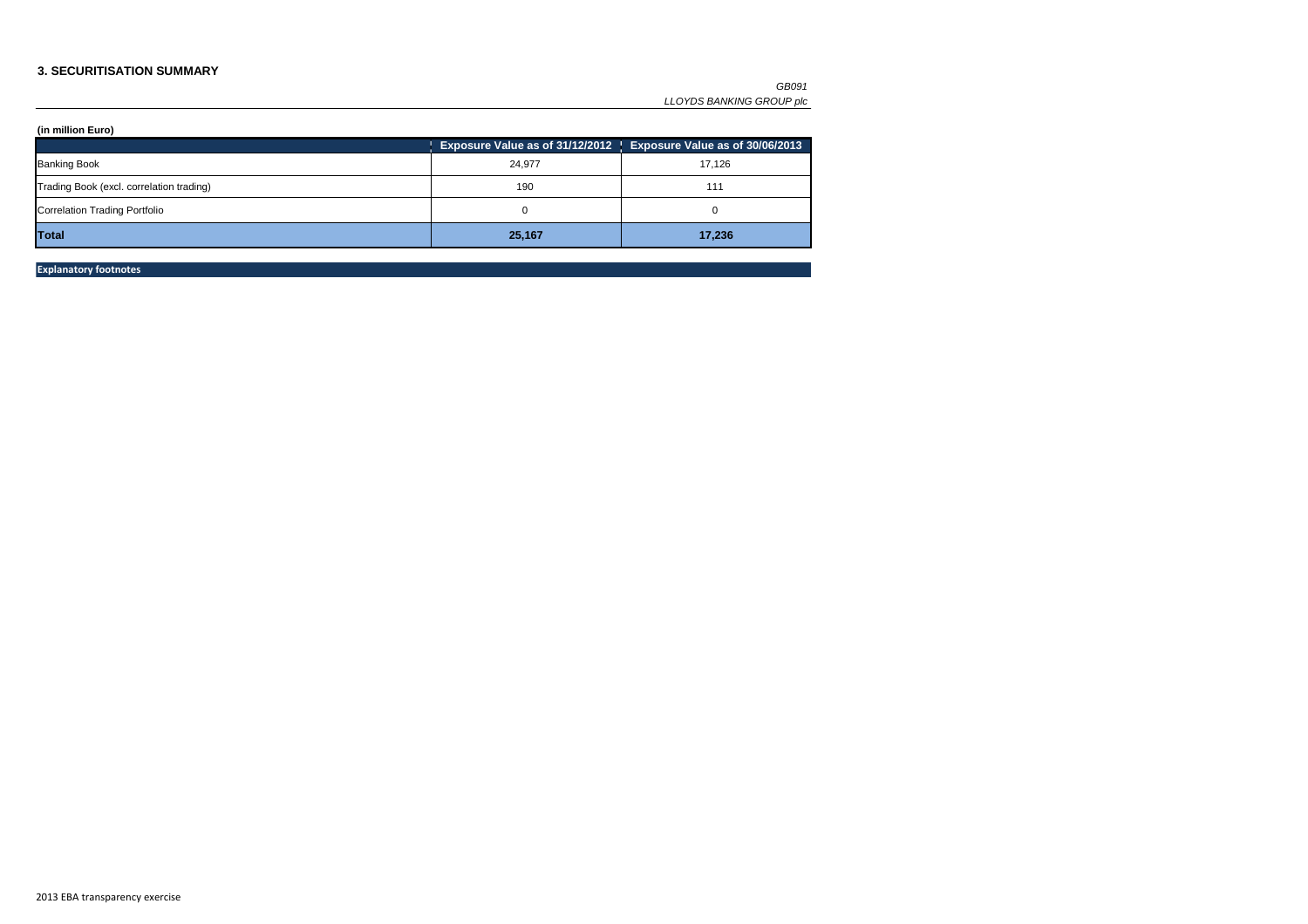## 3. SECURITISATION SUMMARY

*GB091*
*LLOYDS BANKING GROUP plc*

**(in million Euro)**

| | Exposure Value as of 31/12/2012 | Exposure Value as of 30/06/2013 |
|---|---|---|
| Banking Book | 24,977 | 17,126 |
| Trading Book (excl. correlation trading) | 190 | 111 |
| Correlation Trading Portfolio | 0 | 0 |
| **Total** | **25,167** | **17,236** |

**Explanatory footnotes**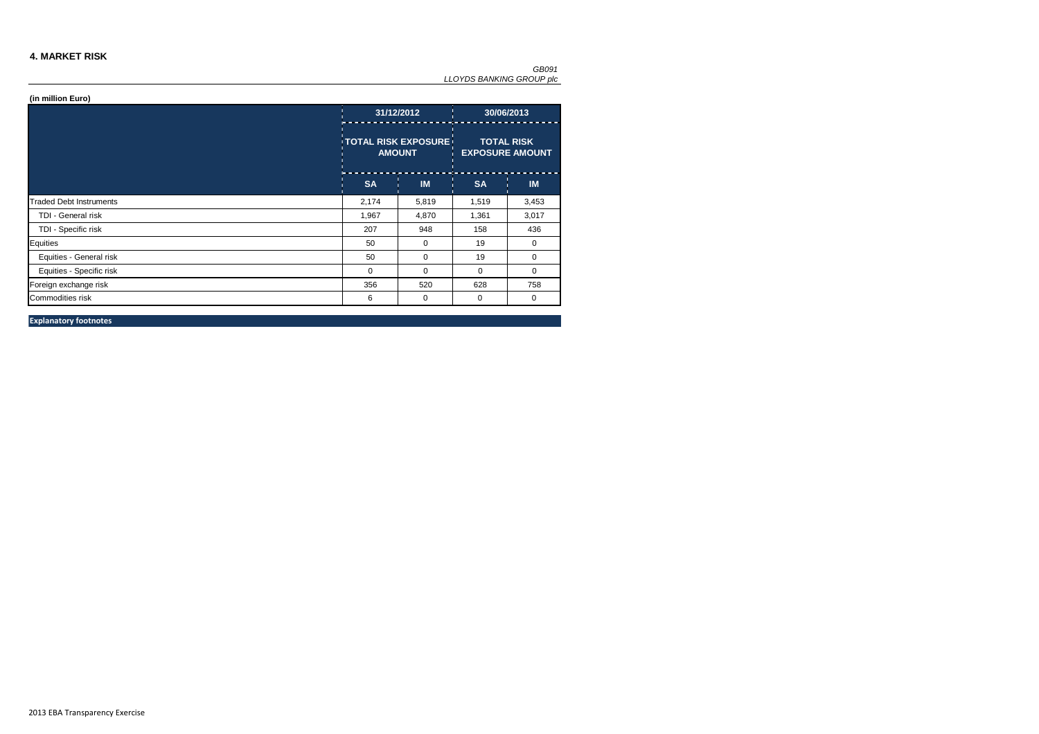## 4. MARKET RISK

*GB091*
*LLOYDS BANKING GROUP plc*

**(in million Euro)**

| | 31/12/2012 | | 30/06/2013 | |
|---|---|---|---|---|
| | TOTAL RISK EXPOSURE AMOUNT | | TOTAL RISK EXPOSURE AMOUNT | |
| | SA | IM | SA | IM |
| Traded Debt Instruments | 2,174 | 5,819 | 1,519 | 3,453 |
| TDI - General risk | 1,967 | 4,870 | 1,361 | 3,017 |
| TDI - Specific risk | 207 | 948 | 158 | 436 |
| Equities | 50 | 0 | 19 | 0 |
| Equities - General risk | 50 | 0 | 19 | 0 |
| Equities - Specific risk | 0 | 0 | 0 | 0 |
| Foreign exchange risk | 356 | 520 | 628 | 758 |
| Commodities risk | 6 | 0 | 0 | 0 |

**Explanatory footnotes**

2013 EBA Transparency Exercise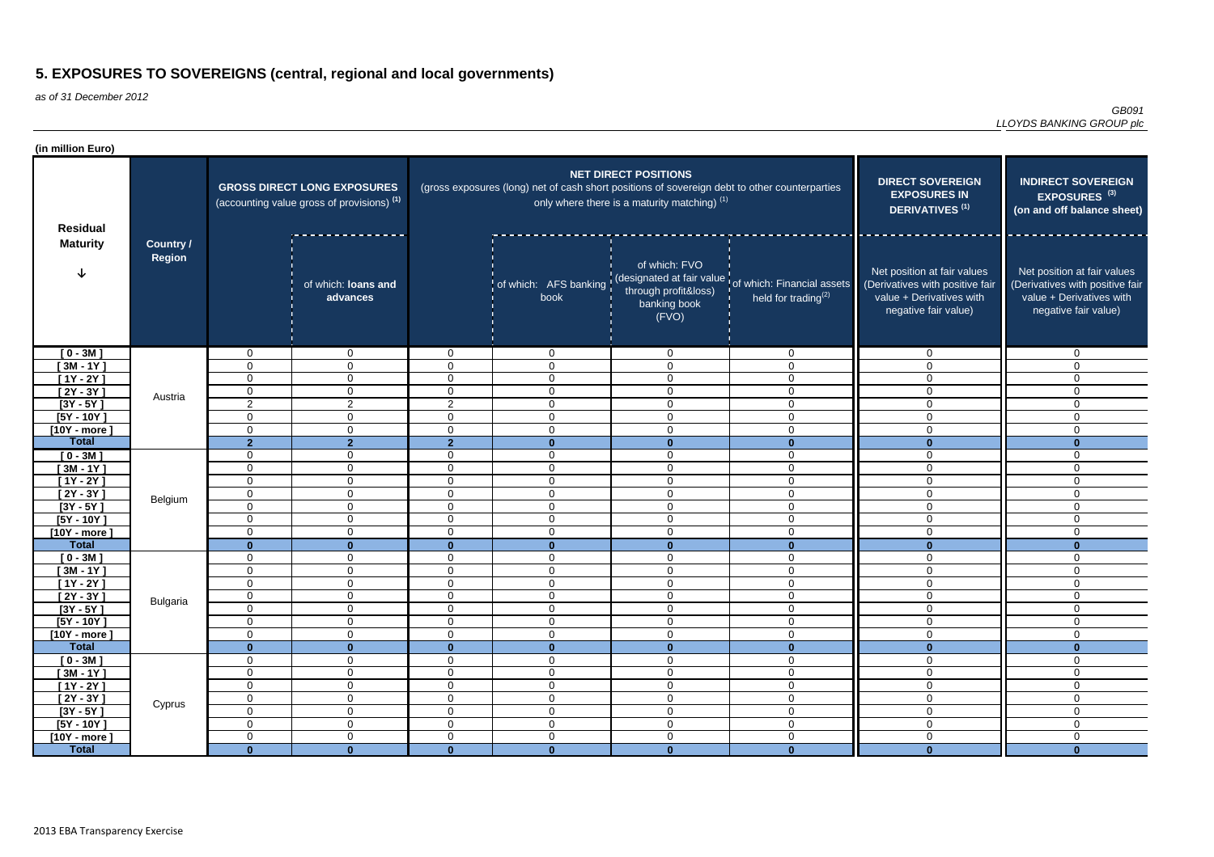# 5. EXPOSURES TO SOVEREIGNS (central, regional and local governments)

*as of 31 December 2012*

*GB091*
*LLOYDS BANKING GROUP plc*

**(in million Euro)**

| Residual Maturity | Country / Region | GROSS DIRECT LONG EXPOSURES (accounting value gross of provisions) (1) | | NET DIRECT POSITIONS (gross exposures (long) net of cash short positions of sovereign debt to other counterparties only where there is a maturity matching) (1) | | | | DIRECT SOVEREIGN EXPOSURES IN DERIVATIVES (1) | INDIRECT SOVEREIGN EXPOSURES (3) (on and off balance sheet) |
|---|---|---|---|---|---|---|---|---|---|
| | | | of which: **loans and advances** | | of which: AFS banking book | of which: FVO (designated at fair value through profit&loss) banking book (FVO) | of which: Financial assets held for trading(2) | Net position at fair values (Derivatives with positive fair value + Derivatives with negative fair value) | Net position at fair values (Derivatives with positive fair value + Derivatives with negative fair value) |
| [ 0 - 3M ] | Austria | 0 | 0 | 0 | 0 | 0 | 0 | 0 | 0 |
| [ 3M - 1Y ] | | 0 | 0 | 0 | 0 | 0 | 0 | 0 | 0 |
| [ 1Y - 2Y ] | | 0 | 0 | 0 | 0 | 0 | 0 | 0 | 0 |
| [ 2Y - 3Y ] | | 0 | 0 | 0 | 0 | 0 | 0 | 0 | 0 |
| [3Y - 5Y ] | | 2 | 2 | 2 | 0 | 0 | 0 | 0 | 0 |
| [5Y - 10Y ] | | 0 | 0 | 0 | 0 | 0 | 0 | 0 | 0 |
| [10Y - more ] | | 0 | 0 | 0 | 0 | 0 | 0 | 0 | 0 |
| **Total** | | **2** | **2** | **2** | **0** | **0** | **0** | **0** | **0** |
| [ 0 - 3M ] | Belgium | 0 | 0 | 0 | 0 | 0 | 0 | 0 | 0 |
| [ 3M - 1Y ] | | 0 | 0 | 0 | 0 | 0 | 0 | 0 | 0 |
| [ 1Y - 2Y ] | | 0 | 0 | 0 | 0 | 0 | 0 | 0 | 0 |
| [ 2Y - 3Y ] | | 0 | 0 | 0 | 0 | 0 | 0 | 0 | 0 |
| [3Y - 5Y ] | | 0 | 0 | 0 | 0 | 0 | 0 | 0 | 0 |
| [5Y - 10Y ] | | 0 | 0 | 0 | 0 | 0 | 0 | 0 | 0 |
| [10Y - more ] | | 0 | 0 | 0 | 0 | 0 | 0 | 0 | 0 |
| **Total** | | **0** | **0** | **0** | **0** | **0** | **0** | **0** | **0** |
| [ 0 - 3M ] | Bulgaria | 0 | 0 | 0 | 0 | 0 | 0 | 0 | 0 |
| [ 3M - 1Y ] | | 0 | 0 | 0 | 0 | 0 | 0 | 0 | 0 |
| [ 1Y - 2Y ] | | 0 | 0 | 0 | 0 | 0 | 0 | 0 | 0 |
| [ 2Y - 3Y ] | | 0 | 0 | 0 | 0 | 0 | 0 | 0 | 0 |
| [3Y - 5Y ] | | 0 | 0 | 0 | 0 | 0 | 0 | 0 | 0 |
| [5Y - 10Y ] | | 0 | 0 | 0 | 0 | 0 | 0 | 0 | 0 |
| [10Y - more ] | | 0 | 0 | 0 | 0 | 0 | 0 | 0 | 0 |
| **Total** | | **0** | **0** | **0** | **0** | **0** | **0** | **0** | **0** |
| [ 0 - 3M ] | Cyprus | 0 | 0 | 0 | 0 | 0 | 0 | 0 | 0 |
| [ 3M - 1Y ] | | 0 | 0 | 0 | 0 | 0 | 0 | 0 | 0 |
| [ 1Y - 2Y ] | | 0 | 0 | 0 | 0 | 0 | 0 | 0 | 0 |
| [ 2Y - 3Y ] | | 0 | 0 | 0 | 0 | 0 | 0 | 0 | 0 |
| [3Y - 5Y ] | | 0 | 0 | 0 | 0 | 0 | 0 | 0 | 0 |
| [5Y - 10Y ] | | 0 | 0 | 0 | 0 | 0 | 0 | 0 | 0 |
| [10Y - more ] | | 0 | 0 | 0 | 0 | 0 | 0 | 0 | 0 |
| **Total** | | **0** | **0** | **0** | **0** | **0** | **0** | **0** | **0** |

2013 EBA Transparency Exercise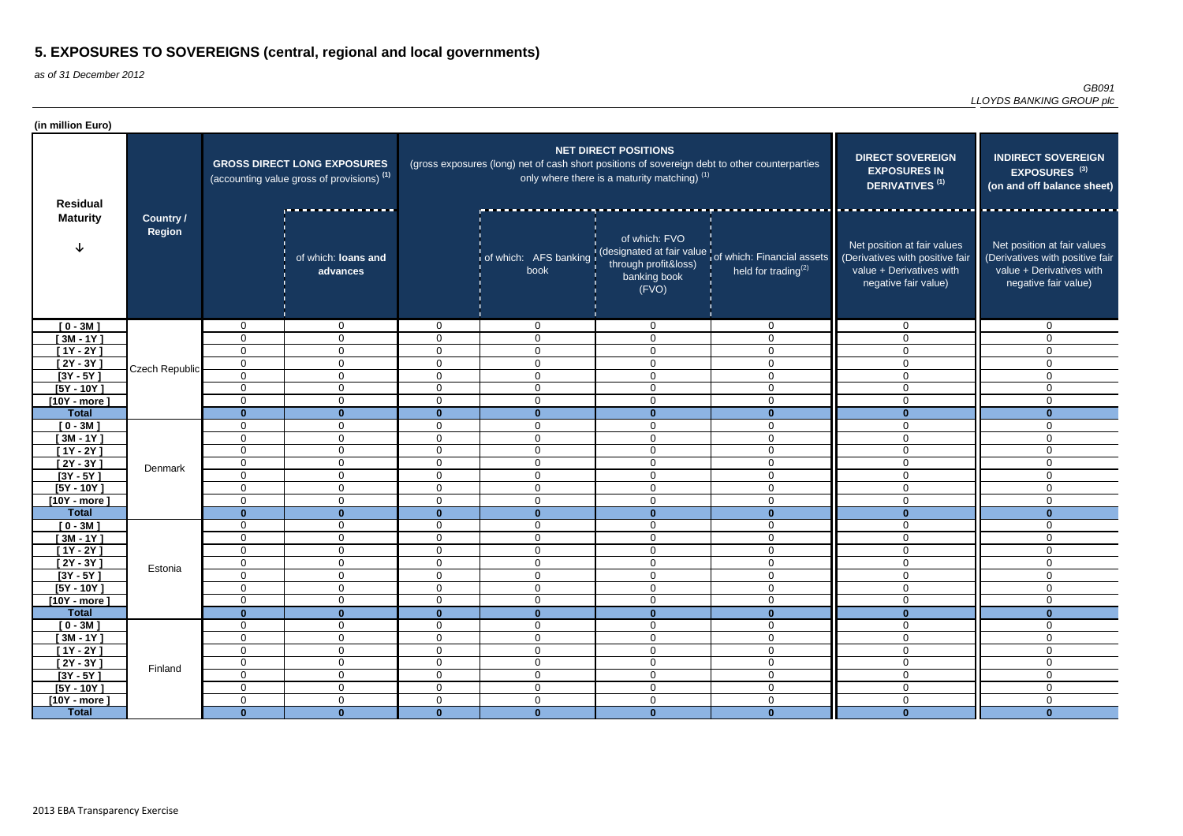# 5. EXPOSURES TO SOVEREIGNS (central, regional and local governments)

*as of 31 December 2012*

*GB091*
*LLOYDS BANKING GROUP plc*

**(in million Euro)**

| Residual Maturity | Country / Region | GROSS DIRECT LONG EXPOSURES (accounting value gross of provisions) (1) | of which: loans and advances | NET DIRECT POSITIONS (gross exposures (long) net of cash short positions of sovereign debt to other counterparties only where there is a maturity matching) (1) | of which: AFS banking book | of which: FVO (designated at fair value through profit&loss) banking book (FVO) | of which: Financial assets held for trading(2) | DIRECT SOVEREIGN EXPOSURES IN DERIVATIVES (1) Net position at fair values (Derivatives with positive fair value + Derivatives with negative fair value) | INDIRECT SOVEREIGN EXPOSURES (3) (on and off balance sheet) Net position at fair values (Derivatives with positive fair value + Derivatives with negative fair value) |
|---|---|---|---|---|---|---|---|---|---|
| [ 0 - 3M ] | Czech Republic | 0 | 0 | 0 | 0 | 0 | 0 | 0 | 0 |
| [ 3M - 1Y ] | | 0 | 0 | 0 | 0 | 0 | 0 | 0 | 0 |
| [ 1Y - 2Y ] | | 0 | 0 | 0 | 0 | 0 | 0 | 0 | 0 |
| [ 2Y - 3Y ] | | 0 | 0 | 0 | 0 | 0 | 0 | 0 | 0 |
| [3Y - 5Y ] | | 0 | 0 | 0 | 0 | 0 | 0 | 0 | 0 |
| [5Y - 10Y ] | | 0 | 0 | 0 | 0 | 0 | 0 | 0 | 0 |
| [10Y - more ] | | 0 | 0 | 0 | 0 | 0 | 0 | 0 | 0 |
| **Total** | | **0** | **0** | **0** | **0** | **0** | **0** | **0** | **0** |
| [ 0 - 3M ] | Denmark | 0 | 0 | 0 | 0 | 0 | 0 | 0 | 0 |
| [ 3M - 1Y ] | | 0 | 0 | 0 | 0 | 0 | 0 | 0 | 0 |
| [ 1Y - 2Y ] | | 0 | 0 | 0 | 0 | 0 | 0 | 0 | 0 |
| [ 2Y - 3Y ] | | 0 | 0 | 0 | 0 | 0 | 0 | 0 | 0 |
| [3Y - 5Y ] | | 0 | 0 | 0 | 0 | 0 | 0 | 0 | 0 |
| [5Y - 10Y ] | | 0 | 0 | 0 | 0 | 0 | 0 | 0 | 0 |
| [10Y - more ] | | 0 | 0 | 0 | 0 | 0 | 0 | 0 | 0 |
| **Total** | | **0** | **0** | **0** | **0** | **0** | **0** | **0** | **0** |
| [ 0 - 3M ] | Estonia | 0 | 0 | 0 | 0 | 0 | 0 | 0 | 0 |
| [ 3M - 1Y ] | | 0 | 0 | 0 | 0 | 0 | 0 | 0 | 0 |
| [ 1Y - 2Y ] | | 0 | 0 | 0 | 0 | 0 | 0 | 0 | 0 |
| [ 2Y - 3Y ] | | 0 | 0 | 0 | 0 | 0 | 0 | 0 | 0 |
| [3Y - 5Y ] | | 0 | 0 | 0 | 0 | 0 | 0 | 0 | 0 |
| [5Y - 10Y ] | | 0 | 0 | 0 | 0 | 0 | 0 | 0 | 0 |
| [10Y - more ] | | 0 | 0 | 0 | 0 | 0 | 0 | 0 | 0 |
| **Total** | | **0** | **0** | **0** | **0** | **0** | **0** | **0** | **0** |
| [ 0 - 3M ] | Finland | 0 | 0 | 0 | 0 | 0 | 0 | 0 | 0 |
| [ 3M - 1Y ] | | 0 | 0 | 0 | 0 | 0 | 0 | 0 | 0 |
| [ 1Y - 2Y ] | | 0 | 0 | 0 | 0 | 0 | 0 | 0 | 0 |
| [ 2Y - 3Y ] | | 0 | 0 | 0 | 0 | 0 | 0 | 0 | 0 |
| [3Y - 5Y ] | | 0 | 0 | 0 | 0 | 0 | 0 | 0 | 0 |
| [5Y - 10Y ] | | 0 | 0 | 0 | 0 | 0 | 0 | 0 | 0 |
| [10Y - more ] | | 0 | 0 | 0 | 0 | 0 | 0 | 0 | 0 |
| **Total** | | **0** | **0** | **0** | **0** | **0** | **0** | **0** | **0** |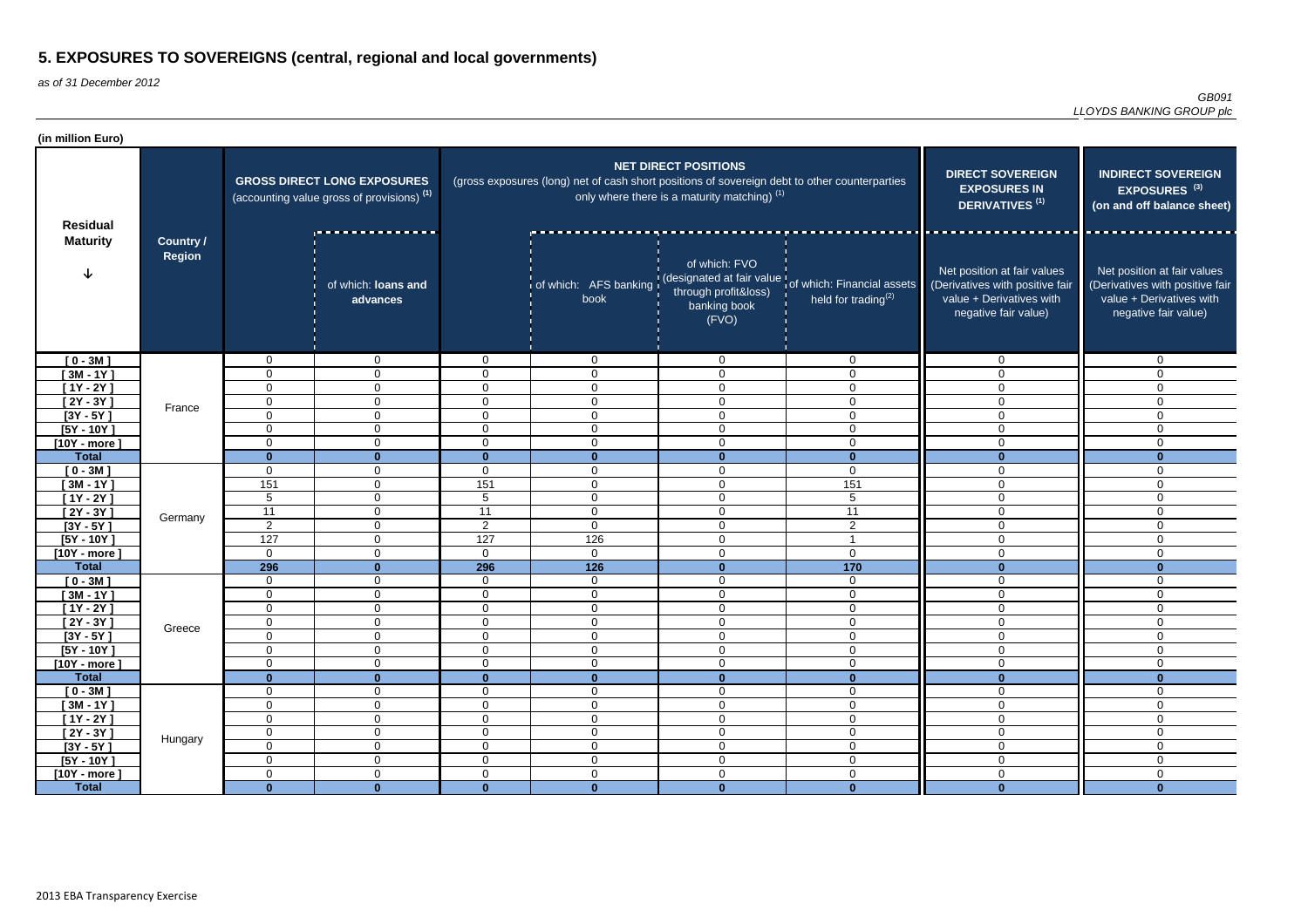# 5. EXPOSURES TO SOVEREIGNS (central, regional and local governments)

*as of 31 December 2012*

*GB091*
*LLOYDS BANKING GROUP plc*

**(in million Euro)**

| Residual Maturity | Country / Region | GROSS DIRECT LONG EXPOSURES (accounting value gross of provisions) (1) | | NET DIRECT POSITIONS (gross exposures (long) net of cash short positions of sovereign debt to other counterparties only where there is a maturity matching) (1) | | | | DIRECT SOVEREIGN EXPOSURES IN DERIVATIVES (1) | INDIRECT SOVEREIGN EXPOSURES (3) (on and off balance sheet) |
|---|---|---|---|---|---|---|---|---|---|
| | | | of which: loans and advances | | of which: AFS banking book | of which: FVO (designated at fair value through profit&loss) banking book (FVO) | of which: Financial assets held for trading(2) | Net position at fair values (Derivatives with positive fair value + Derivatives with negative fair value) | Net position at fair values (Derivatives with positive fair value + Derivatives with negative fair value) |
| [ 0 - 3M ] | France | 0 | 0 | 0 | 0 | 0 | 0 | 0 | 0 |
| [ 3M - 1Y ] | | 0 | 0 | 0 | 0 | 0 | 0 | 0 | 0 |
| [ 1Y - 2Y ] | | 0 | 0 | 0 | 0 | 0 | 0 | 0 | 0 |
| [ 2Y - 3Y ] | | 0 | 0 | 0 | 0 | 0 | 0 | 0 | 0 |
| [3Y - 5Y ] | | 0 | 0 | 0 | 0 | 0 | 0 | 0 | 0 |
| [5Y - 10Y ] | | 0 | 0 | 0 | 0 | 0 | 0 | 0 | 0 |
| [10Y - more ] | | 0 | 0 | 0 | 0 | 0 | 0 | 0 | 0 |
| **Total** | | **0** | **0** | **0** | **0** | **0** | **0** | **0** | **0** |
| [ 0 - 3M ] | Germany | 0 | 0 | 0 | 0 | 0 | 0 | 0 | 0 |
| [ 3M - 1Y ] | | 151 | 0 | 151 | 0 | 0 | 151 | 0 | 0 |
| [ 1Y - 2Y ] | | 5 | 0 | 5 | 0 | 0 | 5 | 0 | 0 |
| [ 2Y - 3Y ] | | 11 | 0 | 11 | 0 | 0 | 11 | 0 | 0 |
| [3Y - 5Y ] | | 2 | 0 | 2 | 0 | 0 | 2 | 0 | 0 |
| [5Y - 10Y ] | | 127 | 0 | 127 | 126 | 0 | 1 | 0 | 0 |
| [10Y - more ] | | 0 | 0 | 0 | 0 | 0 | 0 | 0 | 0 |
| **Total** | | **296** | **0** | **296** | **126** | **0** | **170** | **0** | **0** |
| [ 0 - 3M ] | Greece | 0 | 0 | 0 | 0 | 0 | 0 | 0 | 0 |
| [ 3M - 1Y ] | | 0 | 0 | 0 | 0 | 0 | 0 | 0 | 0 |
| [ 1Y - 2Y ] | | 0 | 0 | 0 | 0 | 0 | 0 | 0 | 0 |
| [ 2Y - 3Y ] | | 0 | 0 | 0 | 0 | 0 | 0 | 0 | 0 |
| [3Y - 5Y ] | | 0 | 0 | 0 | 0 | 0 | 0 | 0 | 0 |
| [5Y - 10Y ] | | 0 | 0 | 0 | 0 | 0 | 0 | 0 | 0 |
| [10Y - more ] | | 0 | 0 | 0 | 0 | 0 | 0 | 0 | 0 |
| **Total** | | **0** | **0** | **0** | **0** | **0** | **0** | **0** | **0** |
| [ 0 - 3M ] | Hungary | 0 | 0 | 0 | 0 | 0 | 0 | 0 | 0 |
| [ 3M - 1Y ] | | 0 | 0 | 0 | 0 | 0 | 0 | 0 | 0 |
| [ 1Y - 2Y ] | | 0 | 0 | 0 | 0 | 0 | 0 | 0 | 0 |
| [ 2Y - 3Y ] | | 0 | 0 | 0 | 0 | 0 | 0 | 0 | 0 |
| [3Y - 5Y ] | | 0 | 0 | 0 | 0 | 0 | 0 | 0 | 0 |
| [5Y - 10Y ] | | 0 | 0 | 0 | 0 | 0 | 0 | 0 | 0 |
| [10Y - more ] | | 0 | 0 | 0 | 0 | 0 | 0 | 0 | 0 |
| **Total** | | **0** | **0** | **0** | **0** | **0** | **0** | **0** | **0** |

2013 EBA Transparency Exercise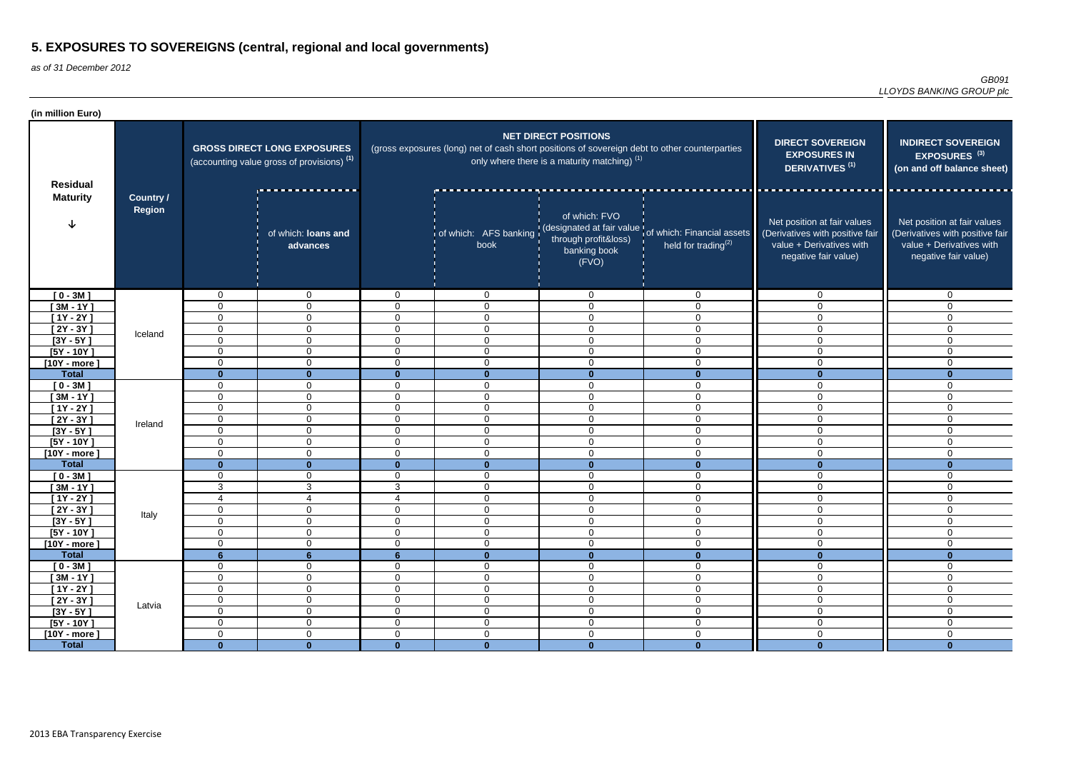# 5. EXPOSURES TO SOVEREIGNS (central, regional and local governments)

*as of 31 December 2012*

*GB091*
*LLOYDS BANKING GROUP plc*

**(in million Euro)**

| Residual Maturity | Country / Region | GROSS DIRECT LONG EXPOSURES (accounting value gross of provisions) (1) | | NET DIRECT POSITIONS (gross exposures (long) net of cash short positions of sovereign debt to other counterparties only where there is a maturity matching) (1) | | | | DIRECT SOVEREIGN EXPOSURES IN DERIVATIVES (1) | INDIRECT SOVEREIGN EXPOSURES (3) (on and off balance sheet) |
|---|---|---|---|---|---|---|---|---|---|
| | | | of which: loans and advances | | of which: AFS banking book | of which: FVO (designated at fair value through profit&loss) banking book (FVO) | of which: Financial assets held for trading(2) | Net position at fair values (Derivatives with positive fair value + Derivatives with negative fair value) | Net position at fair values (Derivatives with positive fair value + Derivatives with negative fair value) |
| [ 0 - 3M ] | Iceland | 0 | 0 | 0 | 0 | 0 | 0 | 0 | 0 |
| [ 3M - 1Y ] | | 0 | 0 | 0 | 0 | 0 | 0 | 0 | 0 |
| [ 1Y - 2Y ] | | 0 | 0 | 0 | 0 | 0 | 0 | 0 | 0 |
| [ 2Y - 3Y ] | | 0 | 0 | 0 | 0 | 0 | 0 | 0 | 0 |
| [3Y - 5Y ] | | 0 | 0 | 0 | 0 | 0 | 0 | 0 | 0 |
| [5Y - 10Y ] | | 0 | 0 | 0 | 0 | 0 | 0 | 0 | 0 |
| [10Y - more ] | | 0 | 0 | 0 | 0 | 0 | 0 | 0 | 0 |
| **Total** | | **0** | **0** | **0** | **0** | **0** | **0** | **0** | **0** |
| [ 0 - 3M ] | Ireland | 0 | 0 | 0 | 0 | 0 | 0 | 0 | 0 |
| [ 3M - 1Y ] | | 0 | 0 | 0 | 0 | 0 | 0 | 0 | 0 |
| [ 1Y - 2Y ] | | 0 | 0 | 0 | 0 | 0 | 0 | 0 | 0 |
| [ 2Y - 3Y ] | | 0 | 0 | 0 | 0 | 0 | 0 | 0 | 0 |
| [3Y - 5Y ] | | 0 | 0 | 0 | 0 | 0 | 0 | 0 | 0 |
| [5Y - 10Y ] | | 0 | 0 | 0 | 0 | 0 | 0 | 0 | 0 |
| [10Y - more ] | | 0 | 0 | 0 | 0 | 0 | 0 | 0 | 0 |
| **Total** | | **0** | **0** | **0** | **0** | **0** | **0** | **0** | **0** |
| [ 0 - 3M ] | Italy | 0 | 0 | 0 | 0 | 0 | 0 | 0 | 0 |
| [ 3M - 1Y ] | | 3 | 3 | 3 | 0 | 0 | 0 | 0 | 0 |
| [ 1Y - 2Y ] | | 4 | 4 | 4 | 0 | 0 | 0 | 0 | 0 |
| [ 2Y - 3Y ] | | 0 | 0 | 0 | 0 | 0 | 0 | 0 | 0 |
| [3Y - 5Y ] | | 0 | 0 | 0 | 0 | 0 | 0 | 0 | 0 |
| [5Y - 10Y ] | | 0 | 0 | 0 | 0 | 0 | 0 | 0 | 0 |
| [10Y - more ] | | 0 | 0 | 0 | 0 | 0 | 0 | 0 | 0 |
| **Total** | | **6** | **6** | **6** | **0** | **0** | **0** | **0** | **0** |
| [ 0 - 3M ] | Latvia | 0 | 0 | 0 | 0 | 0 | 0 | 0 | 0 |
| [ 3M - 1Y ] | | 0 | 0 | 0 | 0 | 0 | 0 | 0 | 0 |
| [ 1Y - 2Y ] | | 0 | 0 | 0 | 0 | 0 | 0 | 0 | 0 |
| [ 2Y - 3Y ] | | 0 | 0 | 0 | 0 | 0 | 0 | 0 | 0 |
| [3Y - 5Y ] | | 0 | 0 | 0 | 0 | 0 | 0 | 0 | 0 |
| [5Y - 10Y ] | | 0 | 0 | 0 | 0 | 0 | 0 | 0 | 0 |
| [10Y - more ] | | 0 | 0 | 0 | 0 | 0 | 0 | 0 | 0 |
| **Total** | | **0** | **0** | **0** | **0** | **0** | **0** | **0** | **0** |

2013 EBA Transparency Exercise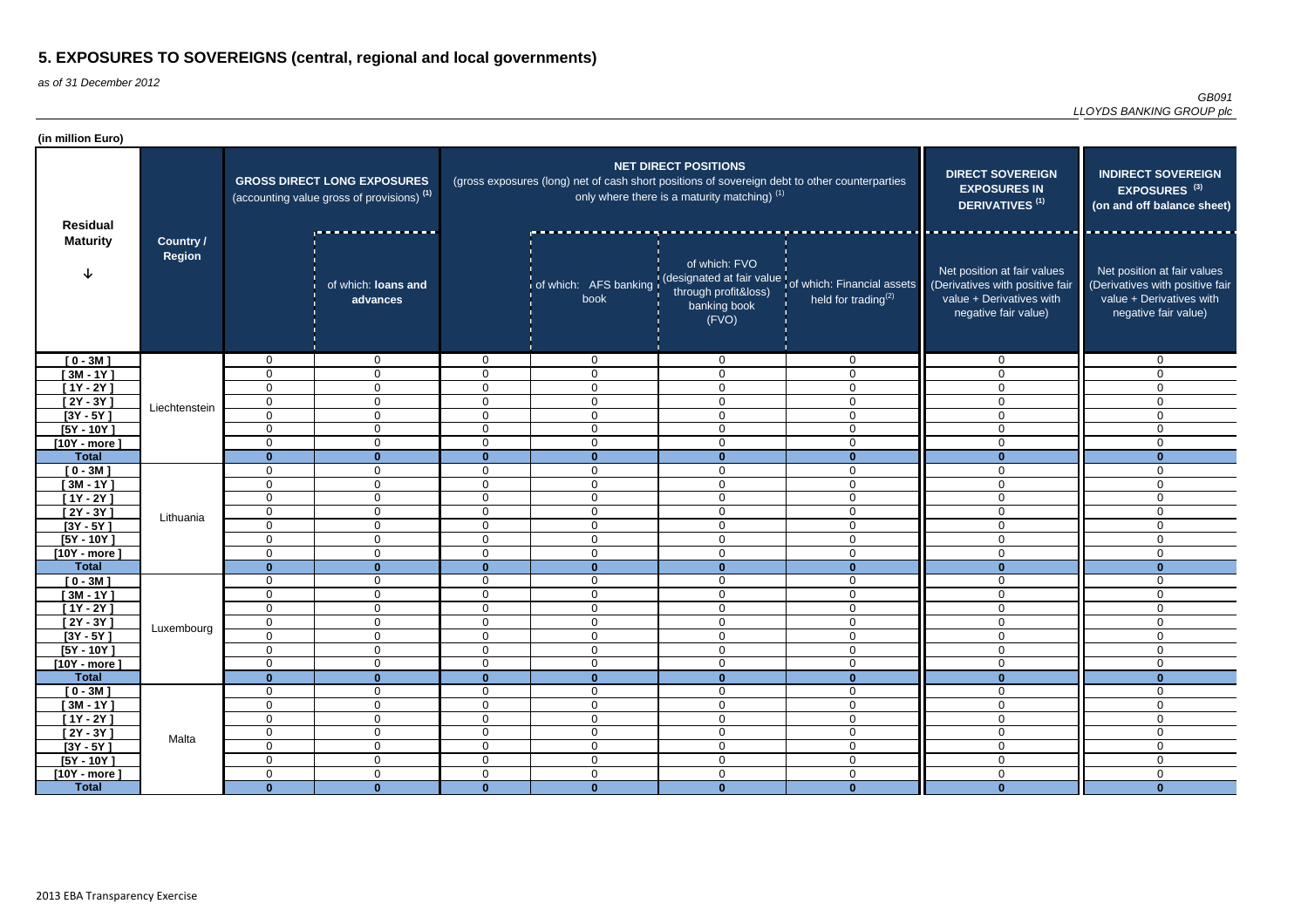# 5. EXPOSURES TO SOVEREIGNS (central, regional and local governments)

*as of 31 December 2012*

*GB091*
*LLOYDS BANKING GROUP plc*

**(in million Euro)**

| Residual Maturity | Country / Region | GROSS DIRECT LONG EXPOSURES (accounting value gross of provisions) [(1)] | | NET DIRECT POSITIONS (gross exposures (long) net of cash short positions of sovereign debt to other counterparties only where there is a maturity matching) [(1)] | | | | DIRECT SOVEREIGN EXPOSURES IN DERIVATIVES [(1)] | INDIRECT SOVEREIGN EXPOSURES [(3)] (on and off balance sheet) |
|---|---|---|---|---|---|---|---|---|---|
| | | | of which: **loans and advances** | | of which: AFS banking book | of which: FVO (designated at fair value through profit&loss) banking book (FVO) | of which: Financial assets held for trading[(2)] | Net position at fair values (Derivatives with positive fair value + Derivatives with negative fair value) | Net position at fair values (Derivatives with positive fair value + Derivatives with negative fair value) |
| [ 0 - 3M ] | Liechtenstein | 0 | 0 | 0 | 0 | 0 | 0 | 0 | 0 |
| [ 3M - 1Y ] | | 0 | 0 | 0 | 0 | 0 | 0 | 0 | 0 |
| [ 1Y - 2Y ] | | 0 | 0 | 0 | 0 | 0 | 0 | 0 | 0 |
| [ 2Y - 3Y ] | | 0 | 0 | 0 | 0 | 0 | 0 | 0 | 0 |
| [3Y - 5Y ] | | 0 | 0 | 0 | 0 | 0 | 0 | 0 | 0 |
| [5Y - 10Y ] | | 0 | 0 | 0 | 0 | 0 | 0 | 0 | 0 |
| [10Y - more ] | | 0 | 0 | 0 | 0 | 0 | 0 | 0 | 0 |
| **Total** | | **0** | **0** | **0** | **0** | **0** | **0** | **0** | **0** |
| [ 0 - 3M ] | Lithuania | 0 | 0 | 0 | 0 | 0 | 0 | 0 | 0 |
| [ 3M - 1Y ] | | 0 | 0 | 0 | 0 | 0 | 0 | 0 | 0 |
| [ 1Y - 2Y ] | | 0 | 0 | 0 | 0 | 0 | 0 | 0 | 0 |
| [ 2Y - 3Y ] | | 0 | 0 | 0 | 0 | 0 | 0 | 0 | 0 |
| [3Y - 5Y ] | | 0 | 0 | 0 | 0 | 0 | 0 | 0 | 0 |
| [5Y - 10Y ] | | 0 | 0 | 0 | 0 | 0 | 0 | 0 | 0 |
| [10Y - more ] | | 0 | 0 | 0 | 0 | 0 | 0 | 0 | 0 |
| **Total** | | **0** | **0** | **0** | **0** | **0** | **0** | **0** | **0** |
| [ 0 - 3M ] | Luxembourg | 0 | 0 | 0 | 0 | 0 | 0 | 0 | 0 |
| [ 3M - 1Y ] | | 0 | 0 | 0 | 0 | 0 | 0 | 0 | 0 |
| [ 1Y - 2Y ] | | 0 | 0 | 0 | 0 | 0 | 0 | 0 | 0 |
| [ 2Y - 3Y ] | | 0 | 0 | 0 | 0 | 0 | 0 | 0 | 0 |
| [3Y - 5Y ] | | 0 | 0 | 0 | 0 | 0 | 0 | 0 | 0 |
| [5Y - 10Y ] | | 0 | 0 | 0 | 0 | 0 | 0 | 0 | 0 |
| [10Y - more ] | | 0 | 0 | 0 | 0 | 0 | 0 | 0 | 0 |
| **Total** | | **0** | **0** | **0** | **0** | **0** | **0** | **0** | **0** |
| [ 0 - 3M ] | Malta | 0 | 0 | 0 | 0 | 0 | 0 | 0 | 0 |
| [ 3M - 1Y ] | | 0 | 0 | 0 | 0 | 0 | 0 | 0 | 0 |
| [ 1Y - 2Y ] | | 0 | 0 | 0 | 0 | 0 | 0 | 0 | 0 |
| [ 2Y - 3Y ] | | 0 | 0 | 0 | 0 | 0 | 0 | 0 | 0 |
| [3Y - 5Y ] | | 0 | 0 | 0 | 0 | 0 | 0 | 0 | 0 |
| [5Y - 10Y ] | | 0 | 0 | 0 | 0 | 0 | 0 | 0 | 0 |
| [10Y - more ] | | 0 | 0 | 0 | 0 | 0 | 0 | 0 | 0 |
| **Total** | | **0** | **0** | **0** | **0** | **0** | **0** | **0** | **0** |

2013 EBA Transparency Exercise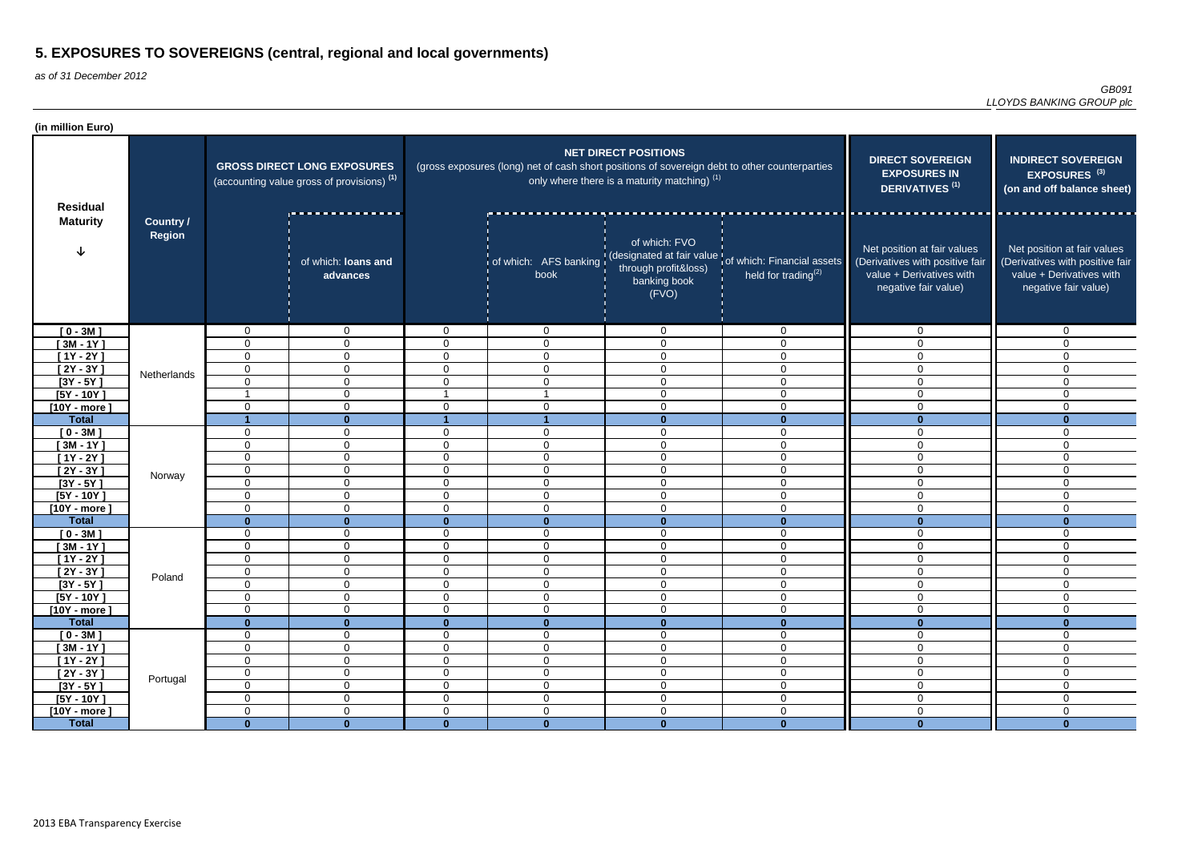# 5. EXPOSURES TO SOVEREIGNS (central, regional and local governments)

*as of 31 December 2012*

*GB091*
*LLOYDS BANKING GROUP plc*

**(in million Euro)**

| Residual Maturity | Country / Region | GROSS DIRECT LONG EXPOSURES (accounting value gross of provisions) (1) | | NET DIRECT POSITIONS (gross exposures (long) net of cash short positions of sovereign debt to other counterparties only where there is a maturity matching) (1) | | | | DIRECT SOVEREIGN EXPOSURES IN DERIVATIVES (1) | INDIRECT SOVEREIGN EXPOSURES (3) (on and off balance sheet) |
|---|---|---|---|---|---|---|---|---|---|
| | | | of which: loans and advances | | of which: AFS banking book | of which: FVO (designated at fair value through profit&loss) banking book (FVO) | of which: Financial assets held for trading(2) | Net position at fair values (Derivatives with positive fair value + Derivatives with negative fair value) | Net position at fair values (Derivatives with positive fair value + Derivatives with negative fair value) |
| [ 0 - 3M ] | Netherlands | 0 | 0 | 0 | 0 | 0 | 0 | 0 | 0 |
| [ 3M - 1Y ] | | 0 | 0 | 0 | 0 | 0 | 0 | 0 | 0 |
| [ 1Y - 2Y ] | | 0 | 0 | 0 | 0 | 0 | 0 | 0 | 0 |
| [ 2Y - 3Y ] | | 0 | 0 | 0 | 0 | 0 | 0 | 0 | 0 |
| [3Y - 5Y ] | | 0 | 0 | 0 | 0 | 0 | 0 | 0 | 0 |
| [5Y - 10Y ] | | 1 | 0 | 1 | 1 | 0 | 0 | 0 | 0 |
| [10Y - more ] | | 0 | 0 | 0 | 0 | 0 | 0 | 0 | 0 |
| **Total** | | **1** | **0** | **1** | **1** | **0** | **0** | **0** | **0** |
| [ 0 - 3M ] | Norway | 0 | 0 | 0 | 0 | 0 | 0 | 0 | 0 |
| [ 3M - 1Y ] | | 0 | 0 | 0 | 0 | 0 | 0 | 0 | 0 |
| [ 1Y - 2Y ] | | 0 | 0 | 0 | 0 | 0 | 0 | 0 | 0 |
| [ 2Y - 3Y ] | | 0 | 0 | 0 | 0 | 0 | 0 | 0 | 0 |
| [3Y - 5Y ] | | 0 | 0 | 0 | 0 | 0 | 0 | 0 | 0 |
| [5Y - 10Y ] | | 0 | 0 | 0 | 0 | 0 | 0 | 0 | 0 |
| [10Y - more ] | | 0 | 0 | 0 | 0 | 0 | 0 | 0 | 0 |
| **Total** | | **0** | **0** | **0** | **0** | **0** | **0** | **0** | **0** |
| [ 0 - 3M ] | Poland | 0 | 0 | 0 | 0 | 0 | 0 | 0 | 0 |
| [ 3M - 1Y ] | | 0 | 0 | 0 | 0 | 0 | 0 | 0 | 0 |
| [ 1Y - 2Y ] | | 0 | 0 | 0 | 0 | 0 | 0 | 0 | 0 |
| [ 2Y - 3Y ] | | 0 | 0 | 0 | 0 | 0 | 0 | 0 | 0 |
| [3Y - 5Y ] | | 0 | 0 | 0 | 0 | 0 | 0 | 0 | 0 |
| [5Y - 10Y ] | | 0 | 0 | 0 | 0 | 0 | 0 | 0 | 0 |
| [10Y - more ] | | 0 | 0 | 0 | 0 | 0 | 0 | 0 | 0 |
| **Total** | | **0** | **0** | **0** | **0** | **0** | **0** | **0** | **0** |
| [ 0 - 3M ] | Portugal | 0 | 0 | 0 | 0 | 0 | 0 | 0 | 0 |
| [ 3M - 1Y ] | | 0 | 0 | 0 | 0 | 0 | 0 | 0 | 0 |
| [ 1Y - 2Y ] | | 0 | 0 | 0 | 0 | 0 | 0 | 0 | 0 |
| [ 2Y - 3Y ] | | 0 | 0 | 0 | 0 | 0 | 0 | 0 | 0 |
| [3Y - 5Y ] | | 0 | 0 | 0 | 0 | 0 | 0 | 0 | 0 |
| [5Y - 10Y ] | | 0 | 0 | 0 | 0 | 0 | 0 | 0 | 0 |
| [10Y - more ] | | 0 | 0 | 0 | 0 | 0 | 0 | 0 | 0 |
| **Total** | | **0** | **0** | **0** | **0** | **0** | **0** | **0** | **0** |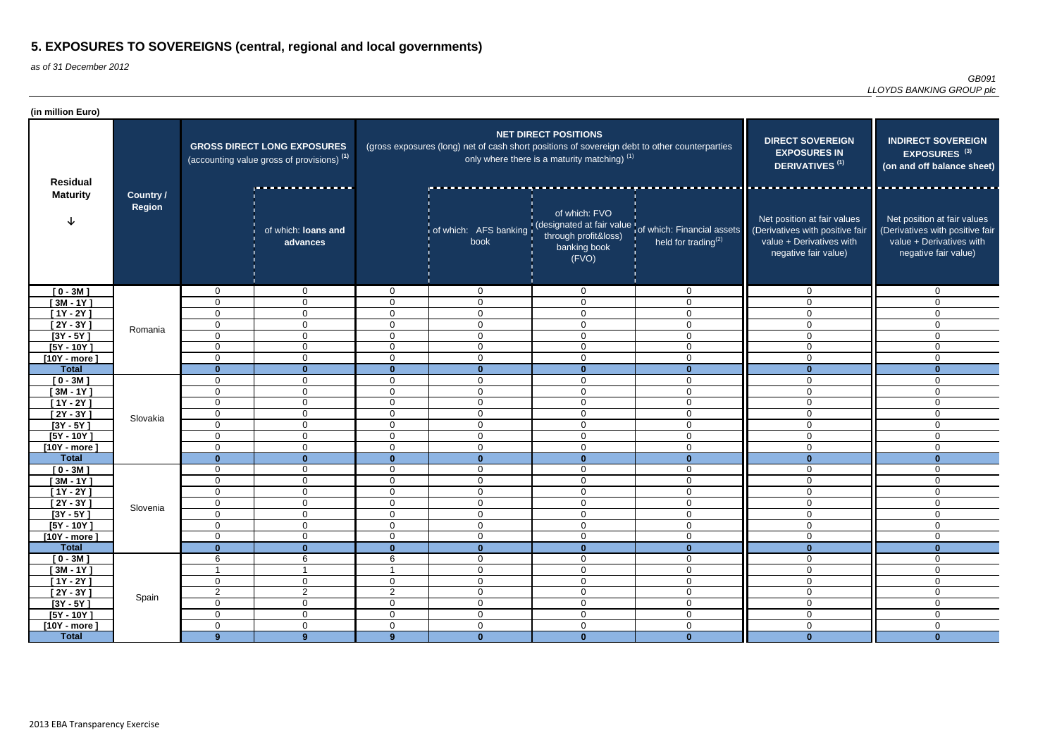# 5. EXPOSURES TO SOVEREIGNS (central, regional and local governments)

*as of 31 December 2012*

*GB091*
*LLOYDS BANKING GROUP plc*

**(in million Euro)**

| Residual Maturity | Country / Region | GROSS DIRECT LONG EXPOSURES (accounting value gross of provisions) (1) | | NET DIRECT POSITIONS (gross exposures (long) net of cash short positions of sovereign debt to other counterparties only where there is a maturity matching) (1) | | | | DIRECT SOVEREIGN EXPOSURES IN DERIVATIVES (1) | INDIRECT SOVEREIGN EXPOSURES (3) (on and off balance sheet) |
|---|---|---|---|---|---|---|---|---|---|
| | | | of which: loans and advances | | of which: AFS banking book | of which: FVO (designated at fair value through profit&loss) banking book (FVO) | of which: Financial assets held for trading(2) | Net position at fair values (Derivatives with positive fair value + Derivatives with negative fair value) | Net position at fair values (Derivatives with positive fair value + Derivatives with negative fair value) |
| [ 0 - 3M ] | Romania | 0 | 0 | 0 | 0 | 0 | 0 | 0 | 0 |
| [ 3M - 1Y ] | | 0 | 0 | 0 | 0 | 0 | 0 | 0 | 0 |
| [ 1Y - 2Y ] | | 0 | 0 | 0 | 0 | 0 | 0 | 0 | 0 |
| [ 2Y - 3Y ] | | 0 | 0 | 0 | 0 | 0 | 0 | 0 | 0 |
| [3Y - 5Y ] | | 0 | 0 | 0 | 0 | 0 | 0 | 0 | 0 |
| [5Y - 10Y ] | | 0 | 0 | 0 | 0 | 0 | 0 | 0 | 0 |
| [10Y - more ] | | 0 | 0 | 0 | 0 | 0 | 0 | 0 | 0 |
| **Total** | | **0** | **0** | **0** | **0** | **0** | **0** | **0** | **0** |
| [ 0 - 3M ] | Slovakia | 0 | 0 | 0 | 0 | 0 | 0 | 0 | 0 |
| [ 3M - 1Y ] | | 0 | 0 | 0 | 0 | 0 | 0 | 0 | 0 |
| [ 1Y - 2Y ] | | 0 | 0 | 0 | 0 | 0 | 0 | 0 | 0 |
| [ 2Y - 3Y ] | | 0 | 0 | 0 | 0 | 0 | 0 | 0 | 0 |
| [3Y - 5Y ] | | 0 | 0 | 0 | 0 | 0 | 0 | 0 | 0 |
| [5Y - 10Y ] | | 0 | 0 | 0 | 0 | 0 | 0 | 0 | 0 |
| [10Y - more ] | | 0 | 0 | 0 | 0 | 0 | 0 | 0 | 0 |
| **Total** | | **0** | **0** | **0** | **0** | **0** | **0** | **0** | **0** |
| [ 0 - 3M ] | Slovenia | 0 | 0 | 0 | 0 | 0 | 0 | 0 | 0 |
| [ 3M - 1Y ] | | 0 | 0 | 0 | 0 | 0 | 0 | 0 | 0 |
| [ 1Y - 2Y ] | | 0 | 0 | 0 | 0 | 0 | 0 | 0 | 0 |
| [ 2Y - 3Y ] | | 0 | 0 | 0 | 0 | 0 | 0 | 0 | 0 |
| [3Y - 5Y ] | | 0 | 0 | 0 | 0 | 0 | 0 | 0 | 0 |
| [5Y - 10Y ] | | 0 | 0 | 0 | 0 | 0 | 0 | 0 | 0 |
| [10Y - more ] | | 0 | 0 | 0 | 0 | 0 | 0 | 0 | 0 |
| **Total** | | **0** | **0** | **0** | **0** | **0** | **0** | **0** | **0** |
| [ 0 - 3M ] | Spain | 6 | 6 | 6 | 0 | 0 | 0 | 0 | 0 |
| [ 3M - 1Y ] | | 1 | 1 | 1 | 0 | 0 | 0 | 0 | 0 |
| [ 1Y - 2Y ] | | 0 | 0 | 0 | 0 | 0 | 0 | 0 | 0 |
| [ 2Y - 3Y ] | | 2 | 2 | 2 | 0 | 0 | 0 | 0 | 0 |
| [3Y - 5Y ] | | 0 | 0 | 0 | 0 | 0 | 0 | 0 | 0 |
| [5Y - 10Y ] | | 0 | 0 | 0 | 0 | 0 | 0 | 0 | 0 |
| [10Y - more ] | | 0 | 0 | 0 | 0 | 0 | 0 | 0 | 0 |
| **Total** | | **9** | **9** | **9** | **0** | **0** | **0** | **0** | **0** |

2013 EBA Transparency Exercise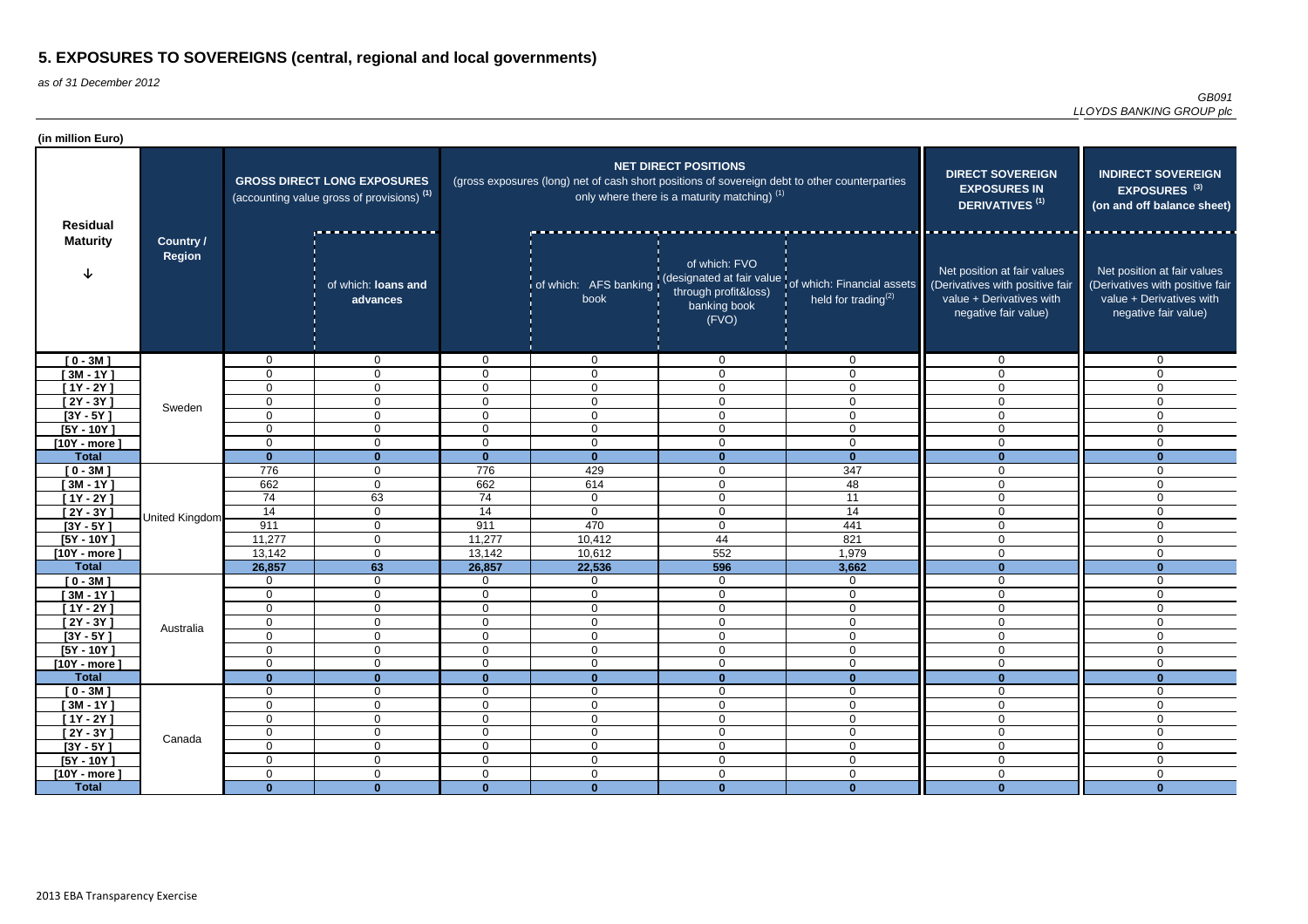# 5. EXPOSURES TO SOVEREIGNS (central, regional and local governments)

*as of 31 December 2012*

*GB091*
*LLOYDS BANKING GROUP plc*

**(in million Euro)**

| Residual Maturity | Country / Region | GROSS DIRECT LONG EXPOSURES (accounting value gross of provisions) (1) | | NET DIRECT POSITIONS (gross exposures (long) net of cash short positions of sovereign debt to other counterparties only where there is a maturity matching) (1) | | | | DIRECT SOVEREIGN EXPOSURES IN DERIVATIVES (1) | INDIRECT SOVEREIGN EXPOSURES (3) (on and off balance sheet) |
|---|---|---|---|---|---|---|---|---|---|
| | | | of which: loans and advances | | of which: AFS banking book | of which: FVO (designated at fair value through profit&loss) banking book (FVO) | of which: Financial assets held for trading(2) | Net position at fair values (Derivatives with positive fair value + Derivatives with negative fair value) | Net position at fair values (Derivatives with positive fair value + Derivatives with negative fair value) |
| [ 0 - 3M ] | Sweden | 0 | 0 | 0 | 0 | 0 | 0 | 0 | 0 |
| [ 3M - 1Y ] | | 0 | 0 | 0 | 0 | 0 | 0 | 0 | 0 |
| [ 1Y - 2Y ] | | 0 | 0 | 0 | 0 | 0 | 0 | 0 | 0 |
| [ 2Y - 3Y ] | | 0 | 0 | 0 | 0 | 0 | 0 | 0 | 0 |
| [3Y - 5Y ] | | 0 | 0 | 0 | 0 | 0 | 0 | 0 | 0 |
| [5Y - 10Y ] | | 0 | 0 | 0 | 0 | 0 | 0 | 0 | 0 |
| [10Y - more ] | | 0 | 0 | 0 | 0 | 0 | 0 | 0 | 0 |
| **Total** | | **0** | **0** | **0** | **0** | **0** | **0** | **0** | **0** |
| [ 0 - 3M ] | United Kingdom | 776 | 0 | 776 | 429 | 0 | 347 | 0 | 0 |
| [ 3M - 1Y ] | | 662 | 0 | 662 | 614 | 0 | 48 | 0 | 0 |
| [ 1Y - 2Y ] | | 74 | 63 | 74 | 0 | 0 | 11 | 0 | 0 |
| [ 2Y - 3Y ] | | 14 | 0 | 14 | 0 | 0 | 14 | 0 | 0 |
| [3Y - 5Y ] | | 911 | 0 | 911 | 470 | 0 | 441 | 0 | 0 |
| [5Y - 10Y ] | | 11,277 | 0 | 11,277 | 10,412 | 44 | 821 | 0 | 0 |
| [10Y - more ] | | 13,142 | 0 | 13,142 | 10,612 | 552 | 1,979 | 0 | 0 |
| **Total** | | **26,857** | **63** | **26,857** | **22,536** | **596** | **3,662** | **0** | **0** |
| [ 0 - 3M ] | Australia | 0 | 0 | 0 | 0 | 0 | 0 | 0 | 0 |
| [ 3M - 1Y ] | | 0 | 0 | 0 | 0 | 0 | 0 | 0 | 0 |
| [ 1Y - 2Y ] | | 0 | 0 | 0 | 0 | 0 | 0 | 0 | 0 |
| [ 2Y - 3Y ] | | 0 | 0 | 0 | 0 | 0 | 0 | 0 | 0 |
| [3Y - 5Y ] | | 0 | 0 | 0 | 0 | 0 | 0 | 0 | 0 |
| [5Y - 10Y ] | | 0 | 0 | 0 | 0 | 0 | 0 | 0 | 0 |
| [10Y - more ] | | 0 | 0 | 0 | 0 | 0 | 0 | 0 | 0 |
| **Total** | | **0** | **0** | **0** | **0** | **0** | **0** | **0** | **0** |
| [ 0 - 3M ] | Canada | 0 | 0 | 0 | 0 | 0 | 0 | 0 | 0 |
| [ 3M - 1Y ] | | 0 | 0 | 0 | 0 | 0 | 0 | 0 | 0 |
| [ 1Y - 2Y ] | | 0 | 0 | 0 | 0 | 0 | 0 | 0 | 0 |
| [ 2Y - 3Y ] | | 0 | 0 | 0 | 0 | 0 | 0 | 0 | 0 |
| [3Y - 5Y ] | | 0 | 0 | 0 | 0 | 0 | 0 | 0 | 0 |
| [5Y - 10Y ] | | 0 | 0 | 0 | 0 | 0 | 0 | 0 | 0 |
| [10Y - more ] | | 0 | 0 | 0 | 0 | 0 | 0 | 0 | 0 |
| **Total** | | **0** | **0** | **0** | **0** | **0** | **0** | **0** | **0** |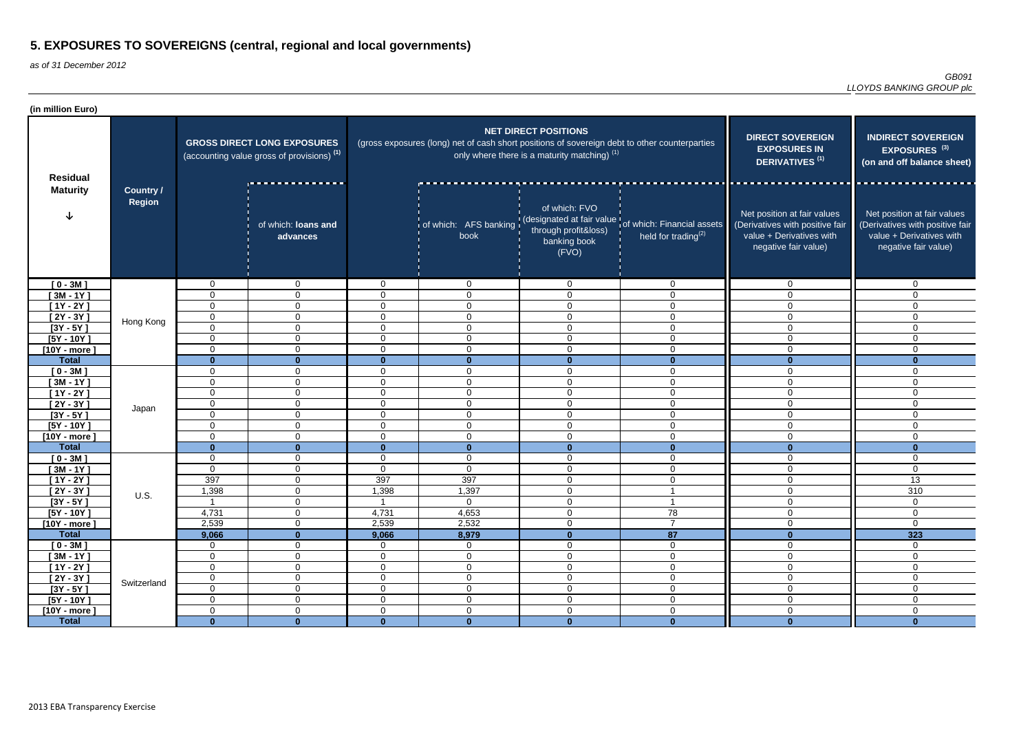# 5. EXPOSURES TO SOVEREIGNS (central, regional and local governments)

*as of 31 December 2012*

*GB091*
*LLOYDS BANKING GROUP plc*

**(in million Euro)**

| Residual Maturity | Country / Region | GROSS DIRECT LONG EXPOSURES (accounting value gross of provisions) (1) | | NET DIRECT POSITIONS (gross exposures (long) net of cash short positions of sovereign debt to other counterparties only where there is a maturity matching) (1) | | | | DIRECT SOVEREIGN EXPOSURES IN DERIVATIVES (1) | INDIRECT SOVEREIGN EXPOSURES (3) (on and off balance sheet) |
|---|---|---|---|---|---|---|---|---|---|
| | | | of which: loans and advances | | of which: AFS banking book | of which: FVO (designated at fair value through profit&loss) banking book (FVO) | of which: Financial assets held for trading(2) | Net position at fair values (Derivatives with positive fair value + Derivatives with negative fair value) | Net position at fair values (Derivatives with positive fair value + Derivatives with negative fair value) |
| [ 0 - 3M ] | Hong Kong | 0 | 0 | 0 | 0 | 0 | 0 | 0 | 0 |
| [ 3M - 1Y ] | | 0 | 0 | 0 | 0 | 0 | 0 | 0 | 0 |
| [ 1Y - 2Y ] | | 0 | 0 | 0 | 0 | 0 | 0 | 0 | 0 |
| [ 2Y - 3Y ] | | 0 | 0 | 0 | 0 | 0 | 0 | 0 | 0 |
| [3Y - 5Y ] | | 0 | 0 | 0 | 0 | 0 | 0 | 0 | 0 |
| [5Y - 10Y ] | | 0 | 0 | 0 | 0 | 0 | 0 | 0 | 0 |
| [10Y - more ] | | 0 | 0 | 0 | 0 | 0 | 0 | 0 | 0 |
| **Total** | | **0** | **0** | **0** | **0** | **0** | **0** | **0** | **0** |
| [ 0 - 3M ] | Japan | 0 | 0 | 0 | 0 | 0 | 0 | 0 | 0 |
| [ 3M - 1Y ] | | 0 | 0 | 0 | 0 | 0 | 0 | 0 | 0 |
| [ 1Y - 2Y ] | | 0 | 0 | 0 | 0 | 0 | 0 | 0 | 0 |
| [ 2Y - 3Y ] | | 0 | 0 | 0 | 0 | 0 | 0 | 0 | 0 |
| [3Y - 5Y ] | | 0 | 0 | 0 | 0 | 0 | 0 | 0 | 0 |
| [5Y - 10Y ] | | 0 | 0 | 0 | 0 | 0 | 0 | 0 | 0 |
| [10Y - more ] | | 0 | 0 | 0 | 0 | 0 | 0 | 0 | 0 |
| **Total** | | **0** | **0** | **0** | **0** | **0** | **0** | **0** | **0** |
| [ 0 - 3M ] | U.S. | 0 | 0 | 0 | 0 | 0 | 0 | 0 | 0 |
| [ 3M - 1Y ] | | 0 | 0 | 0 | 0 | 0 | 0 | 0 | 0 |
| [ 1Y - 2Y ] | | 397 | 0 | 397 | 397 | 0 | 0 | 0 | 13 |
| [ 2Y - 3Y ] | | 1,398 | 0 | 1,398 | 1,397 | 0 | 1 | 0 | 310 |
| [3Y - 5Y ] | | 1 | 0 | 1 | 0 | 0 | 1 | 0 | 0 |
| [5Y - 10Y ] | | 4,731 | 0 | 4,731 | 4,653 | 0 | 78 | 0 | 0 |
| [10Y - more ] | | 2,539 | 0 | 2,539 | 2,532 | 0 | 7 | 0 | 0 |
| **Total** | | **9,066** | **0** | **9,066** | **8,979** | **0** | **87** | **0** | **323** |
| [ 0 - 3M ] | Switzerland | 0 | 0 | 0 | 0 | 0 | 0 | 0 | 0 |
| [ 3M - 1Y ] | | 0 | 0 | 0 | 0 | 0 | 0 | 0 | 0 |
| [ 1Y - 2Y ] | | 0 | 0 | 0 | 0 | 0 | 0 | 0 | 0 |
| [ 2Y - 3Y ] | | 0 | 0 | 0 | 0 | 0 | 0 | 0 | 0 |
| [3Y - 5Y ] | | 0 | 0 | 0 | 0 | 0 | 0 | 0 | 0 |
| [5Y - 10Y ] | | 0 | 0 | 0 | 0 | 0 | 0 | 0 | 0 |
| [10Y - more ] | | 0 | 0 | 0 | 0 | 0 | 0 | 0 | 0 |
| **Total** | | **0** | **0** | **0** | **0** | **0** | **0** | **0** | **0** |

2013 EBA Transparency Exercise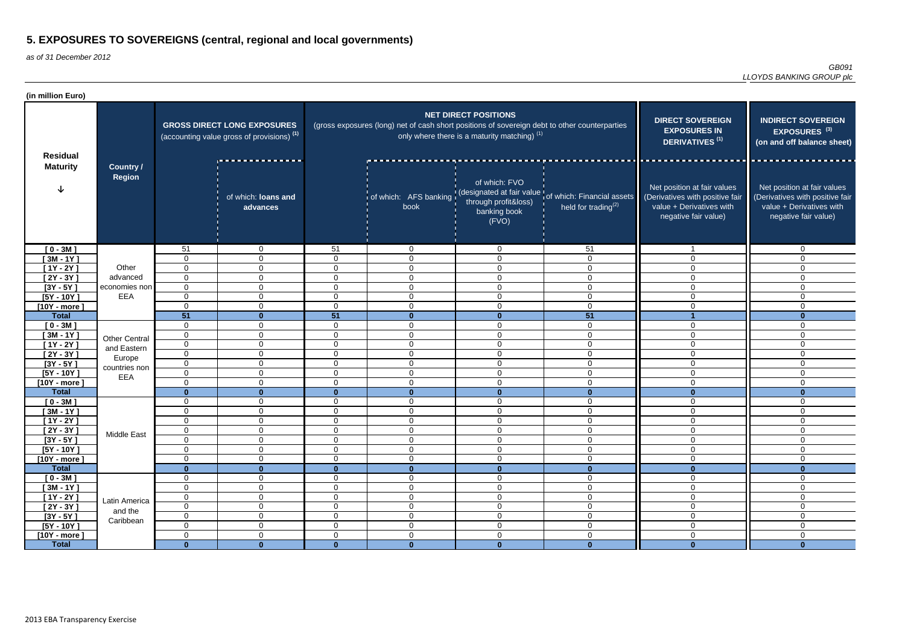# 5. EXPOSURES TO SOVEREIGNS (central, regional and local governments)

*as of 31 December 2012*

*GB091*
*LLOYDS BANKING GROUP plc*

**(in million Euro)**

| Residual Maturity | Country / Region | GROSS DIRECT LONG EXPOSURES (accounting value gross of provisions) (1) | | NET DIRECT POSITIONS (gross exposures (long) net of cash short positions of sovereign debt to other counterparties only where there is a maturity matching) (1) | | | | DIRECT SOVEREIGN EXPOSURES IN DERIVATIVES (1) | INDIRECT SOVEREIGN EXPOSURES (3) (on and off balance sheet) |
|---|---|---|---|---|---|---|---|---|---|
| | | | of which: loans and advances | | of which: AFS banking book | of which: FVO (designated at fair value through profit&loss) banking book (FVO) | of which: Financial assets held for trading(2) | Net position at fair values (Derivatives with positive fair value + Derivatives with negative fair value) | Net position at fair values (Derivatives with positive fair value + Derivatives with negative fair value) |
| [ 0 - 3M ] | Other advanced economies non EEA | 51 | 0 | 51 | 0 | 0 | 51 | 1 | 0 |
| [ 3M - 1Y ] | | 0 | 0 | 0 | 0 | 0 | 0 | 0 | 0 |
| [ 1Y - 2Y ] | | 0 | 0 | 0 | 0 | 0 | 0 | 0 | 0 |
| [ 2Y - 3Y ] | | 0 | 0 | 0 | 0 | 0 | 0 | 0 | 0 |
| [3Y - 5Y ] | | 0 | 0 | 0 | 0 | 0 | 0 | 0 | 0 |
| [5Y - 10Y ] | | 0 | 0 | 0 | 0 | 0 | 0 | 0 | 0 |
| [10Y - more ] | | 0 | 0 | 0 | 0 | 0 | 0 | 0 | 0 |
| **Total** | | **51** | **0** | **51** | **0** | **0** | **51** | **1** | **0** |
| [ 0 - 3M ] | Other Central and Eastern Europe countries non EEA | 0 | 0 | 0 | 0 | 0 | 0 | 0 | 0 |
| [ 3M - 1Y ] | | 0 | 0 | 0 | 0 | 0 | 0 | 0 | 0 |
| [ 1Y - 2Y ] | | 0 | 0 | 0 | 0 | 0 | 0 | 0 | 0 |
| [ 2Y - 3Y ] | | 0 | 0 | 0 | 0 | 0 | 0 | 0 | 0 |
| [3Y - 5Y ] | | 0 | 0 | 0 | 0 | 0 | 0 | 0 | 0 |
| [5Y - 10Y ] | | 0 | 0 | 0 | 0 | 0 | 0 | 0 | 0 |
| [10Y - more ] | | 0 | 0 | 0 | 0 | 0 | 0 | 0 | 0 |
| **Total** | | **0** | **0** | **0** | **0** | **0** | **0** | **0** | **0** |
| [ 0 - 3M ] | Middle East | 0 | 0 | 0 | 0 | 0 | 0 | 0 | 0 |
| [ 3M - 1Y ] | | 0 | 0 | 0 | 0 | 0 | 0 | 0 | 0 |
| [ 1Y - 2Y ] | | 0 | 0 | 0 | 0 | 0 | 0 | 0 | 0 |
| [ 2Y - 3Y ] | | 0 | 0 | 0 | 0 | 0 | 0 | 0 | 0 |
| [3Y - 5Y ] | | 0 | 0 | 0 | 0 | 0 | 0 | 0 | 0 |
| [5Y - 10Y ] | | 0 | 0 | 0 | 0 | 0 | 0 | 0 | 0 |
| [10Y - more ] | | 0 | 0 | 0 | 0 | 0 | 0 | 0 | 0 |
| **Total** | | **0** | **0** | **0** | **0** | **0** | **0** | **0** | **0** |
| [ 0 - 3M ] | Latin America and the Caribbean | 0 | 0 | 0 | 0 | 0 | 0 | 0 | 0 |
| [ 3M - 1Y ] | | 0 | 0 | 0 | 0 | 0 | 0 | 0 | 0 |
| [ 1Y - 2Y ] | | 0 | 0 | 0 | 0 | 0 | 0 | 0 | 0 |
| [ 2Y - 3Y ] | | 0 | 0 | 0 | 0 | 0 | 0 | 0 | 0 |
| [3Y - 5Y ] | | 0 | 0 | 0 | 0 | 0 | 0 | 0 | 0 |
| [5Y - 10Y ] | | 0 | 0 | 0 | 0 | 0 | 0 | 0 | 0 |
| [10Y - more ] | | 0 | 0 | 0 | 0 | 0 | 0 | 0 | 0 |
| **Total** | | **0** | **0** | **0** | **0** | **0** | **0** | **0** | **0** |

2013 EBA Transparency Exercise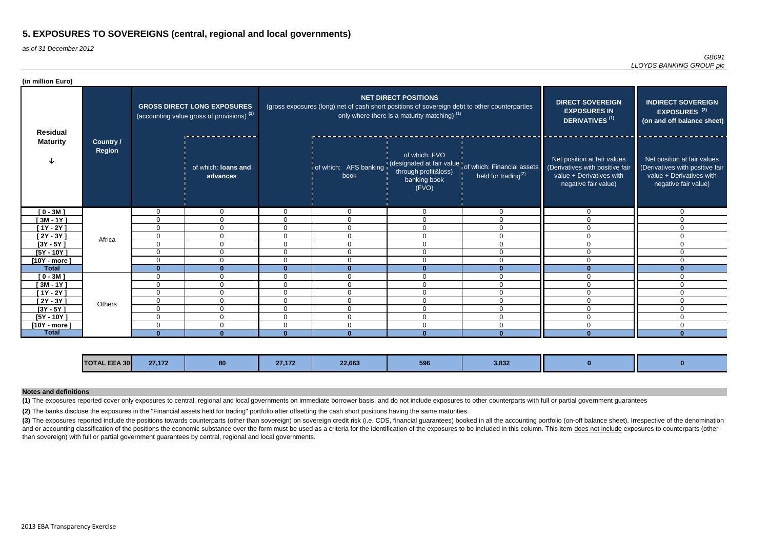# 5. EXPOSURES TO SOVEREIGNS (central, regional and local governments)

*as of 31 December 2012*

*GB091*
*LLOYDS BANKING GROUP plc*

**(in million Euro)**

| Residual Maturity | Country / Region | GROSS DIRECT LONG EXPOSURES (accounting value gross of provisions) (1) | | NET DIRECT POSITIONS (gross exposures (long) net of cash short positions of sovereign debt to other counterparties only where there is a maturity matching) (1) | | | | DIRECT SOVEREIGN EXPOSURES IN DERIVATIVES (1) | INDIRECT SOVEREIGN EXPOSURES (3) (on and off balance sheet) |
|---|---|---|---|---|---|---|---|---|---|
| | | | of which: loans and advances | | of which: AFS banking book | of which: FVO (designated at fair value through profit&loss) banking book (FVO) | of which: Financial assets held for trading(2) | Net position at fair values (Derivatives with positive fair value + Derivatives with negative fair value) | Net position at fair values (Derivatives with positive fair value + Derivatives with negative fair value) |
| [ 0 - 3M ] | Africa | 0 | 0 | 0 | 0 | 0 | 0 | 0 | 0 |
| [ 3M - 1Y ] | | 0 | 0 | 0 | 0 | 0 | 0 | 0 | 0 |
| [ 1Y - 2Y ] | | 0 | 0 | 0 | 0 | 0 | 0 | 0 | 0 |
| [ 2Y - 3Y ] | | 0 | 0 | 0 | 0 | 0 | 0 | 0 | 0 |
| [3Y - 5Y ] | | 0 | 0 | 0 | 0 | 0 | 0 | 0 | 0 |
| [5Y - 10Y ] | | 0 | 0 | 0 | 0 | 0 | 0 | 0 | 0 |
| [10Y - more ] | | 0 | 0 | 0 | 0 | 0 | 0 | 0 | 0 |
| **Total** | | **0** | **0** | **0** | **0** | **0** | **0** | **0** | **0** |
| [ 0 - 3M ] | Others | 0 | 0 | 0 | 0 | 0 | 0 | 0 | 0 |
| [ 3M - 1Y ] | | 0 | 0 | 0 | 0 | 0 | 0 | 0 | 0 |
| [ 1Y - 2Y ] | | 0 | 0 | 0 | 0 | 0 | 0 | 0 | 0 |
| [ 2Y - 3Y ] | | 0 | 0 | 0 | 0 | 0 | 0 | 0 | 0 |
| [3Y - 5Y ] | | 0 | 0 | 0 | 0 | 0 | 0 | 0 | 0 |
| [5Y - 10Y ] | | 0 | 0 | 0 | 0 | 0 | 0 | 0 | 0 |
| [10Y - more ] | | 0 | 0 | 0 | 0 | 0 | 0 | 0 | 0 |
| **Total** | | **0** | **0** | **0** | **0** | **0** | **0** | **0** | **0** |
| | **TOTAL EEA 30** | **27,172** | **80** | **27,172** | **22,663** | **596** | **3,832** | **0** | **0** |

**Notes and definitions**

**(1)** The exposures reported cover only exposures to central, regional and local governments on immediate borrower basis, and do not include exposures to other counterparts with full or partial government guarantees

**(2)** The banks disclose the exposures in the "Financial assets held for trading" portfolio after offsetting the cash short positions having the same maturities.

**(3)** The exposures reported include the positions towards counterparts (other than sovereign) on sovereign credit risk (i.e. CDS, financial guarantees) booked in all the accounting portfolio (on-off balance sheet). Irrespective of the denomination and or accounting classification of the positions the economic substance over the form must be used as a criteria for the identification of the exposures to be included in this column. This item does not include exposures to counterparts (other than sovereign) with full or partial government guarantees by central, regional and local governments.

2013 EBA Transparency Exercise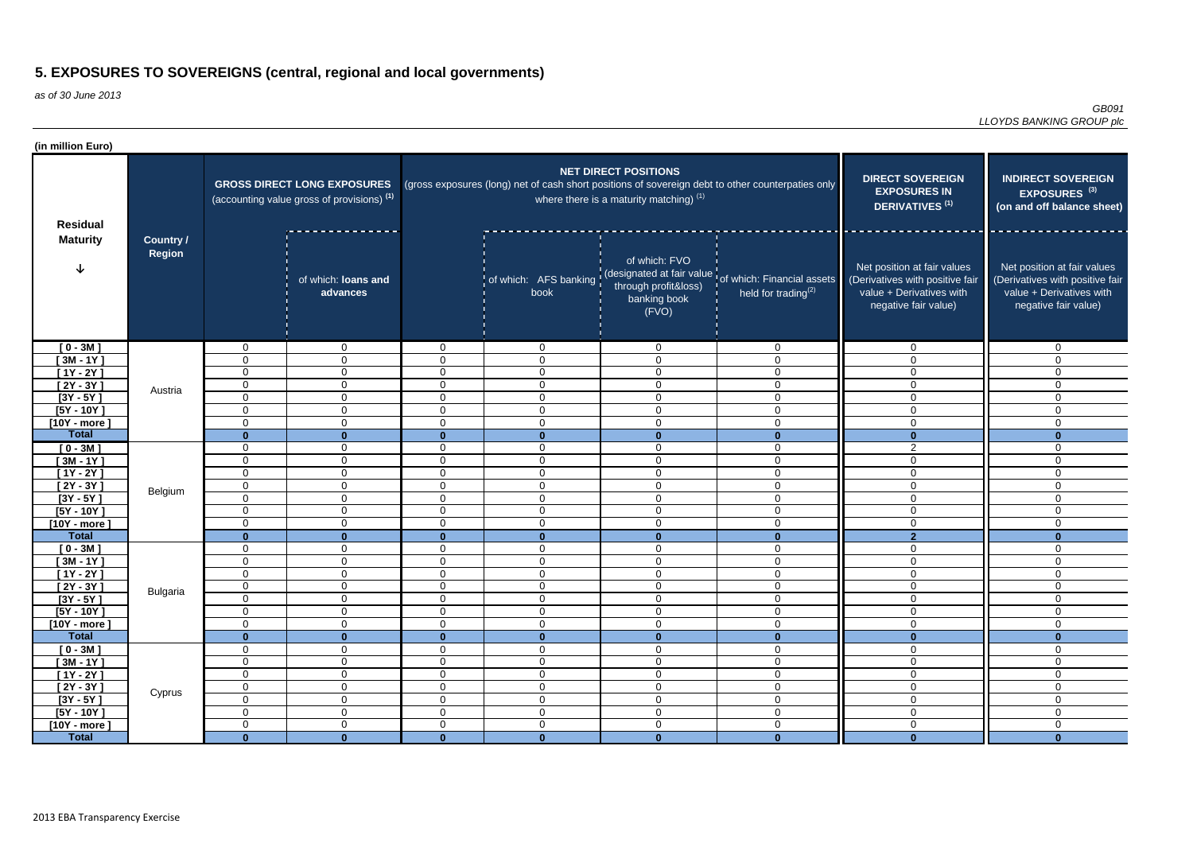# 5. EXPOSURES TO SOVEREIGNS (central, regional and local governments)

*as of 30 June 2013*

*GB091*
*LLOYDS BANKING GROUP plc*

**(in million Euro)**

| Residual Maturity | Country / Region | GROSS DIRECT LONG EXPOSURES (accounting value gross of provisions) (1) | | NET DIRECT POSITIONS (gross exposures (long) net of cash short positions of sovereign debt to other counterpaties only where there is a maturity matching) (1) | | | | DIRECT SOVEREIGN EXPOSURES IN DERIVATIVES (1) | INDIRECT SOVEREIGN EXPOSURES (3) (on and off balance sheet) |
|---|---|---|---|---|---|---|---|---|---|
| | | | of which: **loans and advances** | | of which: AFS banking book | of which: FVO (designated at fair value through profit&loss) banking book (FVO) | of which: Financial assets held for trading(2) | Net position at fair values (Derivatives with positive fair value + Derivatives with negative fair value) | Net position at fair values (Derivatives with positive fair value + Derivatives with negative fair value) |
| [ 0 - 3M ] | Austria | 0 | 0 | 0 | 0 | 0 | 0 | 0 | 0 |
| [ 3M - 1Y ] | | 0 | 0 | 0 | 0 | 0 | 0 | 0 | 0 |
| [ 1Y - 2Y ] | | 0 | 0 | 0 | 0 | 0 | 0 | 0 | 0 |
| [ 2Y - 3Y ] | | 0 | 0 | 0 | 0 | 0 | 0 | 0 | 0 |
| [3Y - 5Y ] | | 0 | 0 | 0 | 0 | 0 | 0 | 0 | 0 |
| [5Y - 10Y ] | | 0 | 0 | 0 | 0 | 0 | 0 | 0 | 0 |
| [10Y - more ] | | 0 | 0 | 0 | 0 | 0 | 0 | 0 | 0 |
| **Total** | | **0** | **0** | **0** | **0** | **0** | **0** | **0** | **0** |
| [ 0 - 3M ] | Belgium | 0 | 0 | 0 | 0 | 0 | 0 | 2 | 0 |
| [ 3M - 1Y ] | | 0 | 0 | 0 | 0 | 0 | 0 | 0 | 0 |
| [ 1Y - 2Y ] | | 0 | 0 | 0 | 0 | 0 | 0 | 0 | 0 |
| [ 2Y - 3Y ] | | 0 | 0 | 0 | 0 | 0 | 0 | 0 | 0 |
| [3Y - 5Y ] | | 0 | 0 | 0 | 0 | 0 | 0 | 0 | 0 |
| [5Y - 10Y ] | | 0 | 0 | 0 | 0 | 0 | 0 | 0 | 0 |
| [10Y - more ] | | 0 | 0 | 0 | 0 | 0 | 0 | 0 | 0 |
| **Total** | | **0** | **0** | **0** | **0** | **0** | **0** | **2** | **0** |
| [ 0 - 3M ] | Bulgaria | 0 | 0 | 0 | 0 | 0 | 0 | 0 | 0 |
| [ 3M - 1Y ] | | 0 | 0 | 0 | 0 | 0 | 0 | 0 | 0 |
| [ 1Y - 2Y ] | | 0 | 0 | 0 | 0 | 0 | 0 | 0 | 0 |
| [ 2Y - 3Y ] | | 0 | 0 | 0 | 0 | 0 | 0 | 0 | 0 |
| [3Y - 5Y ] | | 0 | 0 | 0 | 0 | 0 | 0 | 0 | 0 |
| [5Y - 10Y ] | | 0 | 0 | 0 | 0 | 0 | 0 | 0 | 0 |
| [10Y - more ] | | 0 | 0 | 0 | 0 | 0 | 0 | 0 | 0 |
| **Total** | | **0** | **0** | **0** | **0** | **0** | **0** | **0** | **0** |
| [ 0 - 3M ] | Cyprus | 0 | 0 | 0 | 0 | 0 | 0 | 0 | 0 |
| [ 3M - 1Y ] | | 0 | 0 | 0 | 0 | 0 | 0 | 0 | 0 |
| [ 1Y - 2Y ] | | 0 | 0 | 0 | 0 | 0 | 0 | 0 | 0 |
| [ 2Y - 3Y ] | | 0 | 0 | 0 | 0 | 0 | 0 | 0 | 0 |
| [3Y - 5Y ] | | 0 | 0 | 0 | 0 | 0 | 0 | 0 | 0 |
| [5Y - 10Y ] | | 0 | 0 | 0 | 0 | 0 | 0 | 0 | 0 |
| [10Y - more ] | | 0 | 0 | 0 | 0 | 0 | 0 | 0 | 0 |
| **Total** | | **0** | **0** | **0** | **0** | **0** | **0** | **0** | **0** |

2013 EBA Transparency Exercise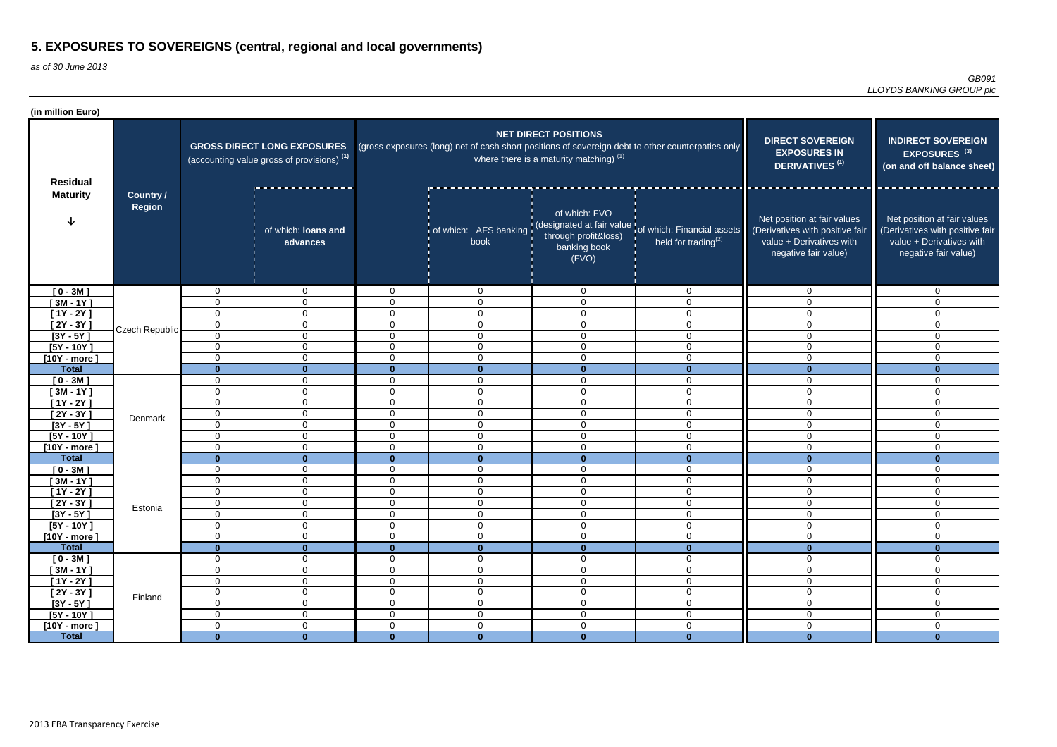# 5. EXPOSURES TO SOVEREIGNS (central, regional and local governments)

*as of 30 June 2013*

*GB091*
*LLOYDS BANKING GROUP plc*

**(in million Euro)**

| Residual Maturity | Country / Region | GROSS DIRECT LONG EXPOSURES (accounting value gross of provisions) (1) | | NET DIRECT POSITIONS (gross exposures (long) net of cash short positions of sovereign debt to other counterpaties only where there is a maturity matching) (1) | | | | DIRECT SOVEREIGN EXPOSURES IN DERIVATIVES (1) | INDIRECT SOVEREIGN EXPOSURES (3) (on and off balance sheet) |
|---|---|---|---|---|---|---|---|---|---|
| | | | of which: loans and advances | | of which: AFS banking book | of which: FVO (designated at fair value through profit&loss) banking book (FVO) | of which: Financial assets held for trading(2) | Net position at fair values (Derivatives with positive fair value + Derivatives with negative fair value) | Net position at fair values (Derivatives with positive fair value + Derivatives with negative fair value) |
| [ 0 - 3M ] | Czech Republic | 0 | 0 | 0 | 0 | 0 | 0 | 0 | 0 |
| [ 3M - 1Y ] | | 0 | 0 | 0 | 0 | 0 | 0 | 0 | 0 |
| [ 1Y - 2Y ] | | 0 | 0 | 0 | 0 | 0 | 0 | 0 | 0 |
| [ 2Y - 3Y ] | | 0 | 0 | 0 | 0 | 0 | 0 | 0 | 0 |
| [3Y - 5Y ] | | 0 | 0 | 0 | 0 | 0 | 0 | 0 | 0 |
| [5Y - 10Y ] | | 0 | 0 | 0 | 0 | 0 | 0 | 0 | 0 |
| [10Y - more ] | | 0 | 0 | 0 | 0 | 0 | 0 | 0 | 0 |
| **Total** | | **0** | **0** | **0** | **0** | **0** | **0** | **0** | **0** |
| [ 0 - 3M ] | Denmark | 0 | 0 | 0 | 0 | 0 | 0 | 0 | 0 |
| [ 3M - 1Y ] | | 0 | 0 | 0 | 0 | 0 | 0 | 0 | 0 |
| [ 1Y - 2Y ] | | 0 | 0 | 0 | 0 | 0 | 0 | 0 | 0 |
| [ 2Y - 3Y ] | | 0 | 0 | 0 | 0 | 0 | 0 | 0 | 0 |
| [3Y - 5Y ] | | 0 | 0 | 0 | 0 | 0 | 0 | 0 | 0 |
| [5Y - 10Y ] | | 0 | 0 | 0 | 0 | 0 | 0 | 0 | 0 |
| [10Y - more ] | | 0 | 0 | 0 | 0 | 0 | 0 | 0 | 0 |
| **Total** | | **0** | **0** | **0** | **0** | **0** | **0** | **0** | **0** |
| [ 0 - 3M ] | Estonia | 0 | 0 | 0 | 0 | 0 | 0 | 0 | 0 |
| [ 3M - 1Y ] | | 0 | 0 | 0 | 0 | 0 | 0 | 0 | 0 |
| [ 1Y - 2Y ] | | 0 | 0 | 0 | 0 | 0 | 0 | 0 | 0 |
| [ 2Y - 3Y ] | | 0 | 0 | 0 | 0 | 0 | 0 | 0 | 0 |
| [3Y - 5Y ] | | 0 | 0 | 0 | 0 | 0 | 0 | 0 | 0 |
| [5Y - 10Y ] | | 0 | 0 | 0 | 0 | 0 | 0 | 0 | 0 |
| [10Y - more ] | | 0 | 0 | 0 | 0 | 0 | 0 | 0 | 0 |
| **Total** | | **0** | **0** | **0** | **0** | **0** | **0** | **0** | **0** |
| [ 0 - 3M ] | Finland | 0 | 0 | 0 | 0 | 0 | 0 | 0 | 0 |
| [ 3M - 1Y ] | | 0 | 0 | 0 | 0 | 0 | 0 | 0 | 0 |
| [ 1Y - 2Y ] | | 0 | 0 | 0 | 0 | 0 | 0 | 0 | 0 |
| [ 2Y - 3Y ] | | 0 | 0 | 0 | 0 | 0 | 0 | 0 | 0 |
| [3Y - 5Y ] | | 0 | 0 | 0 | 0 | 0 | 0 | 0 | 0 |
| [5Y - 10Y ] | | 0 | 0 | 0 | 0 | 0 | 0 | 0 | 0 |
| [10Y - more ] | | 0 | 0 | 0 | 0 | 0 | 0 | 0 | 0 |
| **Total** | | **0** | **0** | **0** | **0** | **0** | **0** | **0** | **0** |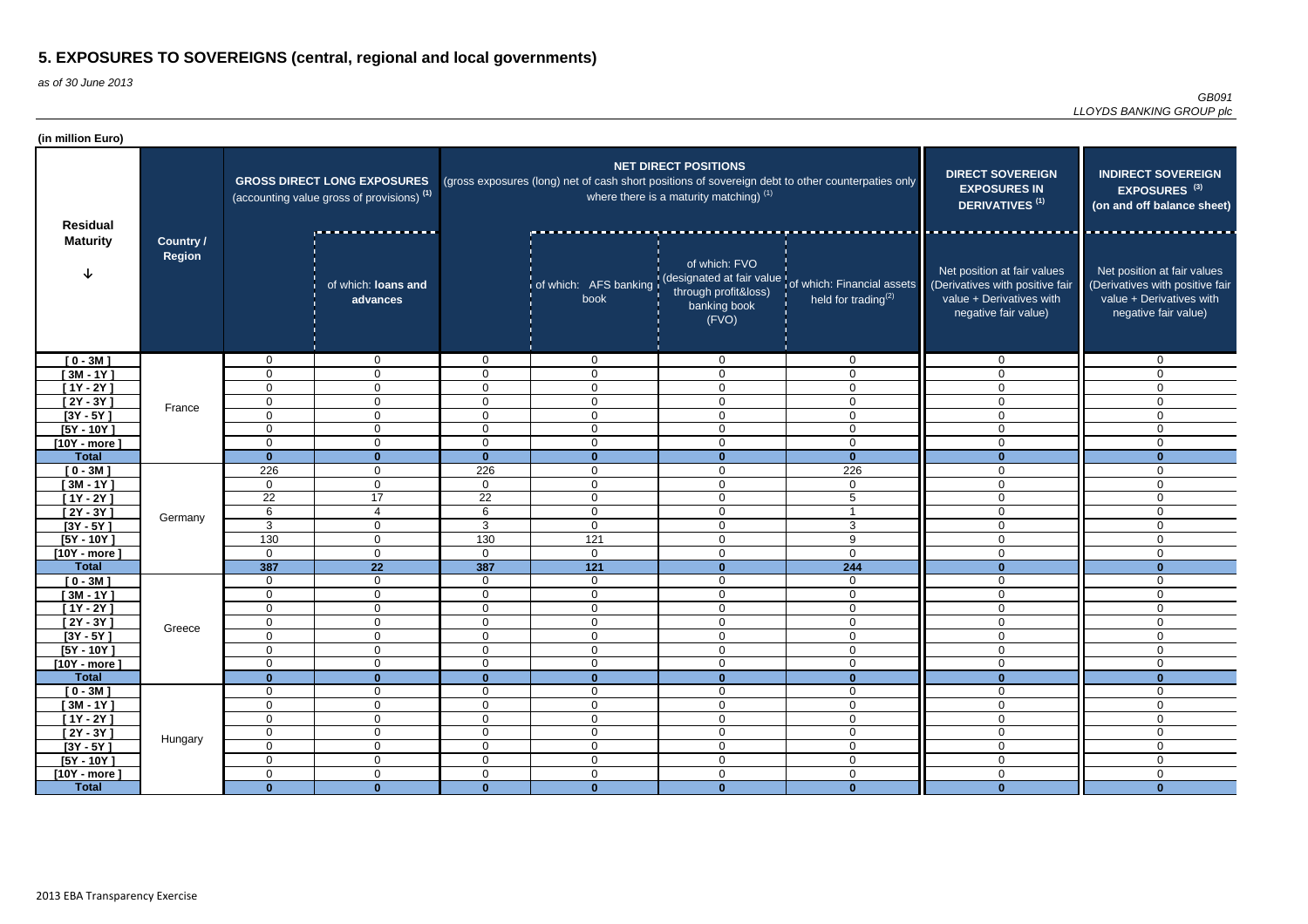# 5. EXPOSURES TO SOVEREIGNS (central, regional and local governments)

*as of 30 June 2013*

*GB091*
*LLOYDS BANKING GROUP plc*

**(in million Euro)**

| Residual Maturity | Country / Region | GROSS DIRECT LONG EXPOSURES (accounting value gross of provisions) (1) | | NET DIRECT POSITIONS (gross exposures (long) net of cash short positions of sovereign debt to other counterpaties only where there is a maturity matching) (1) | | | | DIRECT SOVEREIGN EXPOSURES IN DERIVATIVES (1) | INDIRECT SOVEREIGN EXPOSURES (3) (on and off balance sheet) |
|---|---|---|---|---|---|---|---|---|---|
| | | | of which: loans and advances | | of which: AFS banking book | of which: FVO (designated at fair value through profit&loss) banking book (FVO) | of which: Financial assets held for trading(2) | Net position at fair values (Derivatives with positive fair value + Derivatives with negative fair value) | Net position at fair values (Derivatives with positive fair value + Derivatives with negative fair value) |
| [ 0 - 3M ] | France | 0 | 0 | 0 | 0 | 0 | 0 | 0 | 0 |
| [ 3M - 1Y ] | | 0 | 0 | 0 | 0 | 0 | 0 | 0 | 0 |
| [ 1Y - 2Y ] | | 0 | 0 | 0 | 0 | 0 | 0 | 0 | 0 |
| [ 2Y - 3Y ] | | 0 | 0 | 0 | 0 | 0 | 0 | 0 | 0 |
| [3Y - 5Y ] | | 0 | 0 | 0 | 0 | 0 | 0 | 0 | 0 |
| [5Y - 10Y ] | | 0 | 0 | 0 | 0 | 0 | 0 | 0 | 0 |
| [10Y - more ] | | 0 | 0 | 0 | 0 | 0 | 0 | 0 | 0 |
| **Total** | | **0** | **0** | **0** | **0** | **0** | **0** | **0** | **0** |
| [ 0 - 3M ] | Germany | 226 | 0 | 226 | 0 | 0 | 226 | 0 | 0 |
| [ 3M - 1Y ] | | 0 | 0 | 0 | 0 | 0 | 0 | 0 | 0 |
| [ 1Y - 2Y ] | | 22 | 17 | 22 | 0 | 0 | 5 | 0 | 0 |
| [ 2Y - 3Y ] | | 6 | 4 | 6 | 0 | 0 | 1 | 0 | 0 |
| [3Y - 5Y ] | | 3 | 0 | 3 | 0 | 0 | 3 | 0 | 0 |
| [5Y - 10Y ] | | 130 | 0 | 130 | 121 | 0 | 9 | 0 | 0 |
| [10Y - more ] | | 0 | 0 | 0 | 0 | 0 | 0 | 0 | 0 |
| **Total** | | **387** | **22** | **387** | **121** | **0** | **244** | **0** | **0** |
| [ 0 - 3M ] | Greece | 0 | 0 | 0 | 0 | 0 | 0 | 0 | 0 |
| [ 3M - 1Y ] | | 0 | 0 | 0 | 0 | 0 | 0 | 0 | 0 |
| [ 1Y - 2Y ] | | 0 | 0 | 0 | 0 | 0 | 0 | 0 | 0 |
| [ 2Y - 3Y ] | | 0 | 0 | 0 | 0 | 0 | 0 | 0 | 0 |
| [3Y - 5Y ] | | 0 | 0 | 0 | 0 | 0 | 0 | 0 | 0 |
| [5Y - 10Y ] | | 0 | 0 | 0 | 0 | 0 | 0 | 0 | 0 |
| [10Y - more ] | | 0 | 0 | 0 | 0 | 0 | 0 | 0 | 0 |
| **Total** | | **0** | **0** | **0** | **0** | **0** | **0** | **0** | **0** |
| [ 0 - 3M ] | Hungary | 0 | 0 | 0 | 0 | 0 | 0 | 0 | 0 |
| [ 3M - 1Y ] | | 0 | 0 | 0 | 0 | 0 | 0 | 0 | 0 |
| [ 1Y - 2Y ] | | 0 | 0 | 0 | 0 | 0 | 0 | 0 | 0 |
| [ 2Y - 3Y ] | | 0 | 0 | 0 | 0 | 0 | 0 | 0 | 0 |
| [3Y - 5Y ] | | 0 | 0 | 0 | 0 | 0 | 0 | 0 | 0 |
| [5Y - 10Y ] | | 0 | 0 | 0 | 0 | 0 | 0 | 0 | 0 |
| [10Y - more ] | | 0 | 0 | 0 | 0 | 0 | 0 | 0 | 0 |
| **Total** | | **0** | **0** | **0** | **0** | **0** | **0** | **0** | **0** |

2013 EBA Transparency Exercise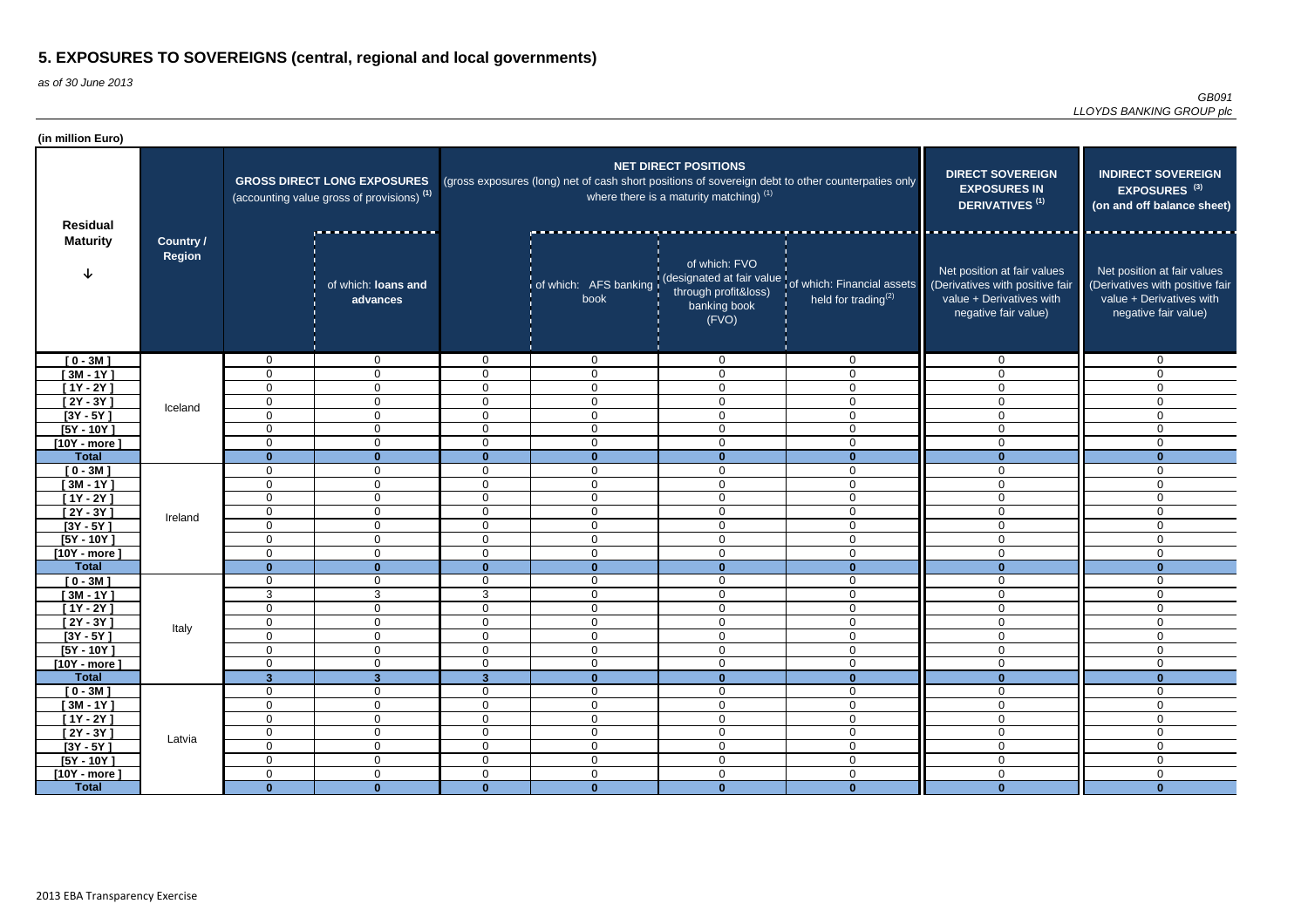# 5. EXPOSURES TO SOVEREIGNS (central, regional and local governments)

*as of 30 June 2013*

*GB091*
*LLOYDS BANKING GROUP plc*

**(in million Euro)**

| Residual Maturity | Country / Region | GROSS DIRECT LONG EXPOSURES (accounting value gross of provisions) (1) | | NET DIRECT POSITIONS (gross exposures (long) net of cash short positions of sovereign debt to other counterpaties only where there is a maturity matching) (1) | | | | DIRECT SOVEREIGN EXPOSURES IN DERIVATIVES (1) | INDIRECT SOVEREIGN EXPOSURES (3) (on and off balance sheet) |
|---|---|---|---|---|---|---|---|---|---|
| | | | of which: loans and advances | | of which: AFS banking book | of which: FVO (designated at fair value through profit&loss) banking book (FVO) | of which: Financial assets held for trading(2) | Net position at fair values (Derivatives with positive fair value + Derivatives with negative fair value) | Net position at fair values (Derivatives with positive fair value + Derivatives with negative fair value) |
| [ 0 - 3M ] | Iceland | 0 | 0 | 0 | 0 | 0 | 0 | 0 | 0 |
| [ 3M - 1Y ] | Iceland | 0 | 0 | 0 | 0 | 0 | 0 | 0 | 0 |
| [ 1Y - 2Y ] | Iceland | 0 | 0 | 0 | 0 | 0 | 0 | 0 | 0 |
| [ 2Y - 3Y ] | Iceland | 0 | 0 | 0 | 0 | 0 | 0 | 0 | 0 |
| [3Y - 5Y ] | Iceland | 0 | 0 | 0 | 0 | 0 | 0 | 0 | 0 |
| [5Y - 10Y ] | Iceland | 0 | 0 | 0 | 0 | 0 | 0 | 0 | 0 |
| [10Y - more ] | Iceland | 0 | 0 | 0 | 0 | 0 | 0 | 0 | 0 |
| **Total** | Iceland | **0** | **0** | **0** | **0** | **0** | **0** | **0** | **0** |
| [ 0 - 3M ] | Ireland | 0 | 0 | 0 | 0 | 0 | 0 | 0 | 0 |
| [ 3M - 1Y ] | Ireland | 0 | 0 | 0 | 0 | 0 | 0 | 0 | 0 |
| [ 1Y - 2Y ] | Ireland | 0 | 0 | 0 | 0 | 0 | 0 | 0 | 0 |
| [ 2Y - 3Y ] | Ireland | 0 | 0 | 0 | 0 | 0 | 0 | 0 | 0 |
| [3Y - 5Y ] | Ireland | 0 | 0 | 0 | 0 | 0 | 0 | 0 | 0 |
| [5Y - 10Y ] | Ireland | 0 | 0 | 0 | 0 | 0 | 0 | 0 | 0 |
| [10Y - more ] | Ireland | 0 | 0 | 0 | 0 | 0 | 0 | 0 | 0 |
| **Total** | Ireland | **0** | **0** | **0** | **0** | **0** | **0** | **0** | **0** |
| [ 0 - 3M ] | Italy | 0 | 0 | 0 | 0 | 0 | 0 | 0 | 0 |
| [ 3M - 1Y ] | Italy | 3 | 3 | 3 | 0 | 0 | 0 | 0 | 0 |
| [ 1Y - 2Y ] | Italy | 0 | 0 | 0 | 0 | 0 | 0 | 0 | 0 |
| [ 2Y - 3Y ] | Italy | 0 | 0 | 0 | 0 | 0 | 0 | 0 | 0 |
| [3Y - 5Y ] | Italy | 0 | 0 | 0 | 0 | 0 | 0 | 0 | 0 |
| [5Y - 10Y ] | Italy | 0 | 0 | 0 | 0 | 0 | 0 | 0 | 0 |
| [10Y - more ] | Italy | 0 | 0 | 0 | 0 | 0 | 0 | 0 | 0 |
| **Total** | Italy | **3** | **3** | **3** | **0** | **0** | **0** | **0** | **0** |
| [ 0 - 3M ] | Latvia | 0 | 0 | 0 | 0 | 0 | 0 | 0 | 0 |
| [ 3M - 1Y ] | Latvia | 0 | 0 | 0 | 0 | 0 | 0 | 0 | 0 |
| [ 1Y - 2Y ] | Latvia | 0 | 0 | 0 | 0 | 0 | 0 | 0 | 0 |
| [ 2Y - 3Y ] | Latvia | 0 | 0 | 0 | 0 | 0 | 0 | 0 | 0 |
| [3Y - 5Y ] | Latvia | 0 | 0 | 0 | 0 | 0 | 0 | 0 | 0 |
| [5Y - 10Y ] | Latvia | 0 | 0 | 0 | 0 | 0 | 0 | 0 | 0 |
| [10Y - more ] | Latvia | 0 | 0 | 0 | 0 | 0 | 0 | 0 | 0 |
| **Total** | Latvia | **0** | **0** | **0** | **0** | **0** | **0** | **0** | **0** |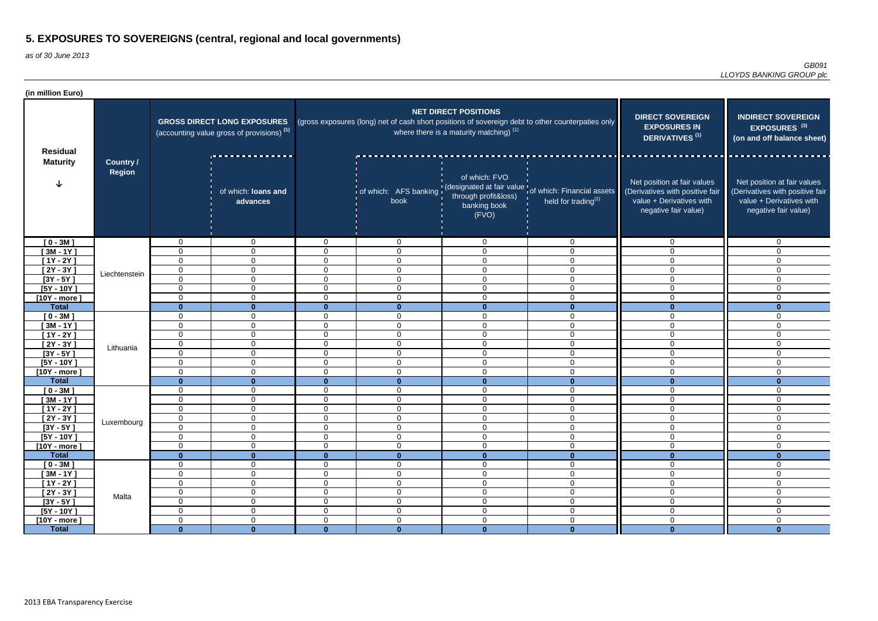# 5. EXPOSURES TO SOVEREIGNS (central, regional and local governments)

*as of 30 June 2013*

*GB091*
*LLOYDS BANKING GROUP plc*

**(in million Euro)**

| Residual Maturity | Country / Region | GROSS DIRECT LONG EXPOSURES (accounting value gross of provisions) (1) | of which: loans and advances | NET DIRECT POSITIONS (gross exposures (long) net of cash short positions of sovereign debt to other counterpaties only where there is a maturity matching) (1) | of which: AFS banking book | of which: FVO (designated at fair value through profit&loss) banking book (FVO) | of which: Financial assets held for trading(2) | DIRECT SOVEREIGN EXPOSURES IN DERIVATIVES (1) Net position at fair values (Derivatives with positive fair value + Derivatives with negative fair value) | INDIRECT SOVEREIGN EXPOSURES (3) (on and off balance sheet) Net position at fair values (Derivatives with positive fair value + Derivatives with negative fair value) |
|---|---|---|---|---|---|---|---|---|---|
| [ 0 - 3M ] | Liechtenstein | 0 | 0 | 0 | 0 | 0 | 0 | 0 | 0 |
| [ 3M - 1Y ] | | 0 | 0 | 0 | 0 | 0 | 0 | 0 | 0 |
| [ 1Y - 2Y ] | | 0 | 0 | 0 | 0 | 0 | 0 | 0 | 0 |
| [ 2Y - 3Y ] | | 0 | 0 | 0 | 0 | 0 | 0 | 0 | 0 |
| [3Y - 5Y ] | | 0 | 0 | 0 | 0 | 0 | 0 | 0 | 0 |
| [5Y - 10Y ] | | 0 | 0 | 0 | 0 | 0 | 0 | 0 | 0 |
| [10Y - more ] | | 0 | 0 | 0 | 0 | 0 | 0 | 0 | 0 |
| **Total** | | **0** | **0** | **0** | **0** | **0** | **0** | **0** | **0** |
| [ 0 - 3M ] | Lithuania | 0 | 0 | 0 | 0 | 0 | 0 | 0 | 0 |
| [ 3M - 1Y ] | | 0 | 0 | 0 | 0 | 0 | 0 | 0 | 0 |
| [ 1Y - 2Y ] | | 0 | 0 | 0 | 0 | 0 | 0 | 0 | 0 |
| [ 2Y - 3Y ] | | 0 | 0 | 0 | 0 | 0 | 0 | 0 | 0 |
| [3Y - 5Y ] | | 0 | 0 | 0 | 0 | 0 | 0 | 0 | 0 |
| [5Y - 10Y ] | | 0 | 0 | 0 | 0 | 0 | 0 | 0 | 0 |
| [10Y - more ] | | 0 | 0 | 0 | 0 | 0 | 0 | 0 | 0 |
| **Total** | | **0** | **0** | **0** | **0** | **0** | **0** | **0** | **0** |
| [ 0 - 3M ] | Luxembourg | 0 | 0 | 0 | 0 | 0 | 0 | 0 | 0 |
| [ 3M - 1Y ] | | 0 | 0 | 0 | 0 | 0 | 0 | 0 | 0 |
| [ 1Y - 2Y ] | | 0 | 0 | 0 | 0 | 0 | 0 | 0 | 0 |
| [ 2Y - 3Y ] | | 0 | 0 | 0 | 0 | 0 | 0 | 0 | 0 |
| [3Y - 5Y ] | | 0 | 0 | 0 | 0 | 0 | 0 | 0 | 0 |
| [5Y - 10Y ] | | 0 | 0 | 0 | 0 | 0 | 0 | 0 | 0 |
| [10Y - more ] | | 0 | 0 | 0 | 0 | 0 | 0 | 0 | 0 |
| **Total** | | **0** | **0** | **0** | **0** | **0** | **0** | **0** | **0** |
| [ 0 - 3M ] | Malta | 0 | 0 | 0 | 0 | 0 | 0 | 0 | 0 |
| [ 3M - 1Y ] | | 0 | 0 | 0 | 0 | 0 | 0 | 0 | 0 |
| [ 1Y - 2Y ] | | 0 | 0 | 0 | 0 | 0 | 0 | 0 | 0 |
| [ 2Y - 3Y ] | | 0 | 0 | 0 | 0 | 0 | 0 | 0 | 0 |
| [3Y - 5Y ] | | 0 | 0 | 0 | 0 | 0 | 0 | 0 | 0 |
| [5Y - 10Y ] | | 0 | 0 | 0 | 0 | 0 | 0 | 0 | 0 |
| [10Y - more ] | | 0 | 0 | 0 | 0 | 0 | 0 | 0 | 0 |
| **Total** | | **0** | **0** | **0** | **0** | **0** | **0** | **0** | **0** |

2013 EBA Transparency Exercise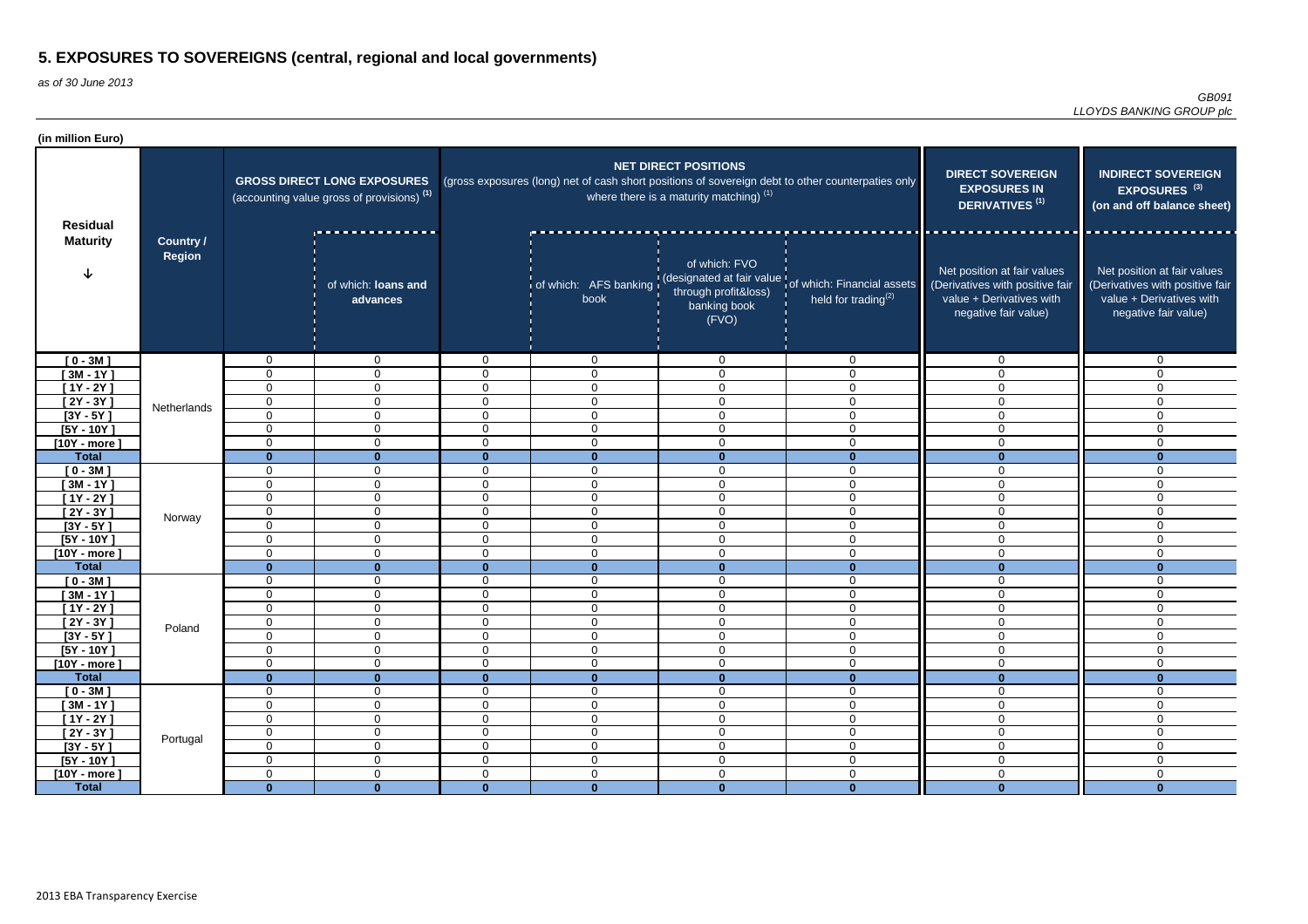# 5. EXPOSURES TO SOVEREIGNS (central, regional and local governments)

*as of 30 June 2013*

*GB091*
*LLOYDS BANKING GROUP plc*

**(in million Euro)**

| Residual Maturity | Country / Region | GROSS DIRECT LONG EXPOSURES (accounting value gross of provisions) (1) | | NET DIRECT POSITIONS (gross exposures (long) net of cash short positions of sovereign debt to other counterparties only where there is a maturity matching) (1) | | | | DIRECT SOVEREIGN EXPOSURES IN DERIVATIVES (1) | INDIRECT SOVEREIGN EXPOSURES (3) (on and off balance sheet) |
|---|---|---|---|---|---|---|---|---|---|
| | | | of which: loans and advances | | of which: AFS banking book | of which: FVO (designated at fair value through profit&loss) banking book (FVO) | of which: Financial assets held for trading(2) | Net position at fair values (Derivatives with positive fair value + Derivatives with negative fair value) | Net position at fair values (Derivatives with positive fair value + Derivatives with negative fair value) |
| [ 0 - 3M ] | Netherlands | 0 | 0 | 0 | 0 | 0 | 0 | 0 | 0 |
| [ 3M - 1Y ] | | 0 | 0 | 0 | 0 | 0 | 0 | 0 | 0 |
| [ 1Y - 2Y ] | | 0 | 0 | 0 | 0 | 0 | 0 | 0 | 0 |
| [ 2Y - 3Y ] | | 0 | 0 | 0 | 0 | 0 | 0 | 0 | 0 |
| [3Y - 5Y ] | | 0 | 0 | 0 | 0 | 0 | 0 | 0 | 0 |
| [5Y - 10Y ] | | 0 | 0 | 0 | 0 | 0 | 0 | 0 | 0 |
| [10Y - more ] | | 0 | 0 | 0 | 0 | 0 | 0 | 0 | 0 |
| **Total** | | **0** | **0** | **0** | **0** | **0** | **0** | **0** | **0** |
| [ 0 - 3M ] | Norway | 0 | 0 | 0 | 0 | 0 | 0 | 0 | 0 |
| [ 3M - 1Y ] | | 0 | 0 | 0 | 0 | 0 | 0 | 0 | 0 |
| [ 1Y - 2Y ] | | 0 | 0 | 0 | 0 | 0 | 0 | 0 | 0 |
| [ 2Y - 3Y ] | | 0 | 0 | 0 | 0 | 0 | 0 | 0 | 0 |
| [3Y - 5Y ] | | 0 | 0 | 0 | 0 | 0 | 0 | 0 | 0 |
| [5Y - 10Y ] | | 0 | 0 | 0 | 0 | 0 | 0 | 0 | 0 |
| [10Y - more ] | | 0 | 0 | 0 | 0 | 0 | 0 | 0 | 0 |
| **Total** | | **0** | **0** | **0** | **0** | **0** | **0** | **0** | **0** |
| [ 0 - 3M ] | Poland | 0 | 0 | 0 | 0 | 0 | 0 | 0 | 0 |
| [ 3M - 1Y ] | | 0 | 0 | 0 | 0 | 0 | 0 | 0 | 0 |
| [ 1Y - 2Y ] | | 0 | 0 | 0 | 0 | 0 | 0 | 0 | 0 |
| [ 2Y - 3Y ] | | 0 | 0 | 0 | 0 | 0 | 0 | 0 | 0 |
| [3Y - 5Y ] | | 0 | 0 | 0 | 0 | 0 | 0 | 0 | 0 |
| [5Y - 10Y ] | | 0 | 0 | 0 | 0 | 0 | 0 | 0 | 0 |
| [10Y - more ] | | 0 | 0 | 0 | 0 | 0 | 0 | 0 | 0 |
| **Total** | | **0** | **0** | **0** | **0** | **0** | **0** | **0** | **0** |
| [ 0 - 3M ] | Portugal | 0 | 0 | 0 | 0 | 0 | 0 | 0 | 0 |
| [ 3M - 1Y ] | | 0 | 0 | 0 | 0 | 0 | 0 | 0 | 0 |
| [ 1Y - 2Y ] | | 0 | 0 | 0 | 0 | 0 | 0 | 0 | 0 |
| [ 2Y - 3Y ] | | 0 | 0 | 0 | 0 | 0 | 0 | 0 | 0 |
| [3Y - 5Y ] | | 0 | 0 | 0 | 0 | 0 | 0 | 0 | 0 |
| [5Y - 10Y ] | | 0 | 0 | 0 | 0 | 0 | 0 | 0 | 0 |
| [10Y - more ] | | 0 | 0 | 0 | 0 | 0 | 0 | 0 | 0 |
| **Total** | | **0** | **0** | **0** | **0** | **0** | **0** | **0** | **0** |

2013 EBA Transparency Exercise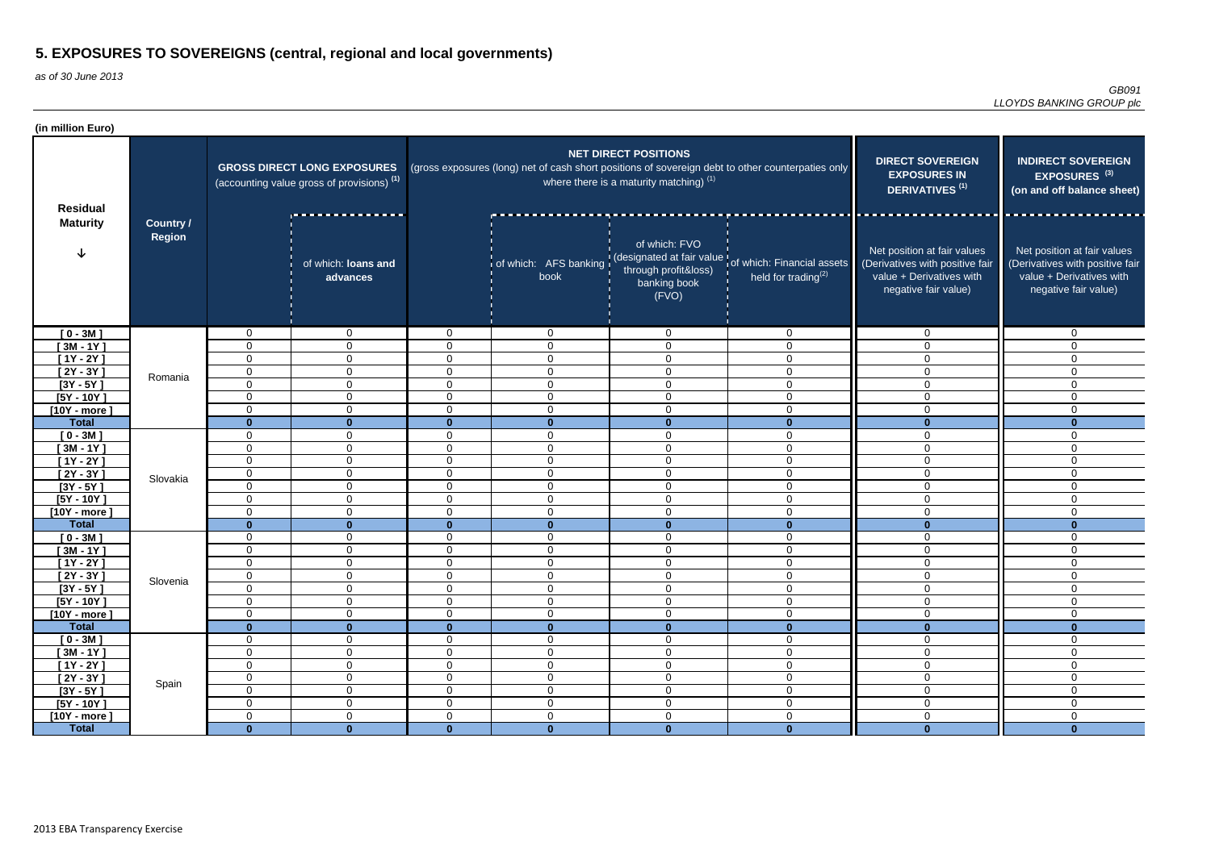# 5. EXPOSURES TO SOVEREIGNS (central, regional and local governments)

*as of 30 June 2013*

*GB091*
*LLOYDS BANKING GROUP plc*

**(in million Euro)**

| Residual Maturity | Country / Region | GROSS DIRECT LONG EXPOSURES (accounting value gross of provisions) (1) | | NET DIRECT POSITIONS (gross exposures (long) net of cash short positions of sovereign debt to other counterpaties only where there is a maturity matching) (1) | | | | DIRECT SOVEREIGN EXPOSURES IN DERIVATIVES (1) | INDIRECT SOVEREIGN EXPOSURES (3) (on and off balance sheet) |
|---|---|---|---|---|---|---|---|---|---|
| | | | of which: loans and advances | | of which: AFS banking book | of which: FVO (designated at fair value through profit&loss) banking book (FVO) | of which: Financial assets held for trading(2) | Net position at fair values (Derivatives with positive fair value + Derivatives with negative fair value) | Net position at fair values (Derivatives with positive fair value + Derivatives with negative fair value) |
| [ 0 - 3M ] | Romania | 0 | 0 | 0 | 0 | 0 | 0 | 0 | 0 |
| [ 3M - 1Y ] | | 0 | 0 | 0 | 0 | 0 | 0 | 0 | 0 |
| [ 1Y - 2Y ] | | 0 | 0 | 0 | 0 | 0 | 0 | 0 | 0 |
| [ 2Y - 3Y ] | | 0 | 0 | 0 | 0 | 0 | 0 | 0 | 0 |
| [3Y - 5Y ] | | 0 | 0 | 0 | 0 | 0 | 0 | 0 | 0 |
| [5Y - 10Y ] | | 0 | 0 | 0 | 0 | 0 | 0 | 0 | 0 |
| [10Y - more ] | | 0 | 0 | 0 | 0 | 0 | 0 | 0 | 0 |
| **Total** | | **0** | **0** | **0** | **0** | **0** | **0** | **0** | **0** |
| [ 0 - 3M ] | Slovakia | 0 | 0 | 0 | 0 | 0 | 0 | 0 | 0 |
| [ 3M - 1Y ] | | 0 | 0 | 0 | 0 | 0 | 0 | 0 | 0 |
| [ 1Y - 2Y ] | | 0 | 0 | 0 | 0 | 0 | 0 | 0 | 0 |
| [ 2Y - 3Y ] | | 0 | 0 | 0 | 0 | 0 | 0 | 0 | 0 |
| [3Y - 5Y ] | | 0 | 0 | 0 | 0 | 0 | 0 | 0 | 0 |
| [5Y - 10Y ] | | 0 | 0 | 0 | 0 | 0 | 0 | 0 | 0 |
| [10Y - more ] | | 0 | 0 | 0 | 0 | 0 | 0 | 0 | 0 |
| **Total** | | **0** | **0** | **0** | **0** | **0** | **0** | **0** | **0** |
| [ 0 - 3M ] | Slovenia | 0 | 0 | 0 | 0 | 0 | 0 | 0 | 0 |
| [ 3M - 1Y ] | | 0 | 0 | 0 | 0 | 0 | 0 | 0 | 0 |
| [ 1Y - 2Y ] | | 0 | 0 | 0 | 0 | 0 | 0 | 0 | 0 |
| [ 2Y - 3Y ] | | 0 | 0 | 0 | 0 | 0 | 0 | 0 | 0 |
| [3Y - 5Y ] | | 0 | 0 | 0 | 0 | 0 | 0 | 0 | 0 |
| [5Y - 10Y ] | | 0 | 0 | 0 | 0 | 0 | 0 | 0 | 0 |
| [10Y - more ] | | 0 | 0 | 0 | 0 | 0 | 0 | 0 | 0 |
| **Total** | | **0** | **0** | **0** | **0** | **0** | **0** | **0** | **0** |
| [ 0 - 3M ] | Spain | 0 | 0 | 0 | 0 | 0 | 0 | 0 | 0 |
| [ 3M - 1Y ] | | 0 | 0 | 0 | 0 | 0 | 0 | 0 | 0 |
| [ 1Y - 2Y ] | | 0 | 0 | 0 | 0 | 0 | 0 | 0 | 0 |
| [ 2Y - 3Y ] | | 0 | 0 | 0 | 0 | 0 | 0 | 0 | 0 |
| [3Y - 5Y ] | | 0 | 0 | 0 | 0 | 0 | 0 | 0 | 0 |
| [5Y - 10Y ] | | 0 | 0 | 0 | 0 | 0 | 0 | 0 | 0 |
| [10Y - more ] | | 0 | 0 | 0 | 0 | 0 | 0 | 0 | 0 |
| **Total** | | **0** | **0** | **0** | **0** | **0** | **0** | **0** | **0** |

2013 EBA Transparency Exercise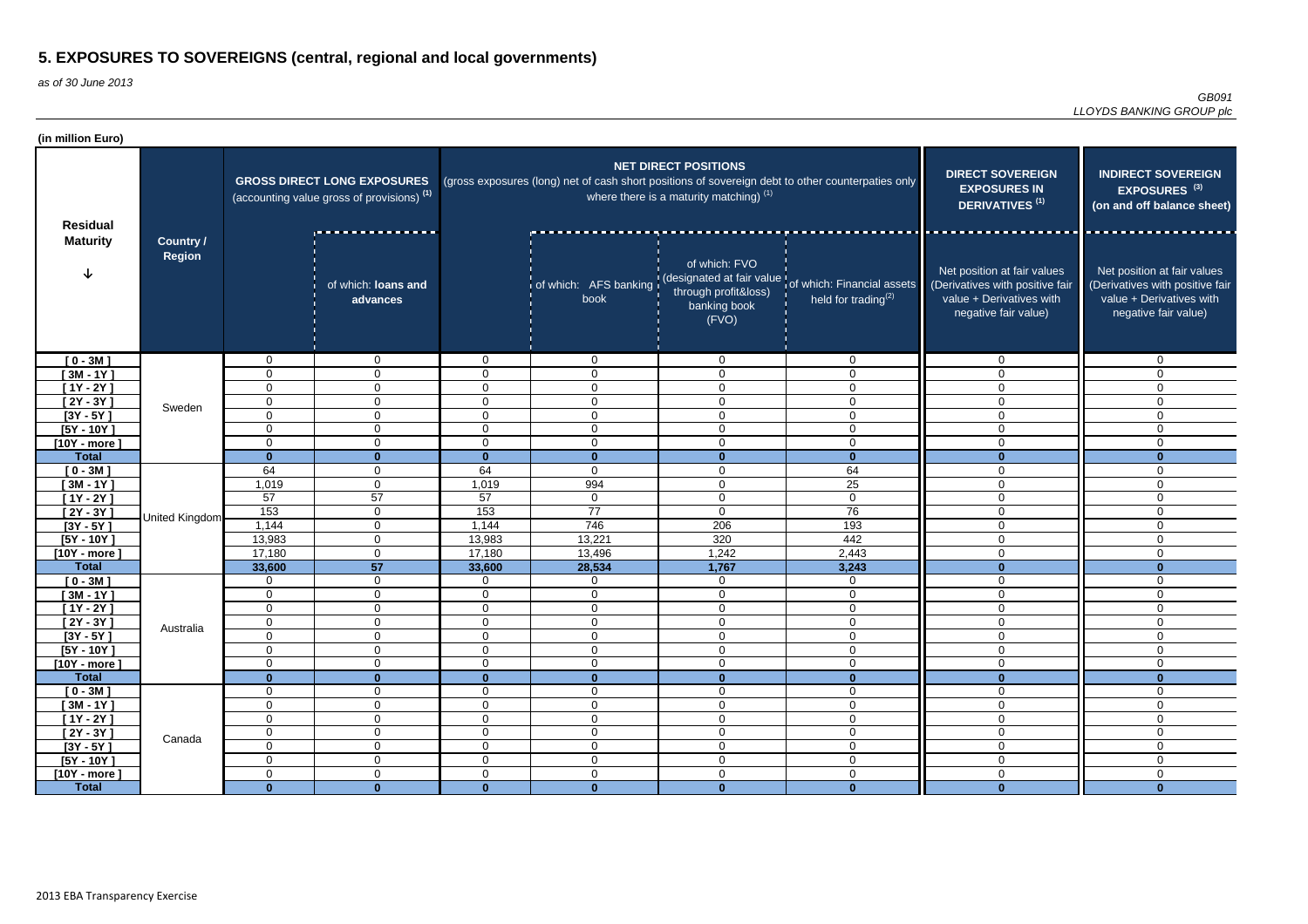# 5. EXPOSURES TO SOVEREIGNS (central, regional and local governments)

*as of 30 June 2013*

*GB091*
*LLOYDS BANKING GROUP plc*

**(in million Euro)**

| Residual Maturity | Country / Region | GROSS DIRECT LONG EXPOSURES (accounting value gross of provisions) (1) | | NET DIRECT POSITIONS (gross exposures (long) net of cash short positions of sovereign debt to other counterpaties only where there is a maturity matching) (1) | | | | DIRECT SOVEREIGN EXPOSURES IN DERIVATIVES (1) | INDIRECT SOVEREIGN EXPOSURES (3) (on and off balance sheet) |
|---|---|---|---|---|---|---|---|---|---|
| | | | of which: loans and advances | | of which: AFS banking book | of which: FVO (designated at fair value through profit&loss) banking book (FVO) | of which: Financial assets held for trading(2) | Net position at fair values (Derivatives with positive fair value + Derivatives with negative fair value) | Net position at fair values (Derivatives with positive fair value + Derivatives with negative fair value) |
| [ 0 - 3M ] | Sweden | 0 | 0 | 0 | 0 | 0 | 0 | 0 | 0 |
| [ 3M - 1Y ] | | 0 | 0 | 0 | 0 | 0 | 0 | 0 | 0 |
| [ 1Y - 2Y ] | | 0 | 0 | 0 | 0 | 0 | 0 | 0 | 0 |
| [ 2Y - 3Y ] | | 0 | 0 | 0 | 0 | 0 | 0 | 0 | 0 |
| [3Y - 5Y ] | | 0 | 0 | 0 | 0 | 0 | 0 | 0 | 0 |
| [5Y - 10Y ] | | 0 | 0 | 0 | 0 | 0 | 0 | 0 | 0 |
| [10Y - more ] | | 0 | 0 | 0 | 0 | 0 | 0 | 0 | 0 |
| **Total** | | **0** | **0** | **0** | **0** | **0** | **0** | **0** | **0** |
| [ 0 - 3M ] | United Kingdom | 64 | 0 | 64 | 0 | 0 | 64 | 0 | 0 |
| [ 3M - 1Y ] | | 1,019 | 0 | 1,019 | 994 | 0 | 25 | 0 | 0 |
| [ 1Y - 2Y ] | | 57 | 57 | 57 | 0 | 0 | 0 | 0 | 0 |
| [ 2Y - 3Y ] | | 153 | 0 | 153 | 77 | 0 | 76 | 0 | 0 |
| [3Y - 5Y ] | | 1,144 | 0 | 1,144 | 746 | 206 | 193 | 0 | 0 |
| [5Y - 10Y ] | | 13,983 | 0 | 13,983 | 13,221 | 320 | 442 | 0 | 0 |
| [10Y - more ] | | 17,180 | 0 | 17,180 | 13,496 | 1,242 | 2,443 | 0 | 0 |
| **Total** | | **33,600** | **57** | **33,600** | **28,534** | **1,767** | **3,243** | **0** | **0** |
| [ 0 - 3M ] | Australia | 0 | 0 | 0 | 0 | 0 | 0 | 0 | 0 |
| [ 3M - 1Y ] | | 0 | 0 | 0 | 0 | 0 | 0 | 0 | 0 |
| [ 1Y - 2Y ] | | 0 | 0 | 0 | 0 | 0 | 0 | 0 | 0 |
| [ 2Y - 3Y ] | | 0 | 0 | 0 | 0 | 0 | 0 | 0 | 0 |
| [3Y - 5Y ] | | 0 | 0 | 0 | 0 | 0 | 0 | 0 | 0 |
| [5Y - 10Y ] | | 0 | 0 | 0 | 0 | 0 | 0 | 0 | 0 |
| [10Y - more ] | | 0 | 0 | 0 | 0 | 0 | 0 | 0 | 0 |
| **Total** | | **0** | **0** | **0** | **0** | **0** | **0** | **0** | **0** |
| [ 0 - 3M ] | Canada | 0 | 0 | 0 | 0 | 0 | 0 | 0 | 0 |
| [ 3M - 1Y ] | | 0 | 0 | 0 | 0 | 0 | 0 | 0 | 0 |
| [ 1Y - 2Y ] | | 0 | 0 | 0 | 0 | 0 | 0 | 0 | 0 |
| [ 2Y - 3Y ] | | 0 | 0 | 0 | 0 | 0 | 0 | 0 | 0 |
| [3Y - 5Y ] | | 0 | 0 | 0 | 0 | 0 | 0 | 0 | 0 |
| [5Y - 10Y ] | | 0 | 0 | 0 | 0 | 0 | 0 | 0 | 0 |
| [10Y - more ] | | 0 | 0 | 0 | 0 | 0 | 0 | 0 | 0 |
| **Total** | | **0** | **0** | **0** | **0** | **0** | **0** | **0** | **0** |

2013 EBA Transparency Exercise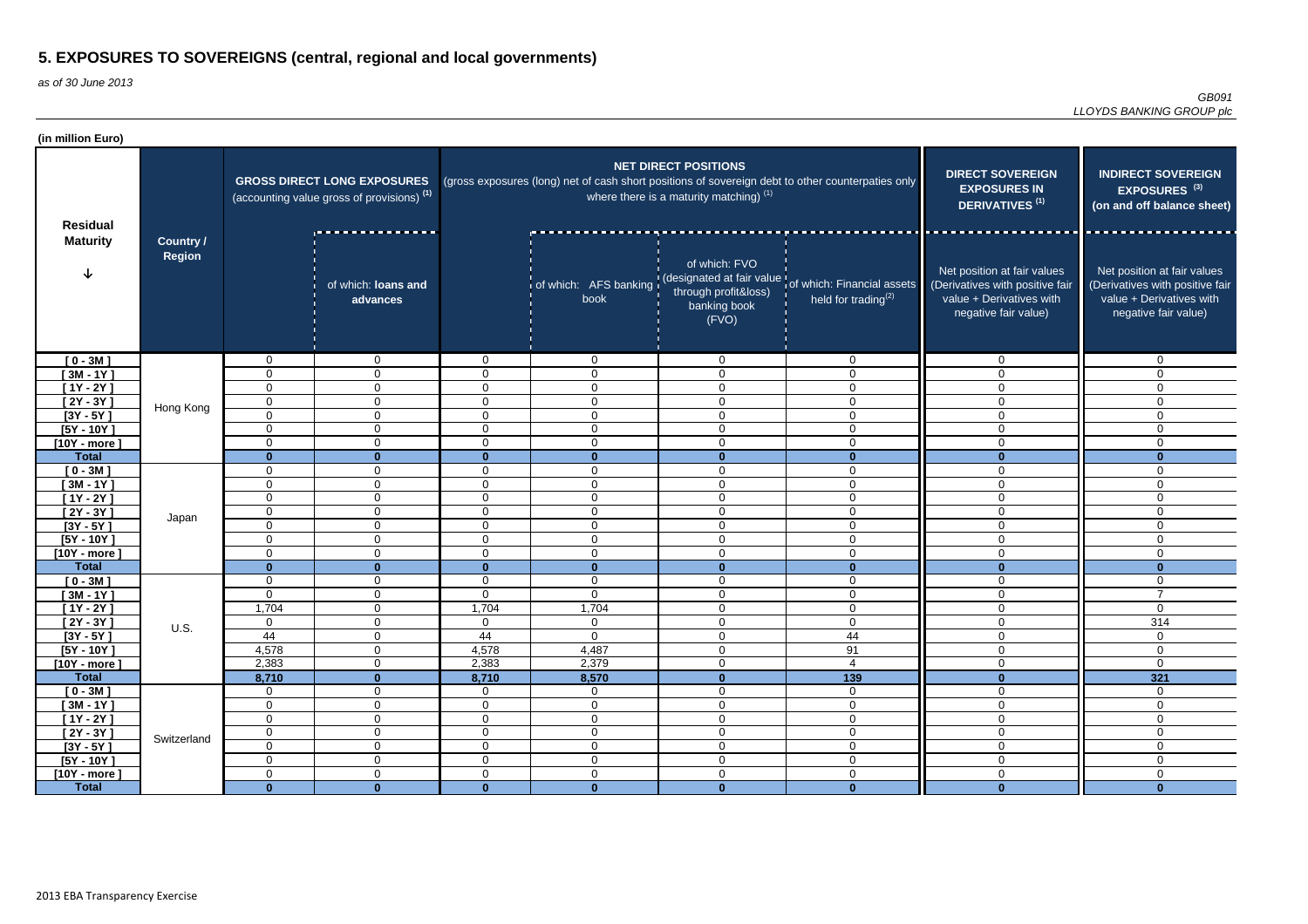# 5. EXPOSURES TO SOVEREIGNS (central, regional and local governments)

*as of 30 June 2013*

*GB091*
*LLOYDS BANKING GROUP plc*

**(in million Euro)**

| Residual Maturity | Country / Region | GROSS DIRECT LONG EXPOSURES (accounting value gross of provisions) (1) | | NET DIRECT POSITIONS (gross exposures (long) net of cash short positions of sovereign debt to other counterpaties only where there is a maturity matching) (1) | | | | DIRECT SOVEREIGN EXPOSURES IN DERIVATIVES (1) | INDIRECT SOVEREIGN EXPOSURES (3) (on and off balance sheet) |
|---|---|---|---|---|---|---|---|---|---|
| | | | of which: loans and advances | | of which: AFS banking book | of which: FVO (designated at fair value through profit&loss) banking book (FVO) | of which: Financial assets held for trading(2) | Net position at fair values (Derivatives with positive fair value + Derivatives with negative fair value) | Net position at fair values (Derivatives with positive fair value + Derivatives with negative fair value) |
| [ 0 - 3M ] | Hong Kong | 0 | 0 | 0 | 0 | 0 | 0 | 0 | 0 |
| [ 3M - 1Y ] | | 0 | 0 | 0 | 0 | 0 | 0 | 0 | 0 |
| [ 1Y - 2Y ] | | 0 | 0 | 0 | 0 | 0 | 0 | 0 | 0 |
| [ 2Y - 3Y ] | | 0 | 0 | 0 | 0 | 0 | 0 | 0 | 0 |
| [3Y - 5Y ] | | 0 | 0 | 0 | 0 | 0 | 0 | 0 | 0 |
| [5Y - 10Y ] | | 0 | 0 | 0 | 0 | 0 | 0 | 0 | 0 |
| [10Y - more ] | | 0 | 0 | 0 | 0 | 0 | 0 | 0 | 0 |
| **Total** | | **0** | **0** | **0** | **0** | **0** | **0** | **0** | **0** |
| [ 0 - 3M ] | Japan | 0 | 0 | 0 | 0 | 0 | 0 | 0 | 0 |
| [ 3M - 1Y ] | | 0 | 0 | 0 | 0 | 0 | 0 | 0 | 0 |
| [ 1Y - 2Y ] | | 0 | 0 | 0 | 0 | 0 | 0 | 0 | 0 |
| [ 2Y - 3Y ] | | 0 | 0 | 0 | 0 | 0 | 0 | 0 | 0 |
| [3Y - 5Y ] | | 0 | 0 | 0 | 0 | 0 | 0 | 0 | 0 |
| [5Y - 10Y ] | | 0 | 0 | 0 | 0 | 0 | 0 | 0 | 0 |
| [10Y - more ] | | 0 | 0 | 0 | 0 | 0 | 0 | 0 | 0 |
| **Total** | | **0** | **0** | **0** | **0** | **0** | **0** | **0** | **0** |
| [ 0 - 3M ] | U.S. | 0 | 0 | 0 | 0 | 0 | 0 | 0 | 0 |
| [ 3M - 1Y ] | | 0 | 0 | 0 | 0 | 0 | 0 | 0 | 7 |
| [ 1Y - 2Y ] | | 1,704 | 0 | 1,704 | 1,704 | 0 | 0 | 0 | 0 |
| [ 2Y - 3Y ] | | 0 | 0 | 0 | 0 | 0 | 0 | 0 | 314 |
| [3Y - 5Y ] | | 44 | 0 | 44 | 0 | 0 | 44 | 0 | 0 |
| [5Y - 10Y ] | | 4,578 | 0 | 4,578 | 4,487 | 0 | 91 | 0 | 0 |
| [10Y - more ] | | 2,383 | 0 | 2,383 | 2,379 | 0 | 4 | 0 | 0 |
| **Total** | | **8,710** | **0** | **8,710** | **8,570** | **0** | **139** | **0** | **321** |
| [ 0 - 3M ] | Switzerland | 0 | 0 | 0 | 0 | 0 | 0 | 0 | 0 |
| [ 3M - 1Y ] | | 0 | 0 | 0 | 0 | 0 | 0 | 0 | 0 |
| [ 1Y - 2Y ] | | 0 | 0 | 0 | 0 | 0 | 0 | 0 | 0 |
| [ 2Y - 3Y ] | | 0 | 0 | 0 | 0 | 0 | 0 | 0 | 0 |
| [3Y - 5Y ] | | 0 | 0 | 0 | 0 | 0 | 0 | 0 | 0 |
| [5Y - 10Y ] | | 0 | 0 | 0 | 0 | 0 | 0 | 0 | 0 |
| [10Y - more ] | | 0 | 0 | 0 | 0 | 0 | 0 | 0 | 0 |
| **Total** | | **0** | **0** | **0** | **0** | **0** | **0** | **0** | **0** |

2013 EBA Transparency Exercise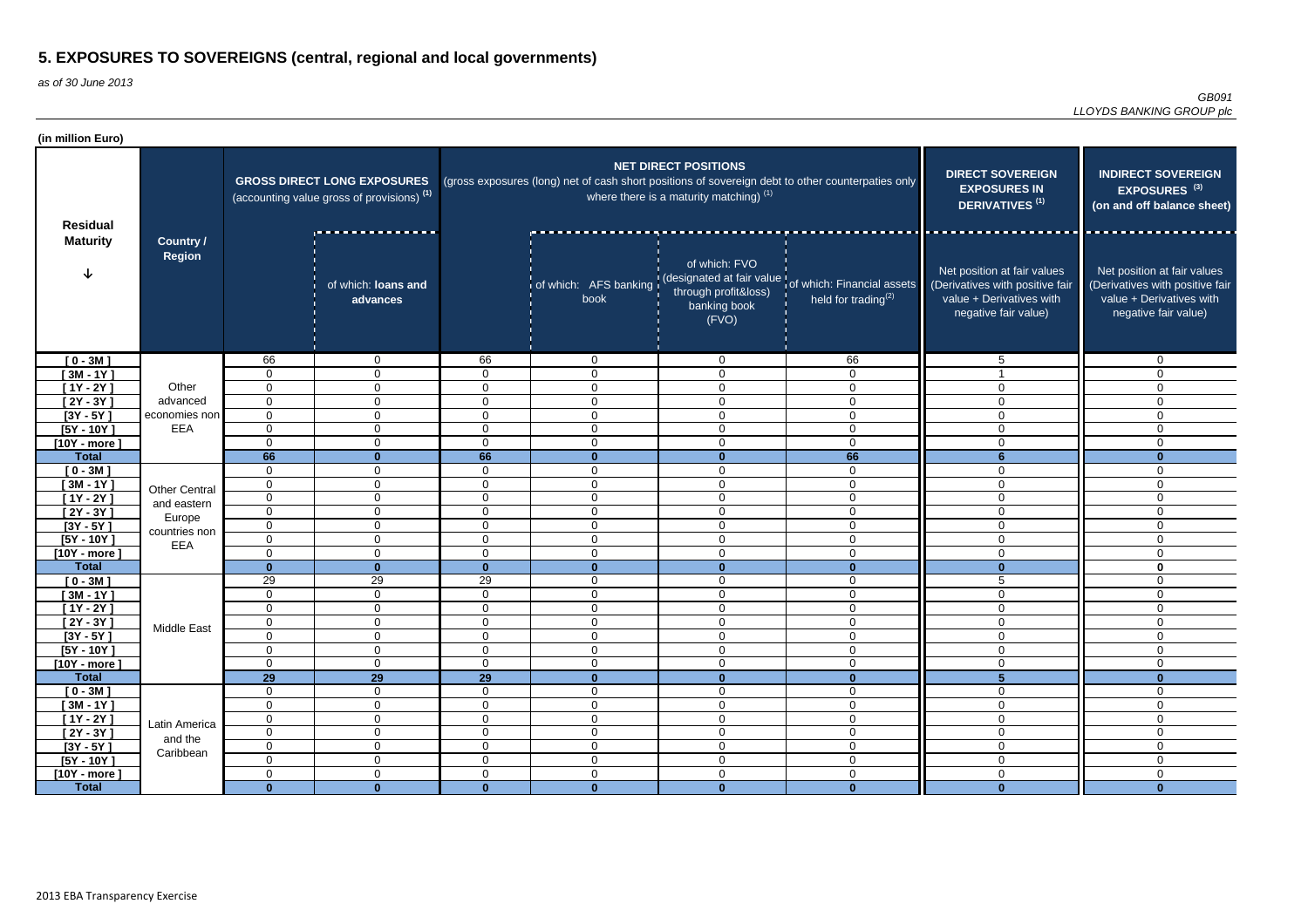# 5. EXPOSURES TO SOVEREIGNS (central, regional and local governments)

*as of 30 June 2013*

*GB091*
*LLOYDS BANKING GROUP plc*

**(in million Euro)**

| Residual Maturity | Country / Region | GROSS DIRECT LONG EXPOSURES (accounting value gross of provisions) (1) | | NET DIRECT POSITIONS (gross exposures (long) net of cash short positions of sovereign debt to other counterpaties only where there is a maturity matching) (1) | | | | DIRECT SOVEREIGN EXPOSURES IN DERIVATIVES (1) | INDIRECT SOVEREIGN EXPOSURES (3) (on and off balance sheet) |
|---|---|---|---|---|---|---|---|---|---|
| | | | of which: loans and advances | | of which: AFS banking book | of which: FVO (designated at fair value through profit&loss) banking book (FVO) | of which: Financial assets held for trading(2) | Net position at fair values (Derivatives with positive fair value + Derivatives with negative fair value) | Net position at fair values (Derivatives with positive fair value + Derivatives with negative fair value) |
| [ 0 - 3M ] | Other advanced economies non EEA | 66 | 0 | 66 | 0 | 0 | 66 | 5 | 0 |
| [ 3M - 1Y ] | | 0 | 0 | 0 | 0 | 0 | 0 | 1 | 0 |
| [ 1Y - 2Y ] | | 0 | 0 | 0 | 0 | 0 | 0 | 0 | 0 |
| [ 2Y - 3Y ] | | 0 | 0 | 0 | 0 | 0 | 0 | 0 | 0 |
| [3Y - 5Y ] | | 0 | 0 | 0 | 0 | 0 | 0 | 0 | 0 |
| [5Y - 10Y ] | | 0 | 0 | 0 | 0 | 0 | 0 | 0 | 0 |
| [10Y - more ] | | 0 | 0 | 0 | 0 | 0 | 0 | 0 | 0 |
| **Total** | | **66** | **0** | **66** | **0** | **0** | **66** | **6** | **0** |
| [ 0 - 3M ] | Other Central and eastern Europe countries non EEA | 0 | 0 | 0 | 0 | 0 | 0 | 0 | 0 |
| [ 3M - 1Y ] | | 0 | 0 | 0 | 0 | 0 | 0 | 0 | 0 |
| [ 1Y - 2Y ] | | 0 | 0 | 0 | 0 | 0 | 0 | 0 | 0 |
| [ 2Y - 3Y ] | | 0 | 0 | 0 | 0 | 0 | 0 | 0 | 0 |
| [3Y - 5Y ] | | 0 | 0 | 0 | 0 | 0 | 0 | 0 | 0 |
| [5Y - 10Y ] | | 0 | 0 | 0 | 0 | 0 | 0 | 0 | 0 |
| [10Y - more ] | | 0 | 0 | 0 | 0 | 0 | 0 | 0 | 0 |
| **Total** | | **0** | **0** | **0** | **0** | **0** | **0** | **0** | **0** |
| [ 0 - 3M ] | Middle East | 29 | 29 | 29 | 0 | 0 | 0 | 5 | 0 |
| [ 3M - 1Y ] | | 0 | 0 | 0 | 0 | 0 | 0 | 0 | 0 |
| [ 1Y - 2Y ] | | 0 | 0 | 0 | 0 | 0 | 0 | 0 | 0 |
| [ 2Y - 3Y ] | | 0 | 0 | 0 | 0 | 0 | 0 | 0 | 0 |
| [3Y - 5Y ] | | 0 | 0 | 0 | 0 | 0 | 0 | 0 | 0 |
| [5Y - 10Y ] | | 0 | 0 | 0 | 0 | 0 | 0 | 0 | 0 |
| [10Y - more ] | | 0 | 0 | 0 | 0 | 0 | 0 | 0 | 0 |
| **Total** | | **29** | **29** | **29** | **0** | **0** | **0** | **5** | **0** |
| [ 0 - 3M ] | Latin America and the Caribbean | 0 | 0 | 0 | 0 | 0 | 0 | 0 | 0 |
| [ 3M - 1Y ] | | 0 | 0 | 0 | 0 | 0 | 0 | 0 | 0 |
| [ 1Y - 2Y ] | | 0 | 0 | 0 | 0 | 0 | 0 | 0 | 0 |
| [ 2Y - 3Y ] | | 0 | 0 | 0 | 0 | 0 | 0 | 0 | 0 |
| [3Y - 5Y ] | | 0 | 0 | 0 | 0 | 0 | 0 | 0 | 0 |
| [5Y - 10Y ] | | 0 | 0 | 0 | 0 | 0 | 0 | 0 | 0 |
| [10Y - more ] | | 0 | 0 | 0 | 0 | 0 | 0 | 0 | 0 |
| **Total** | | **0** | **0** | **0** | **0** | **0** | **0** | **0** | **0** |

2013 EBA Transparency Exercise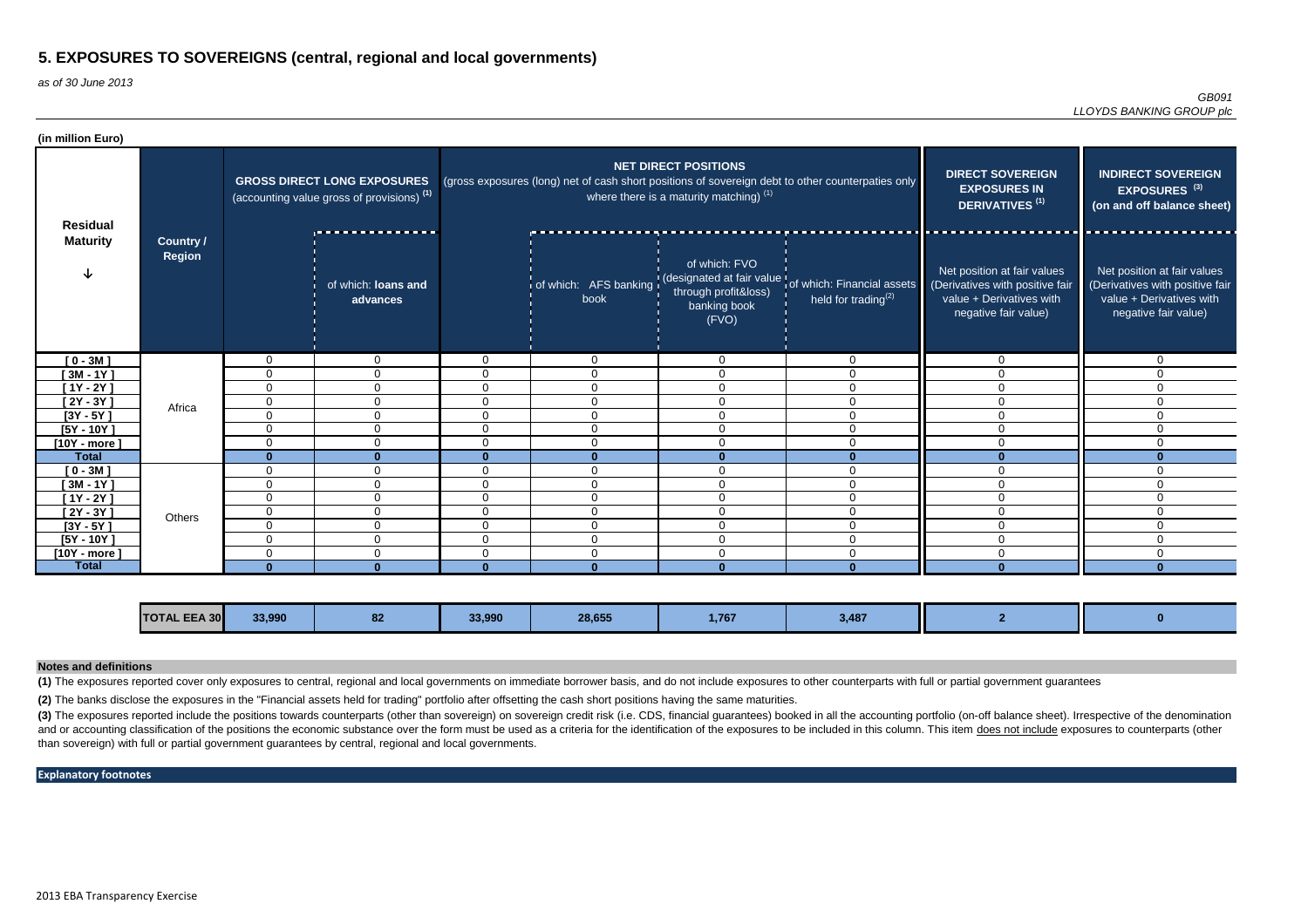# 5. EXPOSURES TO SOVEREIGNS (central, regional and local governments)

*as of 30 June 2013*

*GB091*
*LLOYDS BANKING GROUP plc*

**(in million Euro)**

| Residual Maturity | Country / Region | GROSS DIRECT LONG EXPOSURES (accounting value gross of provisions) (1) | | NET DIRECT POSITIONS (gross exposures (long) net of cash short positions of sovereign debt to other counterpaties only where there is a maturity matching) (1) | | | | DIRECT SOVEREIGN EXPOSURES IN DERIVATIVES (1) | INDIRECT SOVEREIGN EXPOSURES (3) (on and off balance sheet) |
|---|---|---|---|---|---|---|---|---|---|
| | | | of which: loans and advances | | of which: AFS banking book | of which: FVO (designated at fair value through profit&loss) banking book (FVO) | of which: Financial assets held for trading(2) | Net position at fair values (Derivatives with positive fair value + Derivatives with negative fair value) | Net position at fair values (Derivatives with positive fair value + Derivatives with negative fair value) |
| [ 0 - 3M ] | Africa | 0 | 0 | 0 | 0 | 0 | 0 | 0 | 0 |
| [ 3M - 1Y ] | | 0 | 0 | 0 | 0 | 0 | 0 | 0 | 0 |
| [ 1Y - 2Y ] | | 0 | 0 | 0 | 0 | 0 | 0 | 0 | 0 |
| [ 2Y - 3Y ] | | 0 | 0 | 0 | 0 | 0 | 0 | 0 | 0 |
| [3Y - 5Y ] | | 0 | 0 | 0 | 0 | 0 | 0 | 0 | 0 |
| [5Y - 10Y ] | | 0 | 0 | 0 | 0 | 0 | 0 | 0 | 0 |
| [10Y - more ] | | 0 | 0 | 0 | 0 | 0 | 0 | 0 | 0 |
| **Total** | | **0** | **0** | **0** | **0** | **0** | **0** | **0** | **0** |
| [ 0 - 3M ] | Others | 0 | 0 | 0 | 0 | 0 | 0 | 0 | 0 |
| [ 3M - 1Y ] | | 0 | 0 | 0 | 0 | 0 | 0 | 0 | 0 |
| [ 1Y - 2Y ] | | 0 | 0 | 0 | 0 | 0 | 0 | 0 | 0 |
| [ 2Y - 3Y ] | | 0 | 0 | 0 | 0 | 0 | 0 | 0 | 0 |
| [3Y - 5Y ] | | 0 | 0 | 0 | 0 | 0 | 0 | 0 | 0 |
| [5Y - 10Y ] | | 0 | 0 | 0 | 0 | 0 | 0 | 0 | 0 |
| [10Y - more ] | | 0 | 0 | 0 | 0 | 0 | 0 | 0 | 0 |
| **Total** | | **0** | **0** | **0** | **0** | **0** | **0** | **0** | **0** |
| | **TOTAL EEA 30** | **33,990** | **82** | **33,990** | **28,655** | **1,767** | **3,487** | **2** | **0** |

**Notes and definitions**

**(1)** The exposures reported cover only exposures to central, regional and local governments on immediate borrower basis, and do not include exposures to other counterparts with full or partial government guarantees

**(2)** The banks disclose the exposures in the "Financial assets held for trading" portfolio after offsetting the cash short positions having the same maturities.

**(3)** The exposures reported include the positions towards counterparts (other than sovereign) on sovereign credit risk (i.e. CDS, financial guarantees) booked in all the accounting portfolio (on-off balance sheet). Irrespective of the denomination and or accounting classification of the positions the economic substance over the form must be used as a criteria for the identification of the exposures to be included in this column. This item does not include exposures to counterparts (other than sovereign) with full or partial government guarantees by central, regional and local governments.

**Explanatory footnotes**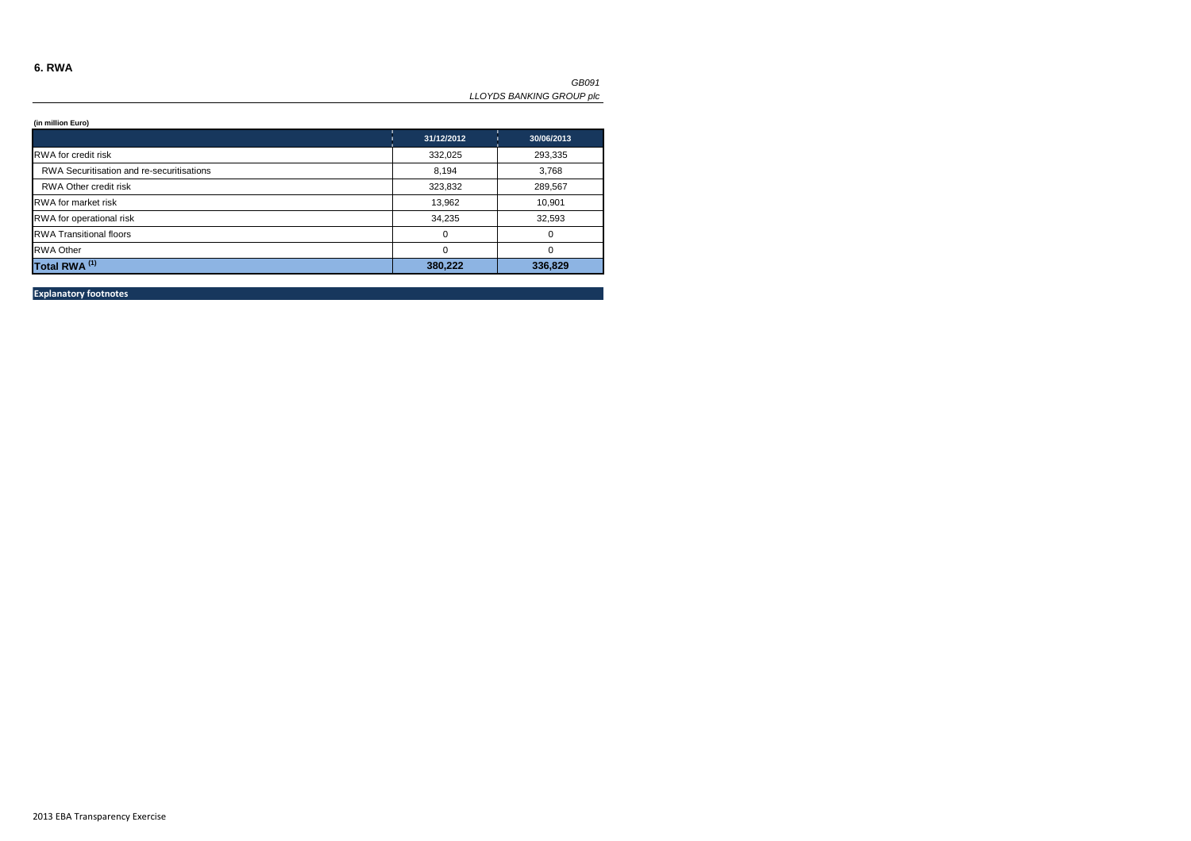## 6. RWA

*GB091*
*LLOYDS BANKING GROUP plc*

**(in million Euro)**

| | 31/12/2012 | 30/06/2013 |
|---|---|---|
| RWA for credit risk | 332,025 | 293,335 |
| RWA Securitisation and re-securitisations | 8,194 | 3,768 |
| RWA Other credit risk | 323,832 | 289,567 |
| RWA for market risk | 13,962 | 10,901 |
| RWA for operational risk | 34,235 | 32,593 |
| RWA Transitional floors | 0 | 0 |
| RWA Other | 0 | 0 |
| **Total RWA [(1)]** | **380,222** | **336,829** |

**Explanatory footnotes**